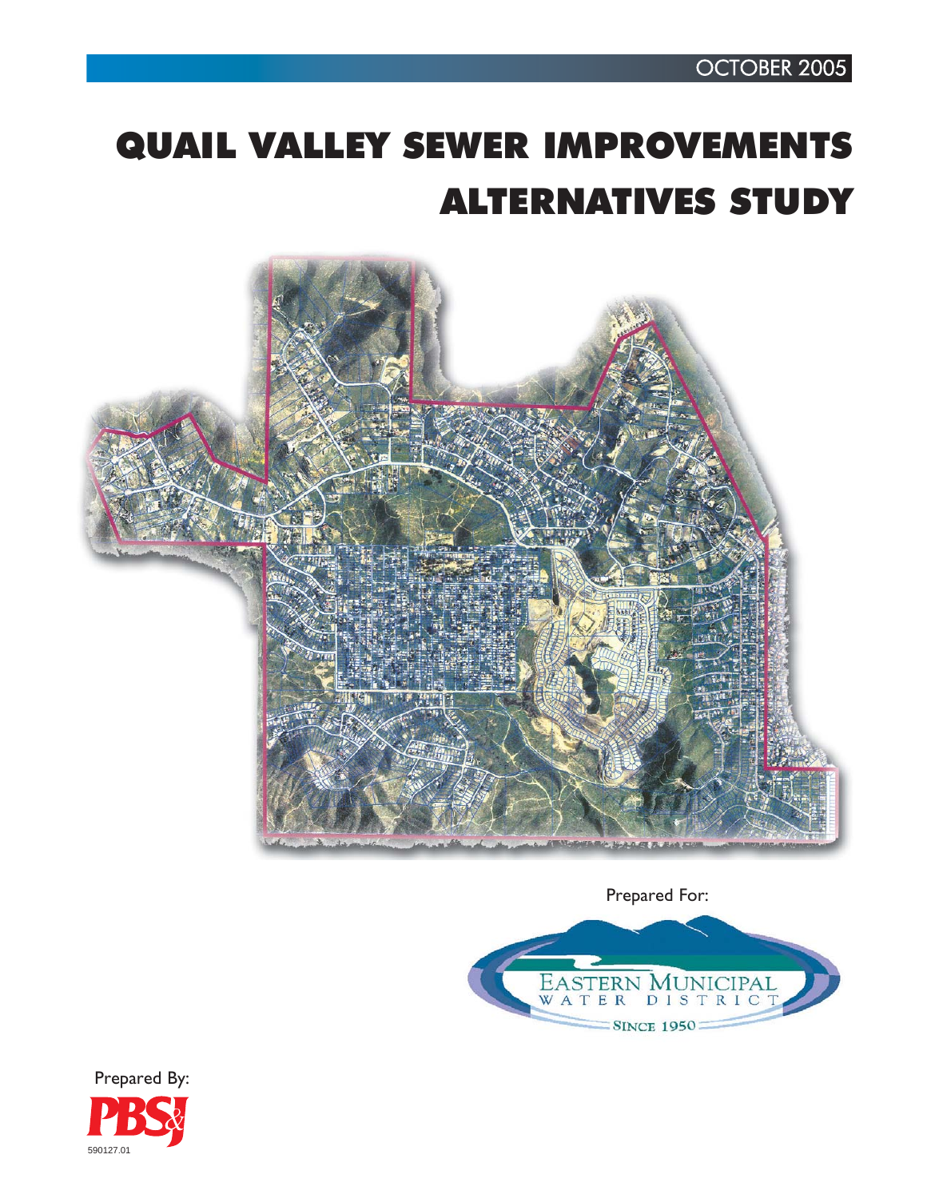OCTOBER 2005

# QUAIL VALLEY SEWER IMPROVEMENTS ALTERNATIVES STUDY

Prepared For:

EASTERN MUNICIPAL WATER DISTRICT

SINCE 1950

Prepared By:

PBSJ

590127.01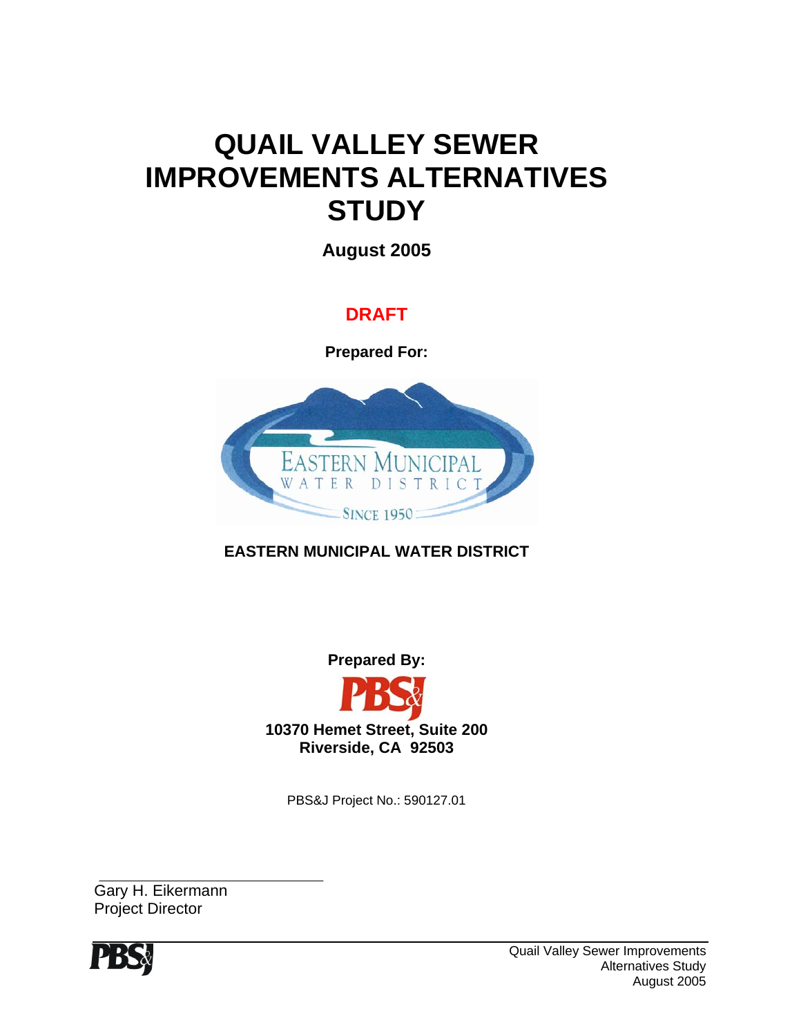# QUAIL VALLEY SEWER IMPROVEMENTS ALTERNATIVES STUDY

**August 2005**

**DRAFT**

**Prepared For:**

**EASTERN MUNICIPAL WATER DISTRICT**

**Prepared By:**

**PBS&J**

**10370 Hemet Street, Suite 200**
**Riverside, CA 92503**

PBS&J Project No.: 590127.01

Gary H. Eikermann
Project Director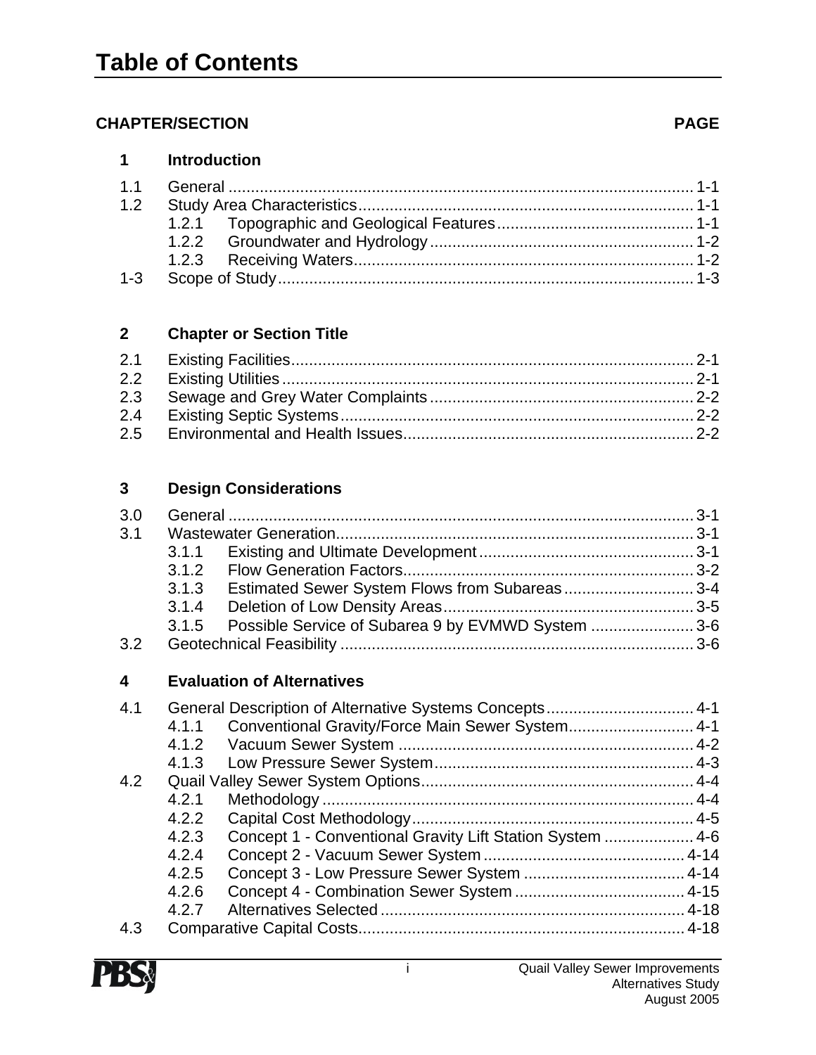# Table of Contents

| CHAPTER/SECTION | | PAGE |
|---|---|---|
| **1** | **Introduction** | |
| 1.1 | General | 1-1 |
| 1.2 | Study Area Characteristics | 1-1 |
| | 1.2.1 Topographic and Geological Features | 1-1 |
| | 1.2.2 Groundwater and Hydrology | 1-2 |
| | 1.2.3 Receiving Waters | 1-2 |
| 1-3 | Scope of Study | 1-3 |
| **2** | **Chapter or Section Title** | |
| 2.1 | Existing Facilities | 2-1 |
| 2.2 | Existing Utilities | 2-1 |
| 2.3 | Sewage and Grey Water Complaints | 2-2 |
| 2.4 | Existing Septic Systems | 2-2 |
| 2.5 | Environmental and Health Issues | 2-2 |
| **3** | **Design Considerations** | |
| 3.0 | General | 3-1 |
| 3.1 | Wastewater Generation | 3-1 |
| | 3.1.1 Existing and Ultimate Development | 3-1 |
| | 3.1.2 Flow Generation Factors | 3-2 |
| | 3.1.3 Estimated Sewer System Flows from Subareas | 3-4 |
| | 3.1.4 Deletion of Low Density Areas | 3-5 |
| | 3.1.5 Possible Service of Subarea 9 by EVMWD System | 3-6 |
| 3.2 | Geotechnical Feasibility | 3-6 |
| **4** | **Evaluation of Alternatives** | |
| 4.1 | General Description of Alternative Systems Concepts | 4-1 |
| | 4.1.1 Conventional Gravity/Force Main Sewer System | 4-1 |
| | 4.1.2 Vacuum Sewer System | 4-2 |
| | 4.1.3 Low Pressure Sewer System | 4-3 |
| 4.2 | Quail Valley Sewer System Options | 4-4 |
| | 4.2.1 Methodology | 4-4 |
| | 4.2.2 Capital Cost Methodology | 4-5 |
| | 4.2.3 Concept 1 - Conventional Gravity Lift Station System | 4-6 |
| | 4.2.4 Concept 2 - Vacuum Sewer System | 4-14 |
| | 4.2.5 Concept 3 - Low Pressure Sewer System | 4-14 |
| | 4.2.6 Concept 4 - Combination Sewer System | 4-15 |
| | 4.2.7 Alternatives Selected | 4-18 |
| 4.3 | Comparative Capital Costs | 4-18 |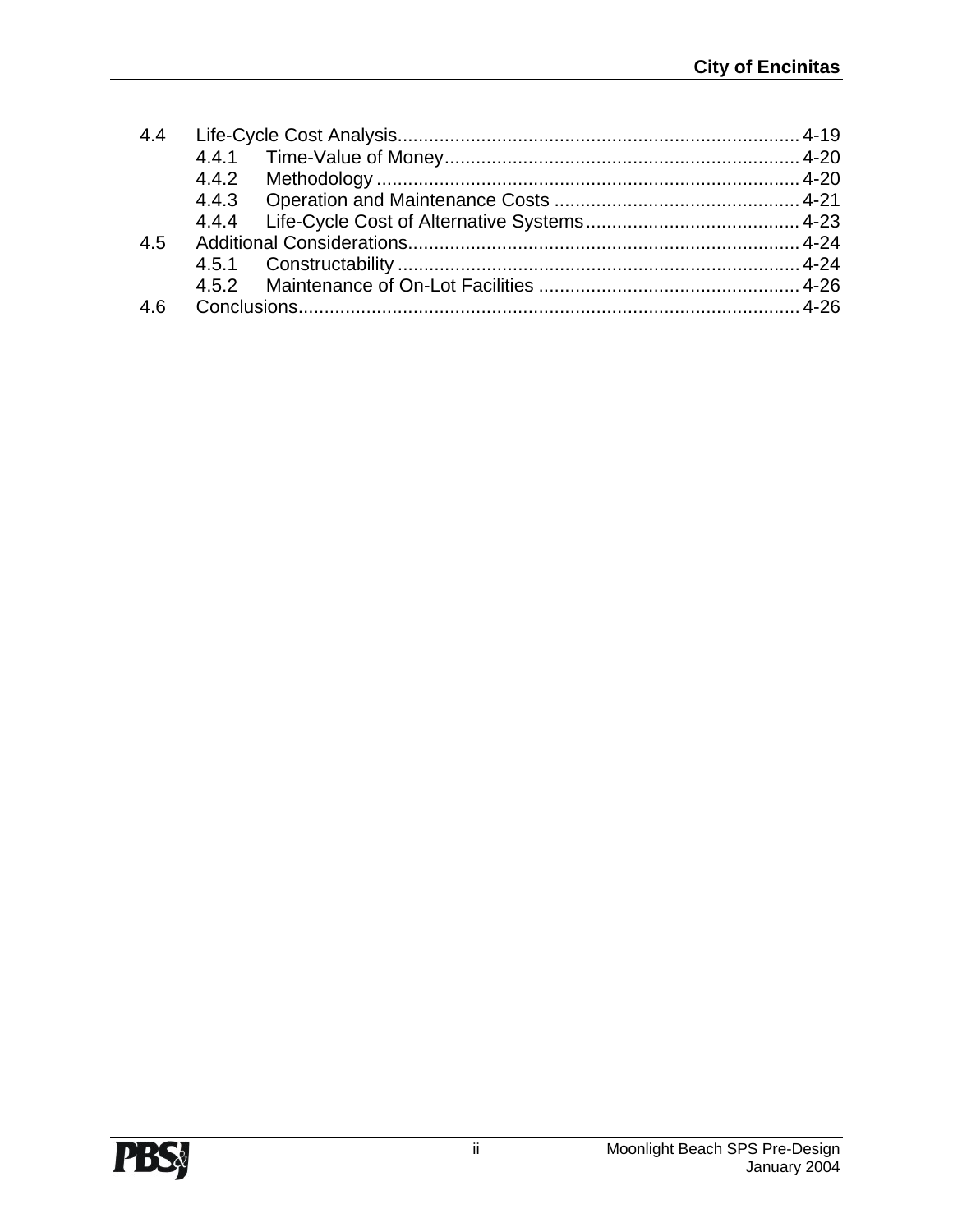4.4 Life-Cycle Cost Analysis ........................................................................ 4-19
   4.4.1 Time-Value of Money ..................................................................... 4-20
   4.4.2 Methodology ................................................................................. 4-20
   4.4.3 Operation and Maintenance Costs ............................................... 4-21
   4.4.4 Life-Cycle Cost of Alternative Systems ......................................... 4-23
4.5 Additional Considerations ........................................................................ 4-24
   4.5.1 Constructability ............................................................................. 4-24
   4.5.2 Maintenance of On-Lot Facilities .................................................. 4-26
4.6 Conclusions ............................................................................................... 4-26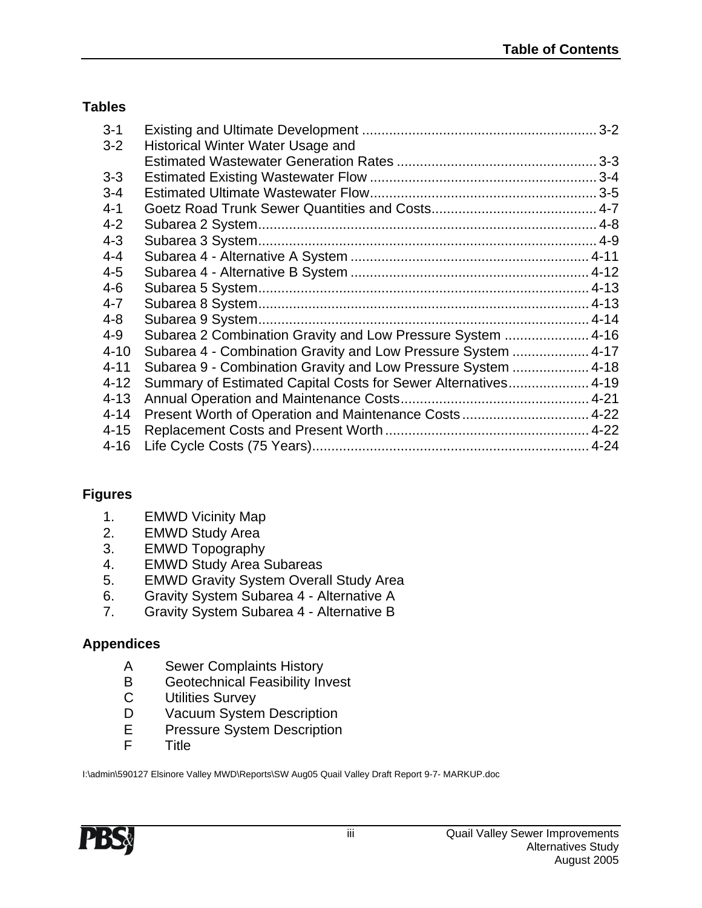**Tables**

| | | |
|---|---|---|
| 3-1 | Existing and Ultimate Development | 3-2 |
| 3-2 | Historical Winter Water Usage and Estimated Wastewater Generation Rates | 3-3 |
| 3-3 | Estimated Existing Wastewater Flow | 3-4 |
| 3-4 | Estimated Ultimate Wastewater Flow | 3-5 |
| 4-1 | Goetz Road Trunk Sewer Quantities and Costs | 4-7 |
| 4-2 | Subarea 2 System | 4-8 |
| 4-3 | Subarea 3 System | 4-9 |
| 4-4 | Subarea 4 - Alternative A System | 4-11 |
| 4-5 | Subarea 4 - Alternative B System | 4-12 |
| 4-6 | Subarea 5 System | 4-13 |
| 4-7 | Subarea 8 System | 4-13 |
| 4-8 | Subarea 9 System | 4-14 |
| 4-9 | Subarea 2 Combination Gravity and Low Pressure System | 4-16 |
| 4-10 | Subarea 4 - Combination Gravity and Low Pressure System | 4-17 |
| 4-11 | Subarea 9 - Combination Gravity and Low Pressure System | 4-18 |
| 4-12 | Summary of Estimated Capital Costs for Sewer Alternatives | 4-19 |
| 4-13 | Annual Operation and Maintenance Costs | 4-21 |
| 4-14 | Present Worth of Operation and Maintenance Costs | 4-22 |
| 4-15 | Replacement Costs and Present Worth | 4-22 |
| 4-16 | Life Cycle Costs (75 Years) | 4-24 |

**Figures**

1. EMWD Vicinity Map
2. EMWD Study Area
3. EMWD Topography
4. EMWD Study Area Subareas
5. EMWD Gravity System Overall Study Area
6. Gravity System Subarea 4 - Alternative A
7. Gravity System Subarea 4 - Alternative B

**Appendices**

- A Sewer Complaints History
- B Geotechnical Feasibility Invest
- C Utilities Survey
- D Vacuum System Description
- E Pressure System Description
- F Title

I:\admin\590127 Elsinore Valley MWD\Reports\SW Aug05 Quail Valley Draft Report 9-7- MARKUP.doc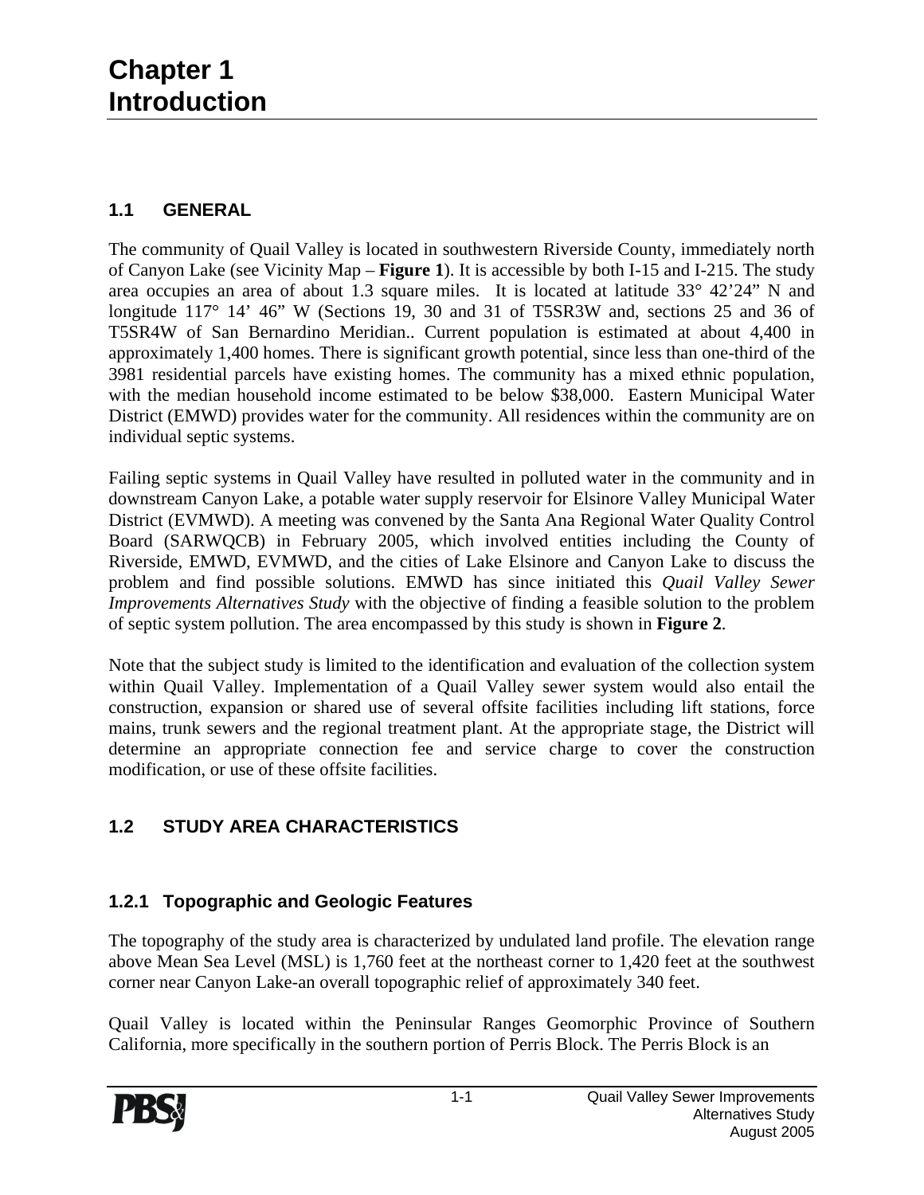# Chapter 1
# Introduction

## 1.1 GENERAL

The community of Quail Valley is located in southwestern Riverside County, immediately north of Canyon Lake (see Vicinity Map – **Figure 1**). It is accessible by both I-15 and I-215. The study area occupies an area of about 1.3 square miles. It is located at latitude 33° 42'24" N and longitude 117° 14' 46" W (Sections 19, 30 and 31 of T5SR3W and, sections 25 and 36 of T5SR4W of San Bernardino Meridian.. Current population is estimated at about 4,400 in approximately 1,400 homes. There is significant growth potential, since less than one-third of the 3981 residential parcels have existing homes. The community has a mixed ethnic population, with the median household income estimated to be below $38,000. Eastern Municipal Water District (EMWD) provides water for the community. All residences within the community are on individual septic systems.

Failing septic systems in Quail Valley have resulted in polluted water in the community and in downstream Canyon Lake, a potable water supply reservoir for Elsinore Valley Municipal Water District (EVMWD). A meeting was convened by the Santa Ana Regional Water Quality Control Board (SARWQCB) in February 2005, which involved entities including the County of Riverside, EMWD, EVMWD, and the cities of Lake Elsinore and Canyon Lake to discuss the problem and find possible solutions. EMWD has since initiated this *Quail Valley Sewer Improvements Alternatives Study* with the objective of finding a feasible solution to the problem of septic system pollution. The area encompassed by this study is shown in **Figure 2**.

Note that the subject study is limited to the identification and evaluation of the collection system within Quail Valley. Implementation of a Quail Valley sewer system would also entail the construction, expansion or shared use of several offsite facilities including lift stations, force mains, trunk sewers and the regional treatment plant. At the appropriate stage, the District will determine an appropriate connection fee and service charge to cover the construction modification, or use of these offsite facilities.

## 1.2 STUDY AREA CHARACTERISTICS

### 1.2.1 Topographic and Geologic Features

The topography of the study area is characterized by undulated land profile. The elevation range above Mean Sea Level (MSL) is 1,760 feet at the northeast corner to 1,420 feet at the southwest corner near Canyon Lake-an overall topographic relief of approximately 340 feet.

Quail Valley is located within the Peninsular Ranges Geomorphic Province of Southern California, more specifically in the southern portion of Perris Block. The Perris Block is an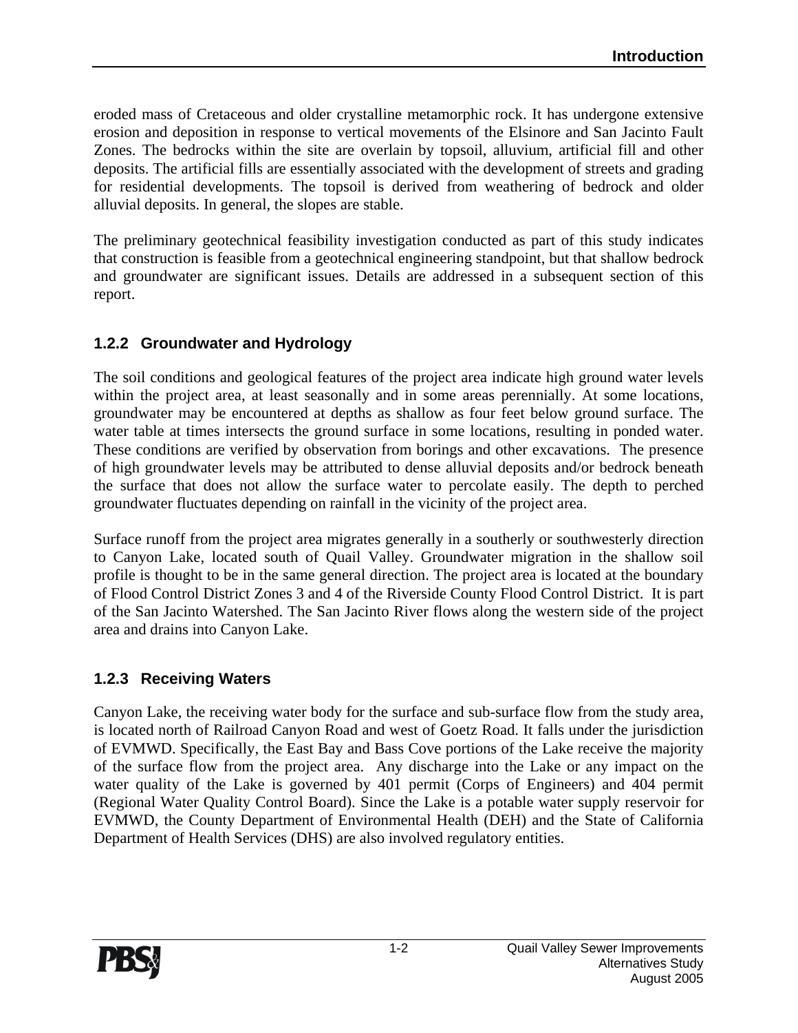eroded mass of Cretaceous and older crystalline metamorphic rock. It has undergone extensive erosion and deposition in response to vertical movements of the Elsinore and San Jacinto Fault Zones. The bedrocks within the site are overlain by topsoil, alluvium, artificial fill and other deposits. The artificial fills are essentially associated with the development of streets and grading for residential developments. The topsoil is derived from weathering of bedrock and older alluvial deposits. In general, the slopes are stable.

The preliminary geotechnical feasibility investigation conducted as part of this study indicates that construction is feasible from a geotechnical engineering standpoint, but that shallow bedrock and groundwater are significant issues. Details are addressed in a subsequent section of this report.

### 1.2.2 Groundwater and Hydrology

The soil conditions and geological features of the project area indicate high ground water levels within the project area, at least seasonally and in some areas perennially. At some locations, groundwater may be encountered at depths as shallow as four feet below ground surface. The water table at times intersects the ground surface in some locations, resulting in ponded water. These conditions are verified by observation from borings and other excavations. The presence of high groundwater levels may be attributed to dense alluvial deposits and/or bedrock beneath the surface that does not allow the surface water to percolate easily. The depth to perched groundwater fluctuates depending on rainfall in the vicinity of the project area.

Surface runoff from the project area migrates generally in a southerly or southwesterly direction to Canyon Lake, located south of Quail Valley. Groundwater migration in the shallow soil profile is thought to be in the same general direction. The project area is located at the boundary of Flood Control District Zones 3 and 4 of the Riverside County Flood Control District. It is part of the San Jacinto Watershed. The San Jacinto River flows along the western side of the project area and drains into Canyon Lake.

### 1.2.3 Receiving Waters

Canyon Lake, the receiving water body for the surface and sub-surface flow from the study area, is located north of Railroad Canyon Road and west of Goetz Road. It falls under the jurisdiction of EVMWD. Specifically, the East Bay and Bass Cove portions of the Lake receive the majority of the surface flow from the project area. Any discharge into the Lake or any impact on the water quality of the Lake is governed by 401 permit (Corps of Engineers) and 404 permit (Regional Water Quality Control Board). Since the Lake is a potable water supply reservoir for EVMWD, the County Department of Environmental Health (DEH) and the State of California Department of Health Services (DHS) are also involved regulatory entities.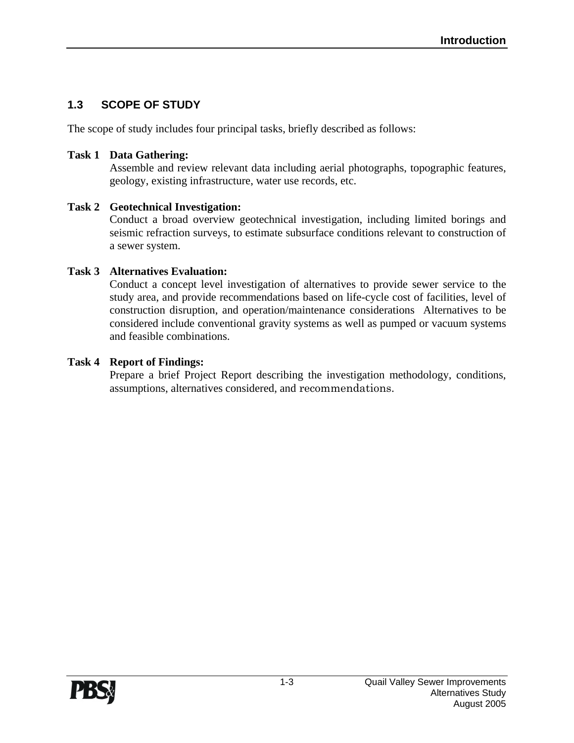## 1.3 SCOPE OF STUDY

The scope of study includes four principal tasks, briefly described as follows:

**Task 1 Data Gathering:**
Assemble and review relevant data including aerial photographs, topographic features, geology, existing infrastructure, water use records, etc.

**Task 2 Geotechnical Investigation:**
Conduct a broad overview geotechnical investigation, including limited borings and seismic refraction surveys, to estimate subsurface conditions relevant to construction of a sewer system.

**Task 3 Alternatives Evaluation:**
Conduct a concept level investigation of alternatives to provide sewer service to the study area, and provide recommendations based on life-cycle cost of facilities, level of construction disruption, and operation/maintenance considerations Alternatives to be considered include conventional gravity systems as well as pumped or vacuum systems and feasible combinations.

**Task 4 Report of Findings:**
Prepare a brief Project Report describing the investigation methodology, conditions, assumptions, alternatives considered, and recommendations.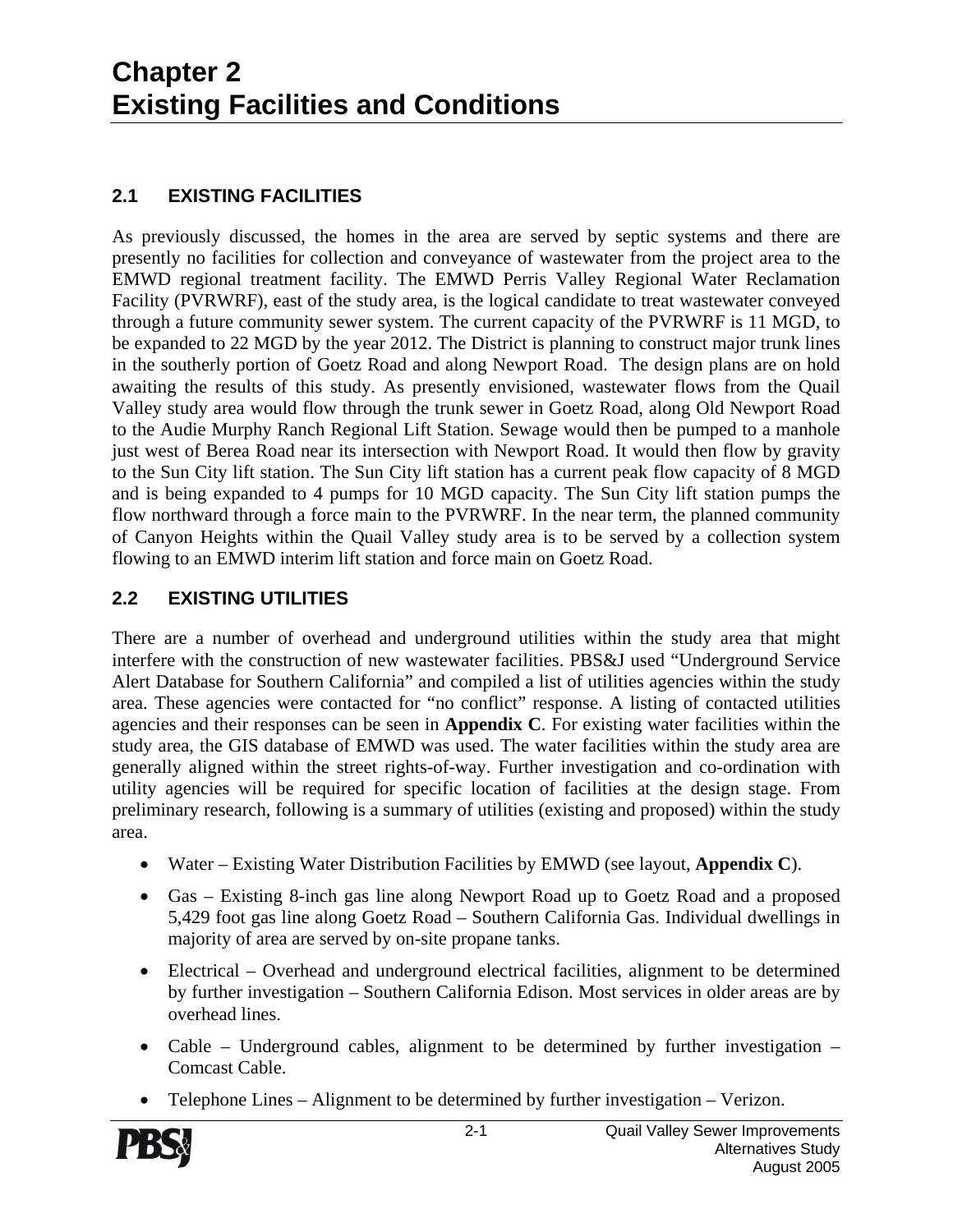# Chapter 2
# Existing Facilities and Conditions

## 2.1 EXISTING FACILITIES

As previously discussed, the homes in the area are served by septic systems and there are presently no facilities for collection and conveyance of wastewater from the project area to the EMWD regional treatment facility. The EMWD Perris Valley Regional Water Reclamation Facility (PVRWRF), east of the study area, is the logical candidate to treat wastewater conveyed through a future community sewer system. The current capacity of the PVRWRF is 11 MGD, to be expanded to 22 MGD by the year 2012. The District is planning to construct major trunk lines in the southerly portion of Goetz Road and along Newport Road. The design plans are on hold awaiting the results of this study. As presently envisioned, wastewater flows from the Quail Valley study area would flow through the trunk sewer in Goetz Road, along Old Newport Road to the Audie Murphy Ranch Regional Lift Station. Sewage would then be pumped to a manhole just west of Berea Road near its intersection with Newport Road. It would then flow by gravity to the Sun City lift station. The Sun City lift station has a current peak flow capacity of 8 MGD and is being expanded to 4 pumps for 10 MGD capacity. The Sun City lift station pumps the flow northward through a force main to the PVRWRF. In the near term, the planned community of Canyon Heights within the Quail Valley study area is to be served by a collection system flowing to an EMWD interim lift station and force main on Goetz Road.

## 2.2 EXISTING UTILITIES

There are a number of overhead and underground utilities within the study area that might interfere with the construction of new wastewater facilities. PBS&J used "Underground Service Alert Database for Southern California" and compiled a list of utilities agencies within the study area. These agencies were contacted for "no conflict" response. A listing of contacted utilities agencies and their responses can be seen in **Appendix C**. For existing water facilities within the study area, the GIS database of EMWD was used. The water facilities within the study area are generally aligned within the street rights-of-way. Further investigation and co-ordination with utility agencies will be required for specific location of facilities at the design stage. From preliminary research, following is a summary of utilities (existing and proposed) within the study area.

- Water – Existing Water Distribution Facilities by EMWD (see layout, **Appendix C**).
- Gas – Existing 8-inch gas line along Newport Road up to Goetz Road and a proposed 5,429 foot gas line along Goetz Road – Southern California Gas. Individual dwellings in majority of area are served by on-site propane tanks.
- Electrical – Overhead and underground electrical facilities, alignment to be determined by further investigation – Southern California Edison. Most services in older areas are by overhead lines.
- Cable – Underground cables, alignment to be determined by further investigation – Comcast Cable.
- Telephone Lines – Alignment to be determined by further investigation – Verizon.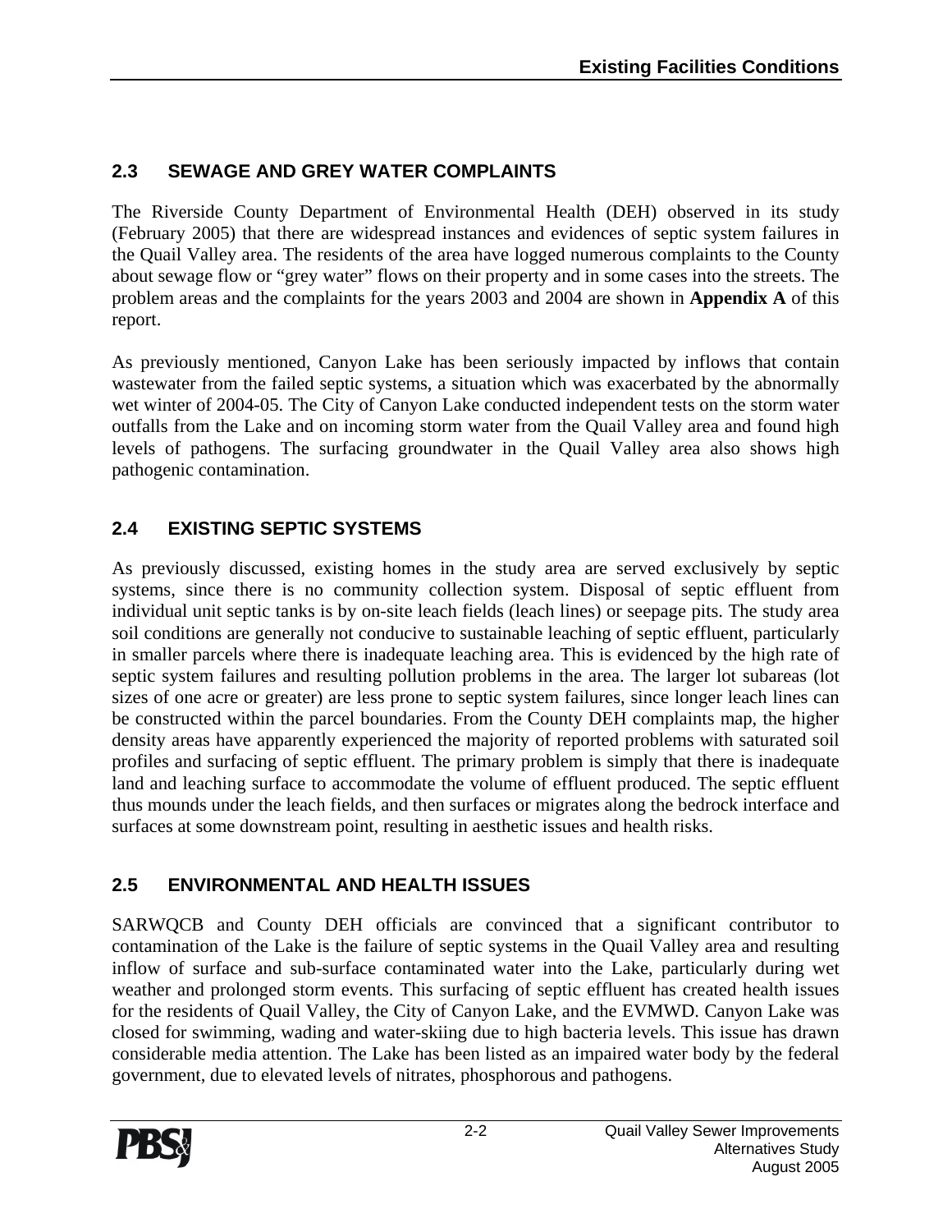## 2.3 SEWAGE AND GREY WATER COMPLAINTS

The Riverside County Department of Environmental Health (DEH) observed in its study (February 2005) that there are widespread instances and evidences of septic system failures in the Quail Valley area. The residents of the area have logged numerous complaints to the County about sewage flow or "grey water" flows on their property and in some cases into the streets. The problem areas and the complaints for the years 2003 and 2004 are shown in **Appendix A** of this report.

As previously mentioned, Canyon Lake has been seriously impacted by inflows that contain wastewater from the failed septic systems, a situation which was exacerbated by the abnormally wet winter of 2004-05. The City of Canyon Lake conducted independent tests on the storm water outfalls from the Lake and on incoming storm water from the Quail Valley area and found high levels of pathogens. The surfacing groundwater in the Quail Valley area also shows high pathogenic contamination.

## 2.4 EXISTING SEPTIC SYSTEMS

As previously discussed, existing homes in the study area are served exclusively by septic systems, since there is no community collection system. Disposal of septic effluent from individual unit septic tanks is by on-site leach fields (leach lines) or seepage pits. The study area soil conditions are generally not conducive to sustainable leaching of septic effluent, particularly in smaller parcels where there is inadequate leaching area. This is evidenced by the high rate of septic system failures and resulting pollution problems in the area. The larger lot subareas (lot sizes of one acre or greater) are less prone to septic system failures, since longer leach lines can be constructed within the parcel boundaries. From the County DEH complaints map, the higher density areas have apparently experienced the majority of reported problems with saturated soil profiles and surfacing of septic effluent. The primary problem is simply that there is inadequate land and leaching surface to accommodate the volume of effluent produced. The septic effluent thus mounds under the leach fields, and then surfaces or migrates along the bedrock interface and surfaces at some downstream point, resulting in aesthetic issues and health risks.

## 2.5 ENVIRONMENTAL AND HEALTH ISSUES

SARWQCB and County DEH officials are convinced that a significant contributor to contamination of the Lake is the failure of septic systems in the Quail Valley area and resulting inflow of surface and sub-surface contaminated water into the Lake, particularly during wet weather and prolonged storm events. This surfacing of septic effluent has created health issues for the residents of Quail Valley, the City of Canyon Lake, and the EVMWD. Canyon Lake was closed for swimming, wading and water-skiing due to high bacteria levels. This issue has drawn considerable media attention. The Lake has been listed as an impaired water body by the federal government, due to elevated levels of nitrates, phosphorous and pathogens.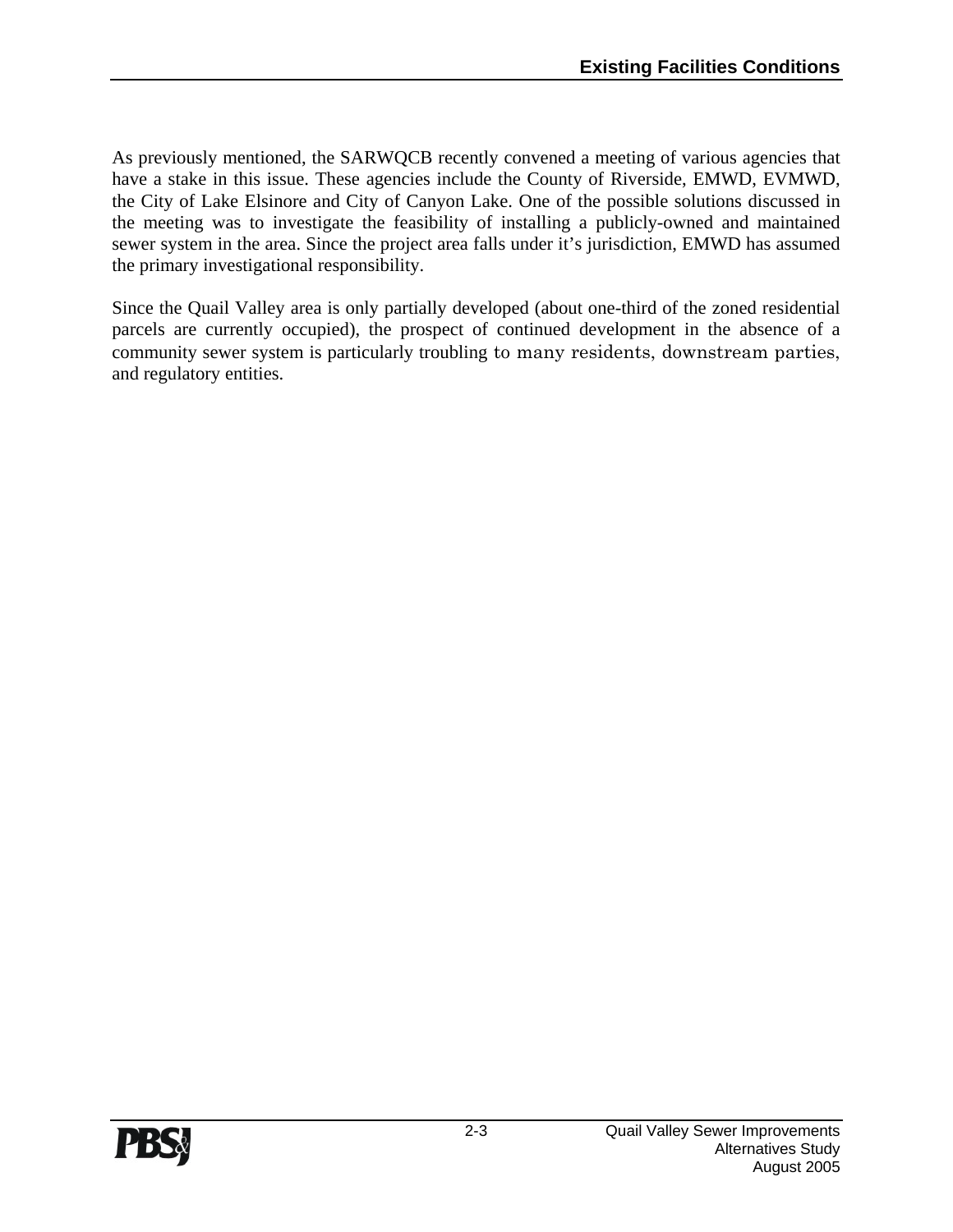As previously mentioned, the SARWQCB recently convened a meeting of various agencies that have a stake in this issue. These agencies include the County of Riverside, EMWD, EVMWD, the City of Lake Elsinore and City of Canyon Lake. One of the possible solutions discussed in the meeting was to investigate the feasibility of installing a publicly-owned and maintained sewer system in the area. Since the project area falls under it's jurisdiction, EMWD has assumed the primary investigational responsibility.

Since the Quail Valley area is only partially developed (about one-third of the zoned residential parcels are currently occupied), the prospect of continued development in the absence of a community sewer system is particularly troubling to many residents, downstream parties, and regulatory entities.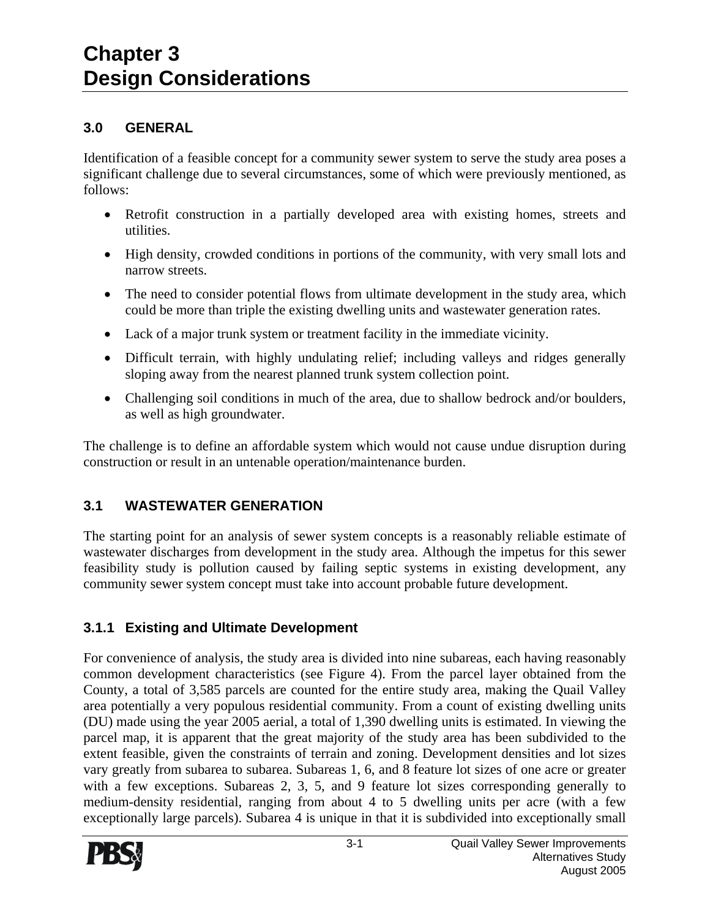# Chapter 3
# Design Considerations

## 3.0 GENERAL

Identification of a feasible concept for a community sewer system to serve the study area poses a significant challenge due to several circumstances, some of which were previously mentioned, as follows:

- Retrofit construction in a partially developed area with existing homes, streets and utilities.
- High density, crowded conditions in portions of the community, with very small lots and narrow streets.
- The need to consider potential flows from ultimate development in the study area, which could be more than triple the existing dwelling units and wastewater generation rates.
- Lack of a major trunk system or treatment facility in the immediate vicinity.
- Difficult terrain, with highly undulating relief; including valleys and ridges generally sloping away from the nearest planned trunk system collection point.
- Challenging soil conditions in much of the area, due to shallow bedrock and/or boulders, as well as high groundwater.

The challenge is to define an affordable system which would not cause undue disruption during construction or result in an untenable operation/maintenance burden.

## 3.1 WASTEWATER GENERATION

The starting point for an analysis of sewer system concepts is a reasonably reliable estimate of wastewater discharges from development in the study area. Although the impetus for this sewer feasibility study is pollution caused by failing septic systems in existing development, any community sewer system concept must take into account probable future development.

### 3.1.1 Existing and Ultimate Development

For convenience of analysis, the study area is divided into nine subareas, each having reasonably common development characteristics (see Figure 4). From the parcel layer obtained from the County, a total of 3,585 parcels are counted for the entire study area, making the Quail Valley area potentially a very populous residential community. From a count of existing dwelling units (DU) made using the year 2005 aerial, a total of 1,390 dwelling units is estimated. In viewing the parcel map, it is apparent that the great majority of the study area has been subdivided to the extent feasible, given the constraints of terrain and zoning. Development densities and lot sizes vary greatly from subarea to subarea. Subareas 1, 6, and 8 feature lot sizes of one acre or greater with a few exceptions. Subareas 2, 3, 5, and 9 feature lot sizes corresponding generally to medium-density residential, ranging from about 4 to 5 dwelling units per acre (with a few exceptionally large parcels). Subarea 4 is unique in that it is subdivided into exceptionally small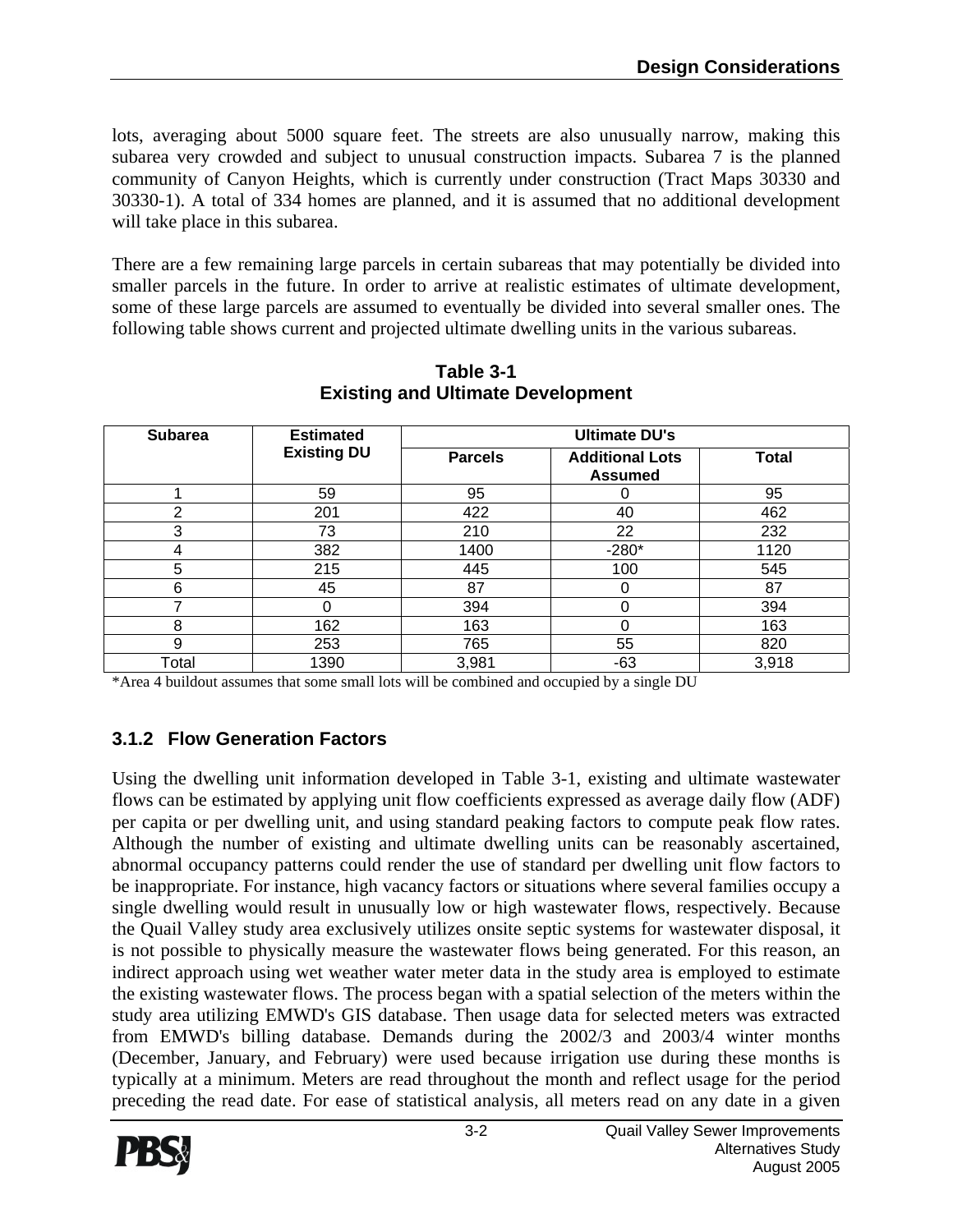lots, averaging about 5000 square feet. The streets are also unusually narrow, making this subarea very crowded and subject to unusual construction impacts. Subarea 7 is the planned community of Canyon Heights, which is currently under construction (Tract Maps 30330 and 30330-1). A total of 334 homes are planned, and it is assumed that no additional development will take place in this subarea.

There are a few remaining large parcels in certain subareas that may potentially be divided into smaller parcels in the future. In order to arrive at realistic estimates of ultimate development, some of these large parcels are assumed to eventually be divided into several smaller ones. The following table shows current and projected ultimate dwelling units in the various subareas.

**Table 3-1**
**Existing and Ultimate Development**

| Subarea | Estimated Existing DU | Ultimate DU's | | |
|---|---|---|---|---|
| | | Parcels | Additional Lots Assumed | Total |
| 1 | 59 | 95 | 0 | 95 |
| 2 | 201 | 422 | 40 | 462 |
| 3 | 73 | 210 | 22 | 232 |
| 4 | 382 | 1400 | -280* | 1120 |
| 5 | 215 | 445 | 100 | 545 |
| 6 | 45 | 87 | 0 | 87 |
| 7 | 0 | 394 | 0 | 394 |
| 8 | 162 | 163 | 0 | 163 |
| 9 | 253 | 765 | 55 | 820 |
| Total | 1390 | 3,981 | -63 | 3,918 |

*Area 4 buildout assumes that some small lots will be combined and occupied by a single DU

### 3.1.2 Flow Generation Factors

Using the dwelling unit information developed in Table 3-1, existing and ultimate wastewater flows can be estimated by applying unit flow coefficients expressed as average daily flow (ADF) per capita or per dwelling unit, and using standard peaking factors to compute peak flow rates. Although the number of existing and ultimate dwelling units can be reasonably ascertained, abnormal occupancy patterns could render the use of standard per dwelling unit flow factors to be inappropriate. For instance, high vacancy factors or situations where several families occupy a single dwelling would result in unusually low or high wastewater flows, respectively. Because the Quail Valley study area exclusively utilizes onsite septic systems for wastewater disposal, it is not possible to physically measure the wastewater flows being generated. For this reason, an indirect approach using wet weather water meter data in the study area is employed to estimate the existing wastewater flows. The process began with a spatial selection of the meters within the study area utilizing EMWD's GIS database. Then usage data for selected meters was extracted from EMWD's billing database. Demands during the 2002/3 and 2003/4 winter months (December, January, and February) were used because irrigation use during these months is typically at a minimum. Meters are read throughout the month and reflect usage for the period preceding the read date. For ease of statistical analysis, all meters read on any date in a given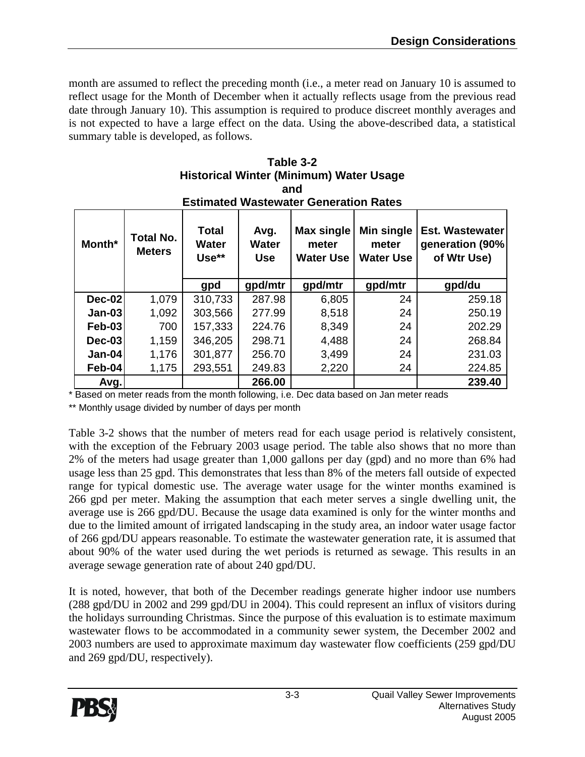month are assumed to reflect the preceding month (i.e., a meter read on January 10 is assumed to reflect usage for the Month of December when it actually reflects usage from the previous read date through January 10). This assumption is required to produce discreet monthly averages and is not expected to have a large effect on the data. Using the above-described data, a statistical summary table is developed, as follows.

**Table 3-2**
**Historical Winter (Minimum) Water Usage**
**and**
**Estimated Wastewater Generation Rates**

| Month* | Total No. Meters | Total Water Use** | Avg. Water Use | Max single meter Water Use | Min single meter Water Use | Est. Wastewater generation (90% of Wtr Use) |
|---|---|---|---|---|---|---|
| | | gpd | gpd/mtr | gpd/mtr | gpd/mtr | gpd/du |
| **Dec-02** | 1,079 | 310,733 | 287.98 | 6,805 | 24 | 259.18 |
| **Jan-03** | 1,092 | 303,566 | 277.99 | 8,518 | 24 | 250.19 |
| **Feb-03** | 700 | 157,333 | 224.76 | 8,349 | 24 | 202.29 |
| **Dec-03** | 1,159 | 346,205 | 298.71 | 4,488 | 24 | 268.84 |
| **Jan-04** | 1,176 | 301,877 | 256.70 | 3,499 | 24 | 231.03 |
| **Feb-04** | 1,175 | 293,551 | 249.83 | 2,220 | 24 | 224.85 |
| **Avg.** | | | **266.00** | | | **239.40** |

\* Based on meter reads from the month following, i.e. Dec data based on Jan meter reads

\*\* Monthly usage divided by number of days per month

Table 3-2 shows that the number of meters read for each usage period is relatively consistent, with the exception of the February 2003 usage period. The table also shows that no more than 2% of the meters had usage greater than 1,000 gallons per day (gpd) and no more than 6% had usage less than 25 gpd. This demonstrates that less than 8% of the meters fall outside of expected range for typical domestic use. The average water usage for the winter months examined is 266 gpd per meter. Making the assumption that each meter serves a single dwelling unit, the average use is 266 gpd/DU. Because the usage data examined is only for the winter months and due to the limited amount of irrigated landscaping in the study area, an indoor water usage factor of 266 gpd/DU appears reasonable. To estimate the wastewater generation rate, it is assumed that about 90% of the water used during the wet periods is returned as sewage. This results in an average sewage generation rate of about 240 gpd/DU.

It is noted, however, that both of the December readings generate higher indoor use numbers (288 gpd/DU in 2002 and 299 gpd/DU in 2004). This could represent an influx of visitors during the holidays surrounding Christmas. Since the purpose of this evaluation is to estimate maximum wastewater flows to be accommodated in a community sewer system, the December 2002 and 2003 numbers are used to approximate maximum day wastewater flow coefficients (259 gpd/DU and 269 gpd/DU, respectively).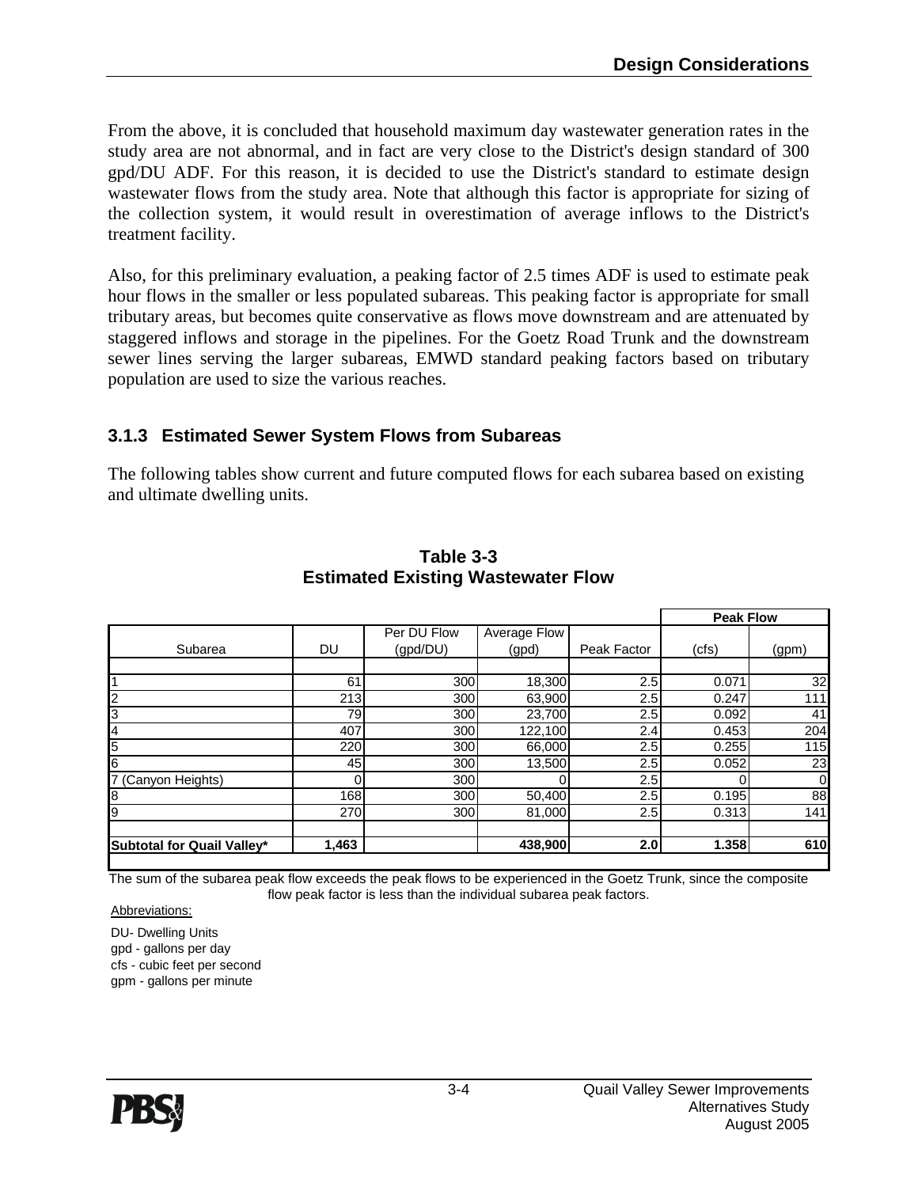From the above, it is concluded that household maximum day wastewater generation rates in the study area are not abnormal, and in fact are very close to the District's design standard of 300 gpd/DU ADF. For this reason, it is decided to use the District's standard to estimate design wastewater flows from the study area. Note that although this factor is appropriate for sizing of the collection system, it would result in overestimation of average inflows to the District's treatment facility.

Also, for this preliminary evaluation, a peaking factor of 2.5 times ADF is used to estimate peak hour flows in the smaller or less populated subareas. This peaking factor is appropriate for small tributary areas, but becomes quite conservative as flows move downstream and are attenuated by staggered inflows and storage in the pipelines. For the Goetz Road Trunk and the downstream sewer lines serving the larger subareas, EMWD standard peaking factors based on tributary population are used to size the various reaches.

### 3.1.3 Estimated Sewer System Flows from Subareas

The following tables show current and future computed flows for each subarea based on existing and ultimate dwelling units.

**Table 3-3**
**Estimated Existing Wastewater Flow**

| Subarea | DU | Per DU Flow (gpd/DU) | Average Flow (gpd) | Peak Factor | Peak Flow (cfs) | Peak Flow (gpm) |
|---|---|---|---|---|---|---|
| 1 | 61 | 300 | 18,300 | 2.5 | 0.071 | 32 |
| 2 | 213 | 300 | 63,900 | 2.5 | 0.247 | 111 |
| 3 | 79 | 300 | 23,700 | 2.5 | 0.092 | 41 |
| 4 | 407 | 300 | 122,100 | 2.4 | 0.453 | 204 |
| 5 | 220 | 300 | 66,000 | 2.5 | 0.255 | 115 |
| 6 | 45 | 300 | 13,500 | 2.5 | 0.052 | 23 |
| 7 (Canyon Heights) | 0 | 300 | 0 | 2.5 | 0 | 0 |
| 8 | 168 | 300 | 50,400 | 2.5 | 0.195 | 88 |
| 9 | 270 | 300 | 81,000 | 2.5 | 0.313 | 141 |
| **Subtotal for Quail Valley*** | **1,463** | | **438,900** | **2.0** | **1.358** | **610** |

The sum of the subarea peak flow exceeds the peak flows to be experienced in the Goetz Trunk, since the composite flow peak factor is less than the individual subarea peak factors.

Abbreviations:

DU- Dwelling Units
gpd - gallons per day
cfs - cubic feet per second
gpm - gallons per minute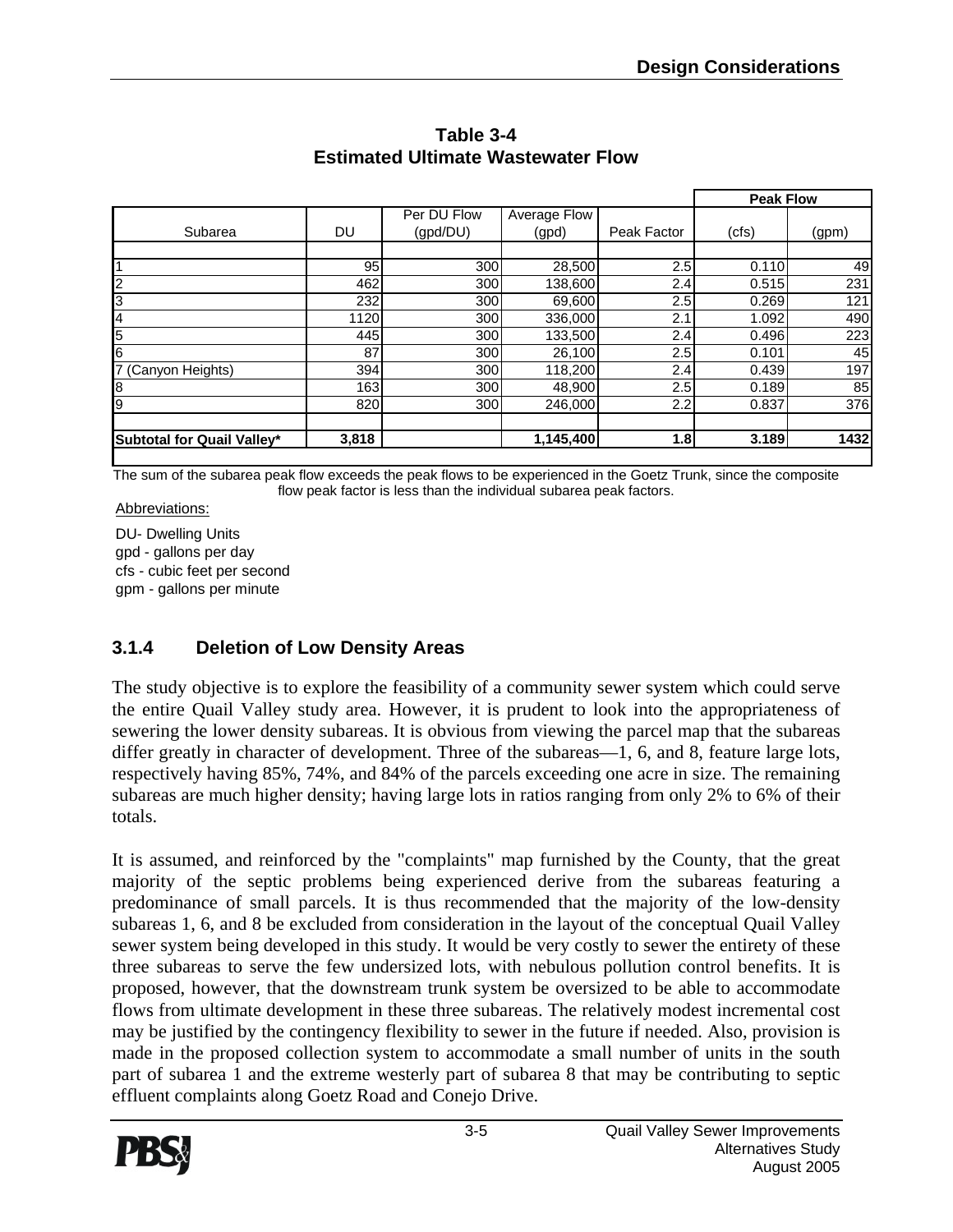**Table 3-4**
**Estimated Ultimate Wastewater Flow**

| Subarea | DU | Per DU Flow (gpd/DU) | Average Flow (gpd) | Peak Factor | Peak Flow (cfs) | Peak Flow (gpm) |
|---|---|---|---|---|---|---|
| 1 | 95 | 300 | 28,500 | 2.5 | 0.110 | 49 |
| 2 | 462 | 300 | 138,600 | 2.4 | 0.515 | 231 |
| 3 | 232 | 300 | 69,600 | 2.5 | 0.269 | 121 |
| 4 | 1120 | 300 | 336,000 | 2.1 | 1.092 | 490 |
| 5 | 445 | 300 | 133,500 | 2.4 | 0.496 | 223 |
| 6 | 87 | 300 | 26,100 | 2.5 | 0.101 | 45 |
| 7 (Canyon Heights) | 394 | 300 | 118,200 | 2.4 | 0.439 | 197 |
| 8 | 163 | 300 | 48,900 | 2.5 | 0.189 | 85 |
| 9 | 820 | 300 | 246,000 | 2.2 | 0.837 | 376 |
| **Subtotal for Quail Valley*** | **3,818** | | **1,145,400** | **1.8** | **3.189** | **1432** |

The sum of the subarea peak flow exceeds the peak flows to be experienced in the Goetz Trunk, since the composite flow peak factor is less than the individual subarea peak factors.

Abbreviations:

DU- Dwelling Units
gpd - gallons per day
cfs - cubic feet per second
gpm - gallons per minute

### 3.1.4 Deletion of Low Density Areas

The study objective is to explore the feasibility of a community sewer system which could serve the entire Quail Valley study area. However, it is prudent to look into the appropriateness of sewering the lower density subareas. It is obvious from viewing the parcel map that the subareas differ greatly in character of development. Three of the subareas—1, 6, and 8, feature large lots, respectively having 85%, 74%, and 84% of the parcels exceeding one acre in size. The remaining subareas are much higher density; having large lots in ratios ranging from only 2% to 6% of their totals.

It is assumed, and reinforced by the "complaints" map furnished by the County, that the great majority of the septic problems being experienced derive from the subareas featuring a predominance of small parcels. It is thus recommended that the majority of the low-density subareas 1, 6, and 8 be excluded from consideration in the layout of the conceptual Quail Valley sewer system being developed in this study. It would be very costly to sewer the entirety of these three subareas to serve the few undersized lots, with nebulous pollution control benefits. It is proposed, however, that the downstream trunk system be oversized to be able to accommodate flows from ultimate development in these three subareas. The relatively modest incremental cost may be justified by the contingency flexibility to sewer in the future if needed. Also, provision is made in the proposed collection system to accommodate a small number of units in the south part of subarea 1 and the extreme westerly part of subarea 8 that may be contributing to septic effluent complaints along Goetz Road and Conejo Drive.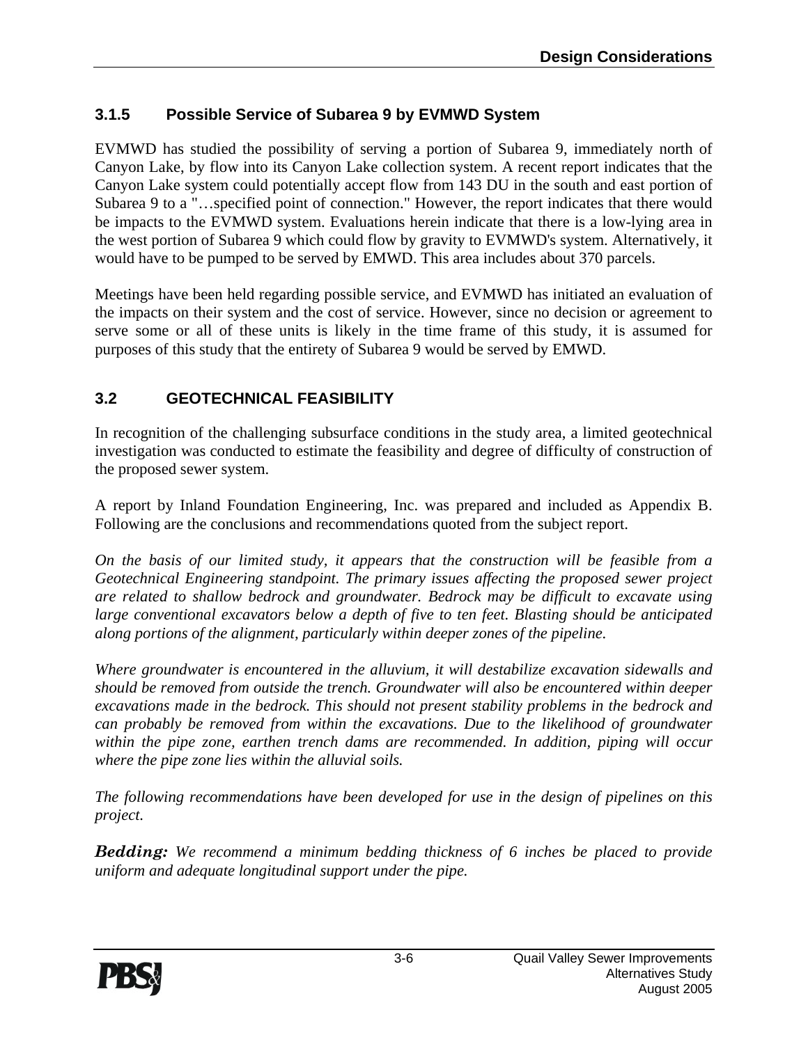### 3.1.5 Possible Service of Subarea 9 by EVMWD System

EVMWD has studied the possibility of serving a portion of Subarea 9, immediately north of Canyon Lake, by flow into its Canyon Lake collection system. A recent report indicates that the Canyon Lake system could potentially accept flow from 143 DU in the south and east portion of Subarea 9 to a "…specified point of connection." However, the report indicates that there would be impacts to the EVMWD system. Evaluations herein indicate that there is a low-lying area in the west portion of Subarea 9 which could flow by gravity to EVMWD's system. Alternatively, it would have to be pumped to be served by EMWD. This area includes about 370 parcels.

Meetings have been held regarding possible service, and EVMWD has initiated an evaluation of the impacts on their system and the cost of service. However, since no decision or agreement to serve some or all of these units is likely in the time frame of this study, it is assumed for purposes of this study that the entirety of Subarea 9 would be served by EMWD.

## 3.2 GEOTECHNICAL FEASIBILITY

In recognition of the challenging subsurface conditions in the study area, a limited geotechnical investigation was conducted to estimate the feasibility and degree of difficulty of construction of the proposed sewer system.

A report by Inland Foundation Engineering, Inc. was prepared and included as Appendix B. Following are the conclusions and recommendations quoted from the subject report.

*On the basis of our limited study, it appears that the construction will be feasible from a Geotechnical Engineering standpoint. The primary issues affecting the proposed sewer project are related to shallow bedrock and groundwater. Bedrock may be difficult to excavate using large conventional excavators below a depth of five to ten feet. Blasting should be anticipated along portions of the alignment, particularly within deeper zones of the pipeline.*

*Where groundwater is encountered in the alluvium, it will destabilize excavation sidewalls and should be removed from outside the trench. Groundwater will also be encountered within deeper excavations made in the bedrock. This should not present stability problems in the bedrock and can probably be removed from within the excavations. Due to the likelihood of groundwater within the pipe zone, earthen trench dams are recommended. In addition, piping will occur where the pipe zone lies within the alluvial soils.*

*The following recommendations have been developed for use in the design of pipelines on this project.*

***Bedding:*** *We recommend a minimum bedding thickness of 6 inches be placed to provide uniform and adequate longitudinal support under the pipe.*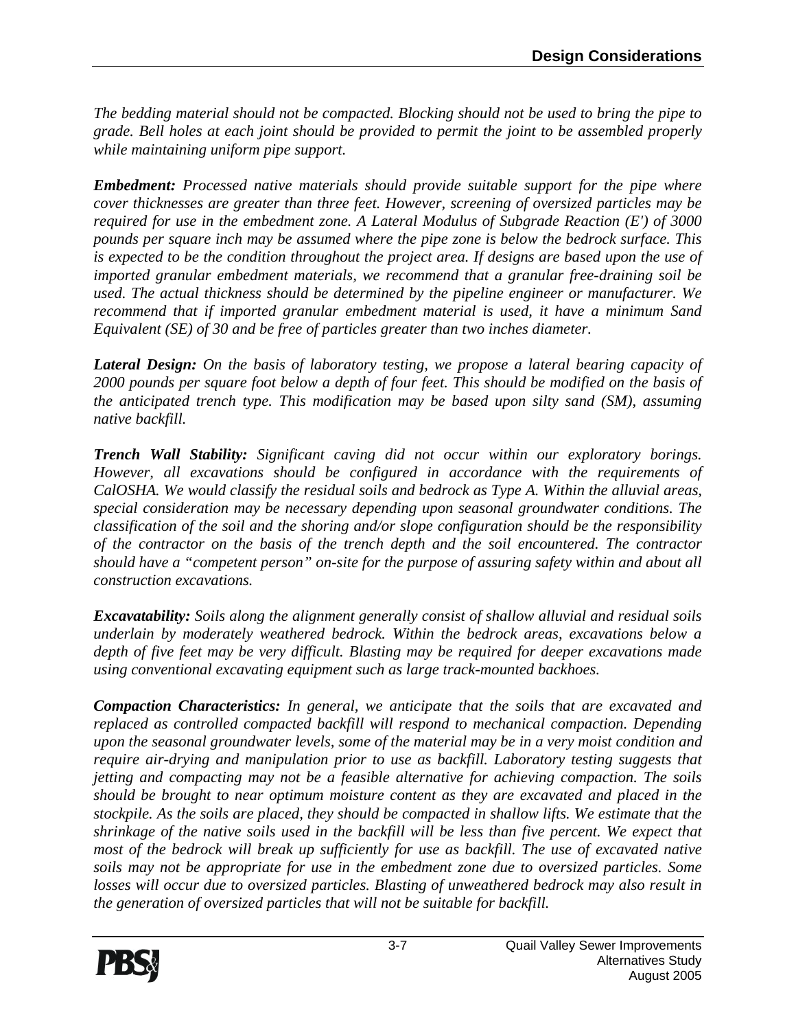*The bedding material should not be compacted. Blocking should not be used to bring the pipe to grade. Bell holes at each joint should be provided to permit the joint to be assembled properly while maintaining uniform pipe support.*

***Embedment:*** *Processed native materials should provide suitable support for the pipe where cover thicknesses are greater than three feet. However, screening of oversized particles may be required for use in the embedment zone. A Lateral Modulus of Subgrade Reaction (E') of 3000 pounds per square inch may be assumed where the pipe zone is below the bedrock surface. This is expected to be the condition throughout the project area. If designs are based upon the use of imported granular embedment materials, we recommend that a granular free-draining soil be used. The actual thickness should be determined by the pipeline engineer or manufacturer. We recommend that if imported granular embedment material is used, it have a minimum Sand Equivalent (SE) of 30 and be free of particles greater than two inches diameter.*

***Lateral Design:*** *On the basis of laboratory testing, we propose a lateral bearing capacity of 2000 pounds per square foot below a depth of four feet. This should be modified on the basis of the anticipated trench type. This modification may be based upon silty sand (SM), assuming native backfill.*

***Trench Wall Stability:*** *Significant caving did not occur within our exploratory borings. However, all excavations should be configured in accordance with the requirements of CalOSHA. We would classify the residual soils and bedrock as Type A. Within the alluvial areas, special consideration may be necessary depending upon seasonal groundwater conditions. The classification of the soil and the shoring and/or slope configuration should be the responsibility of the contractor on the basis of the trench depth and the soil encountered. The contractor should have a "competent person" on-site for the purpose of assuring safety within and about all construction excavations.*

***Excavatability:*** *Soils along the alignment generally consist of shallow alluvial and residual soils underlain by moderately weathered bedrock. Within the bedrock areas, excavations below a depth of five feet may be very difficult. Blasting may be required for deeper excavations made using conventional excavating equipment such as large track-mounted backhoes.*

***Compaction Characteristics:*** *In general, we anticipate that the soils that are excavated and replaced as controlled compacted backfill will respond to mechanical compaction. Depending upon the seasonal groundwater levels, some of the material may be in a very moist condition and require air-drying and manipulation prior to use as backfill. Laboratory testing suggests that jetting and compacting may not be a feasible alternative for achieving compaction. The soils should be brought to near optimum moisture content as they are excavated and placed in the stockpile. As the soils are placed, they should be compacted in shallow lifts. We estimate that the shrinkage of the native soils used in the backfill will be less than five percent. We expect that most of the bedrock will break up sufficiently for use as backfill. The use of excavated native soils may not be appropriate for use in the embedment zone due to oversized particles. Some losses will occur due to oversized particles. Blasting of unweathered bedrock may also result in the generation of oversized particles that will not be suitable for backfill.*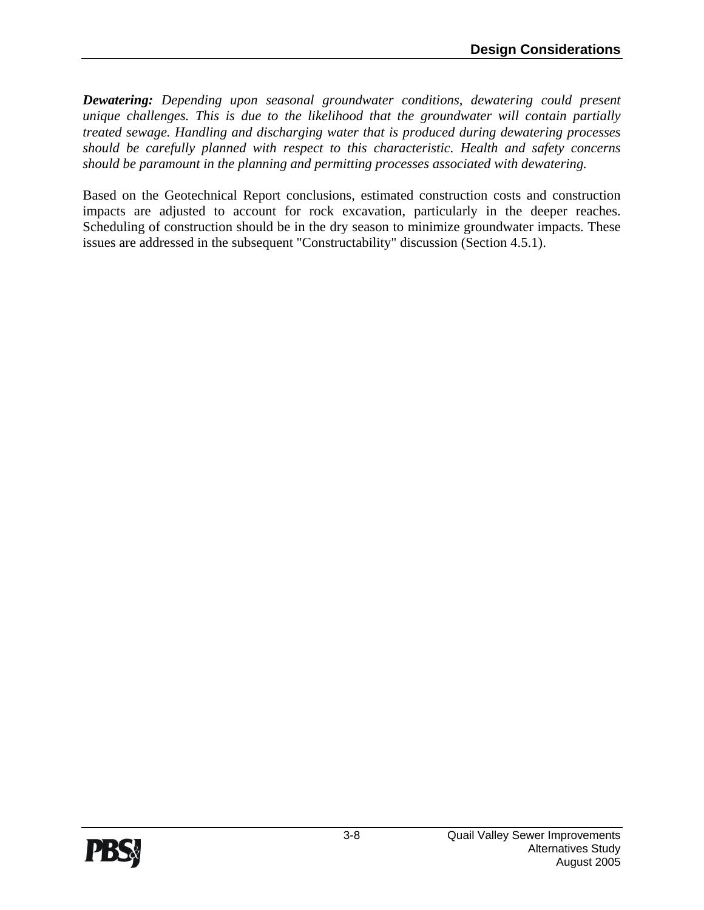***Dewatering:*** *Depending upon seasonal groundwater conditions, dewatering could present unique challenges. This is due to the likelihood that the groundwater will contain partially treated sewage. Handling and discharging water that is produced during dewatering processes should be carefully planned with respect to this characteristic. Health and safety concerns should be paramount in the planning and permitting processes associated with dewatering.*

Based on the Geotechnical Report conclusions, estimated construction costs and construction impacts are adjusted to account for rock excavation, particularly in the deeper reaches. Scheduling of construction should be in the dry season to minimize groundwater impacts. These issues are addressed in the subsequent "Constructability" discussion (Section 4.5.1).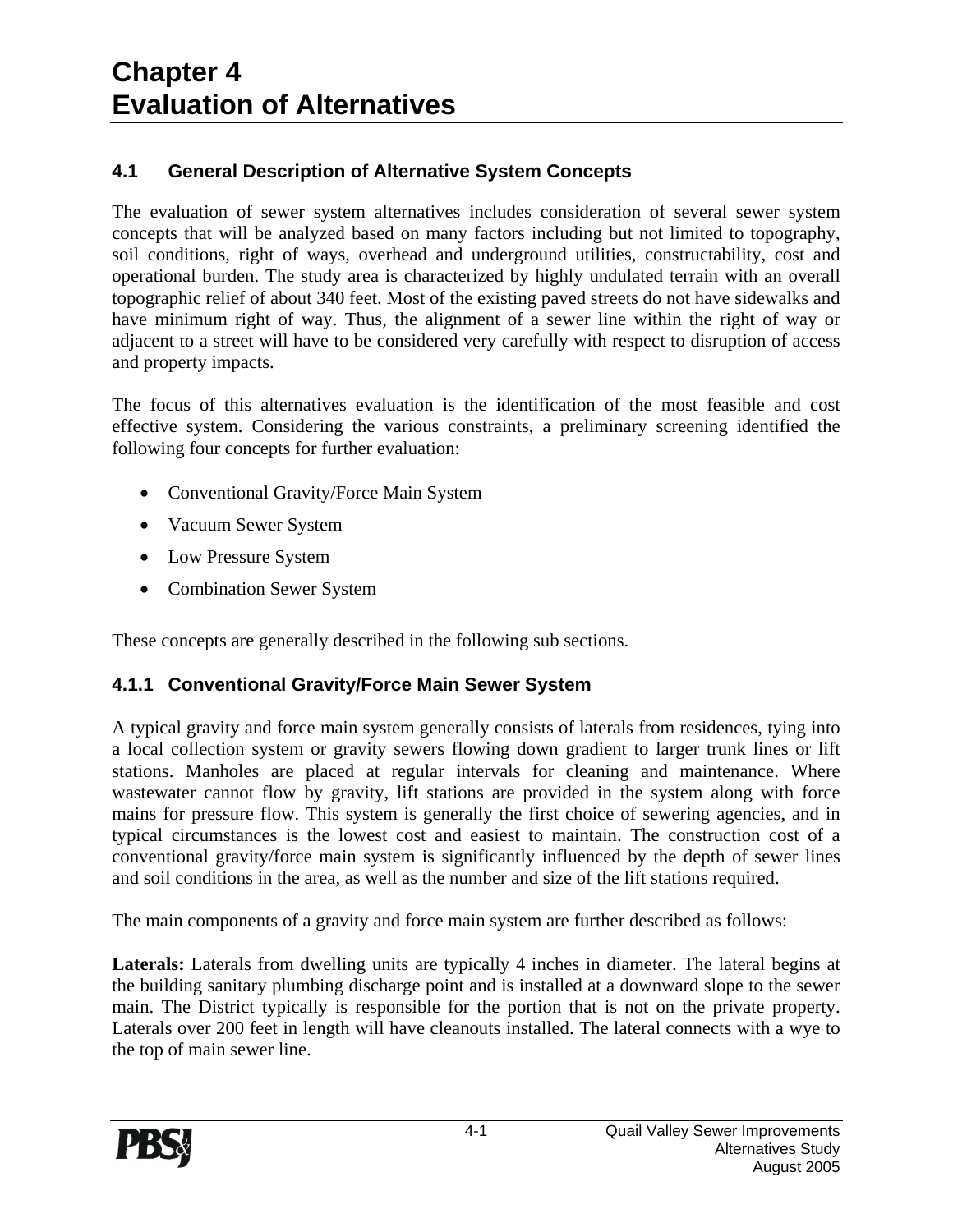# Chapter 4
# Evaluation of Alternatives

## 4.1 General Description of Alternative System Concepts

The evaluation of sewer system alternatives includes consideration of several sewer system concepts that will be analyzed based on many factors including but not limited to topography, soil conditions, right of ways, overhead and underground utilities, constructability, cost and operational burden. The study area is characterized by highly undulated terrain with an overall topographic relief of about 340 feet. Most of the existing paved streets do not have sidewalks and have minimum right of way. Thus, the alignment of a sewer line within the right of way or adjacent to a street will have to be considered very carefully with respect to disruption of access and property impacts.

The focus of this alternatives evaluation is the identification of the most feasible and cost effective system. Considering the various constraints, a preliminary screening identified the following four concepts for further evaluation:

- Conventional Gravity/Force Main System
- Vacuum Sewer System
- Low Pressure System
- Combination Sewer System

These concepts are generally described in the following sub sections.

### 4.1.1 Conventional Gravity/Force Main Sewer System

A typical gravity and force main system generally consists of laterals from residences, tying into a local collection system or gravity sewers flowing down gradient to larger trunk lines or lift stations. Manholes are placed at regular intervals for cleaning and maintenance. Where wastewater cannot flow by gravity, lift stations are provided in the system along with force mains for pressure flow. This system is generally the first choice of sewering agencies, and in typical circumstances is the lowest cost and easiest to maintain. The construction cost of a conventional gravity/force main system is significantly influenced by the depth of sewer lines and soil conditions in the area, as well as the number and size of the lift stations required.

The main components of a gravity and force main system are further described as follows:

**Laterals:** Laterals from dwelling units are typically 4 inches in diameter. The lateral begins at the building sanitary plumbing discharge point and is installed at a downward slope to the sewer main. The District typically is responsible for the portion that is not on the private property. Laterals over 200 feet in length will have cleanouts installed. The lateral connects with a wye to the top of main sewer line.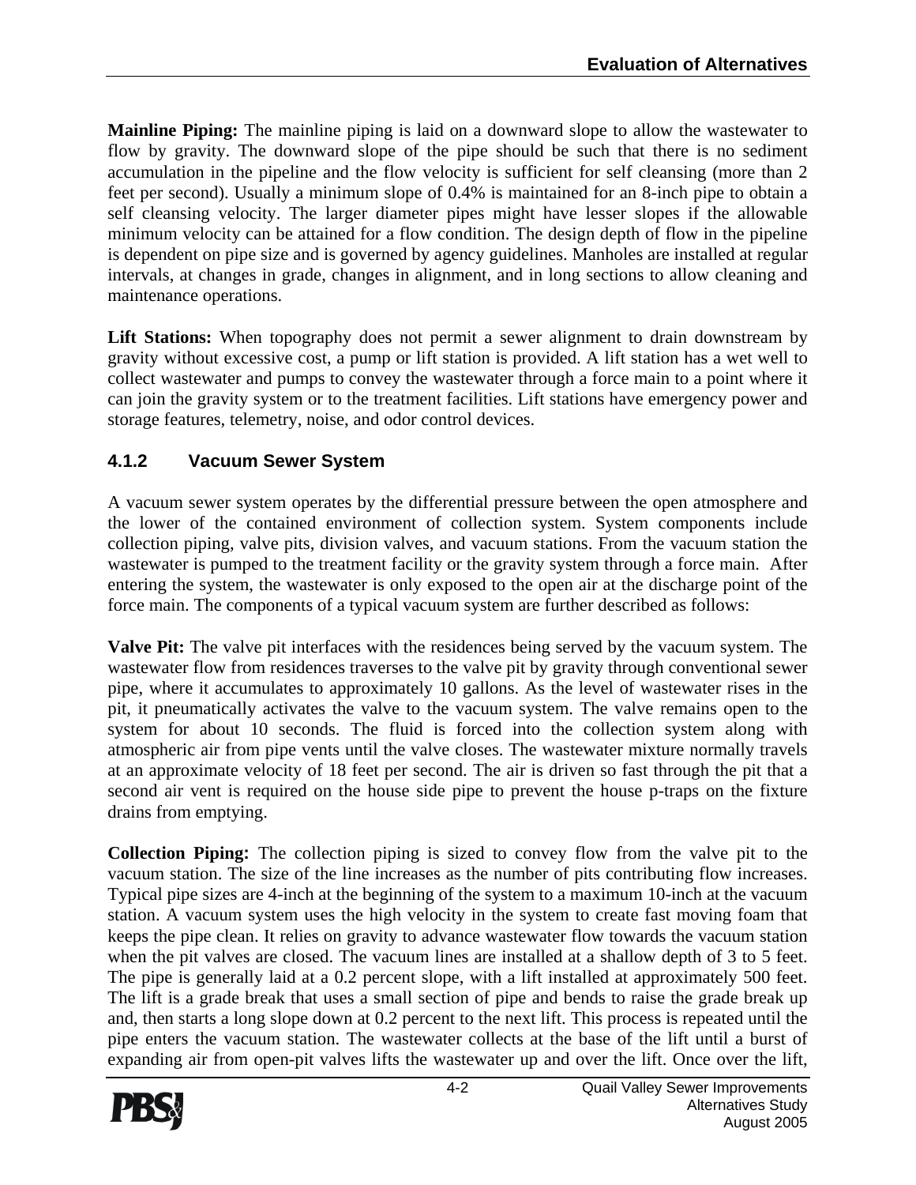**Mainline Piping:** The mainline piping is laid on a downward slope to allow the wastewater to flow by gravity. The downward slope of the pipe should be such that there is no sediment accumulation in the pipeline and the flow velocity is sufficient for self cleansing (more than 2 feet per second). Usually a minimum slope of 0.4% is maintained for an 8-inch pipe to obtain a self cleansing velocity. The larger diameter pipes might have lesser slopes if the allowable minimum velocity can be attained for a flow condition. The design depth of flow in the pipeline is dependent on pipe size and is governed by agency guidelines. Manholes are installed at regular intervals, at changes in grade, changes in alignment, and in long sections to allow cleaning and maintenance operations.

**Lift Stations:** When topography does not permit a sewer alignment to drain downstream by gravity without excessive cost, a pump or lift station is provided. A lift station has a wet well to collect wastewater and pumps to convey the wastewater through a force main to a point where it can join the gravity system or to the treatment facilities. Lift stations have emergency power and storage features, telemetry, noise, and odor control devices.

### 4.1.2 Vacuum Sewer System

A vacuum sewer system operates by the differential pressure between the open atmosphere and the lower of the contained environment of collection system. System components include collection piping, valve pits, division valves, and vacuum stations. From the vacuum station the wastewater is pumped to the treatment facility or the gravity system through a force main. After entering the system, the wastewater is only exposed to the open air at the discharge point of the force main. The components of a typical vacuum system are further described as follows:

**Valve Pit:** The valve pit interfaces with the residences being served by the vacuum system. The wastewater flow from residences traverses to the valve pit by gravity through conventional sewer pipe, where it accumulates to approximately 10 gallons. As the level of wastewater rises in the pit, it pneumatically activates the valve to the vacuum system. The valve remains open to the system for about 10 seconds. The fluid is forced into the collection system along with atmospheric air from pipe vents until the valve closes. The wastewater mixture normally travels at an approximate velocity of 18 feet per second. The air is driven so fast through the pit that a second air vent is required on the house side pipe to prevent the house p-traps on the fixture drains from emptying.

**Collection Piping:** The collection piping is sized to convey flow from the valve pit to the vacuum station. The size of the line increases as the number of pits contributing flow increases. Typical pipe sizes are 4-inch at the beginning of the system to a maximum 10-inch at the vacuum station. A vacuum system uses the high velocity in the system to create fast moving foam that keeps the pipe clean. It relies on gravity to advance wastewater flow towards the vacuum station when the pit valves are closed. The vacuum lines are installed at a shallow depth of 3 to 5 feet. The pipe is generally laid at a 0.2 percent slope, with a lift installed at approximately 500 feet. The lift is a grade break that uses a small section of pipe and bends to raise the grade break up and, then starts a long slope down at 0.2 percent to the next lift. This process is repeated until the pipe enters the vacuum station. The wastewater collects at the base of the lift until a burst of expanding air from open-pit valves lifts the wastewater up and over the lift. Once over the lift,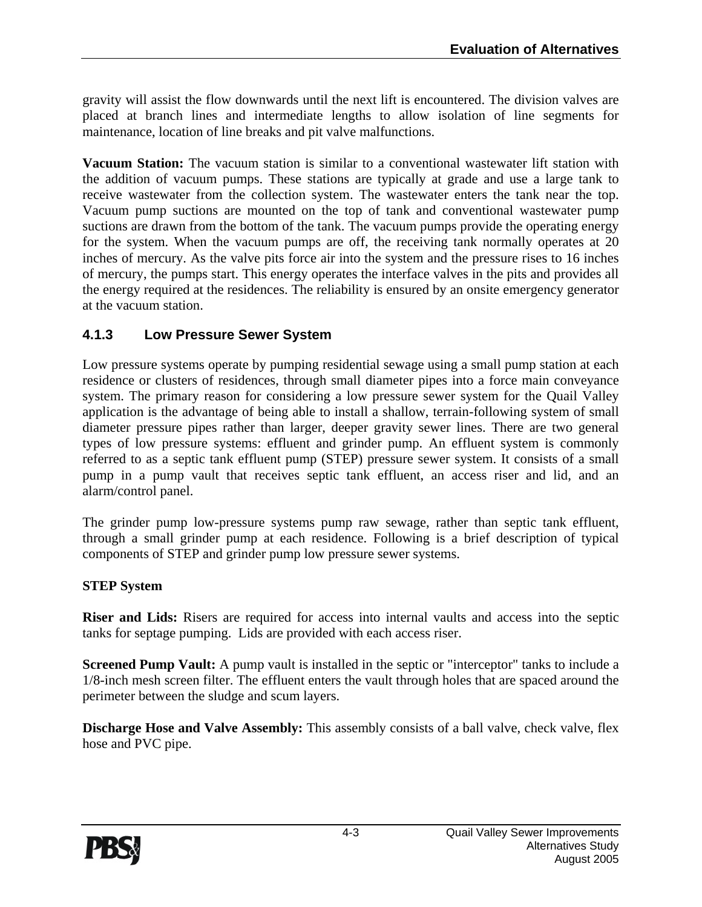gravity will assist the flow downwards until the next lift is encountered. The division valves are placed at branch lines and intermediate lengths to allow isolation of line segments for maintenance, location of line breaks and pit valve malfunctions.

**Vacuum Station:** The vacuum station is similar to a conventional wastewater lift station with the addition of vacuum pumps. These stations are typically at grade and use a large tank to receive wastewater from the collection system. The wastewater enters the tank near the top. Vacuum pump suctions are mounted on the top of tank and conventional wastewater pump suctions are drawn from the bottom of the tank. The vacuum pumps provide the operating energy for the system. When the vacuum pumps are off, the receiving tank normally operates at 20 inches of mercury. As the valve pits force air into the system and the pressure rises to 16 inches of mercury, the pumps start. This energy operates the interface valves in the pits and provides all the energy required at the residences. The reliability is ensured by an onsite emergency generator at the vacuum station.

### 4.1.3 Low Pressure Sewer System

Low pressure systems operate by pumping residential sewage using a small pump station at each residence or clusters of residences, through small diameter pipes into a force main conveyance system. The primary reason for considering a low pressure sewer system for the Quail Valley application is the advantage of being able to install a shallow, terrain-following system of small diameter pressure pipes rather than larger, deeper gravity sewer lines. There are two general types of low pressure systems: effluent and grinder pump. An effluent system is commonly referred to as a septic tank effluent pump (STEP) pressure sewer system. It consists of a small pump in a pump vault that receives septic tank effluent, an access riser and lid, and an alarm/control panel.

The grinder pump low-pressure systems pump raw sewage, rather than septic tank effluent, through a small grinder pump at each residence. Following is a brief description of typical components of STEP and grinder pump low pressure sewer systems.

**STEP System**

**Riser and Lids:** Risers are required for access into internal vaults and access into the septic tanks for septage pumping. Lids are provided with each access riser.

**Screened Pump Vault:** A pump vault is installed in the septic or "interceptor" tanks to include a 1/8-inch mesh screen filter. The effluent enters the vault through holes that are spaced around the perimeter between the sludge and scum layers.

**Discharge Hose and Valve Assembly:** This assembly consists of a ball valve, check valve, flex hose and PVC pipe.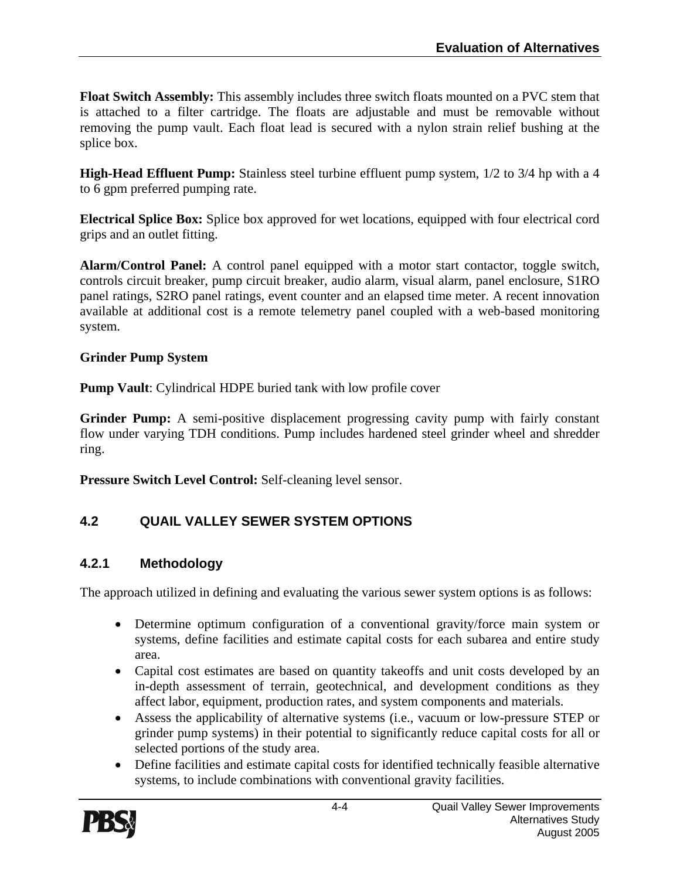**Float Switch Assembly:** This assembly includes three switch floats mounted on a PVC stem that is attached to a filter cartridge. The floats are adjustable and must be removable without removing the pump vault. Each float lead is secured with a nylon strain relief bushing at the splice box.

**High-Head Effluent Pump:** Stainless steel turbine effluent pump system, 1/2 to 3/4 hp with a 4 to 6 gpm preferred pumping rate.

**Electrical Splice Box:** Splice box approved for wet locations, equipped with four electrical cord grips and an outlet fitting.

**Alarm/Control Panel:** A control panel equipped with a motor start contactor, toggle switch, controls circuit breaker, pump circuit breaker, audio alarm, visual alarm, panel enclosure, S1RO panel ratings, S2RO panel ratings, event counter and an elapsed time meter. A recent innovation available at additional cost is a remote telemetry panel coupled with a web-based monitoring system.

**Grinder Pump System**

**Pump Vault**: Cylindrical HDPE buried tank with low profile cover

**Grinder Pump:** A semi-positive displacement progressing cavity pump with fairly constant flow under varying TDH conditions. Pump includes hardened steel grinder wheel and shredder ring.

**Pressure Switch Level Control:** Self-cleaning level sensor.

## 4.2 QUAIL VALLEY SEWER SYSTEM OPTIONS

### 4.2.1 Methodology

The approach utilized in defining and evaluating the various sewer system options is as follows:

- Determine optimum configuration of a conventional gravity/force main system or systems, define facilities and estimate capital costs for each subarea and entire study area.
- Capital cost estimates are based on quantity takeoffs and unit costs developed by an in-depth assessment of terrain, geotechnical, and development conditions as they affect labor, equipment, production rates, and system components and materials.
- Assess the applicability of alternative systems (i.e., vacuum or low-pressure STEP or grinder pump systems) in their potential to significantly reduce capital costs for all or selected portions of the study area.
- Define facilities and estimate capital costs for identified technically feasible alternative systems, to include combinations with conventional gravity facilities.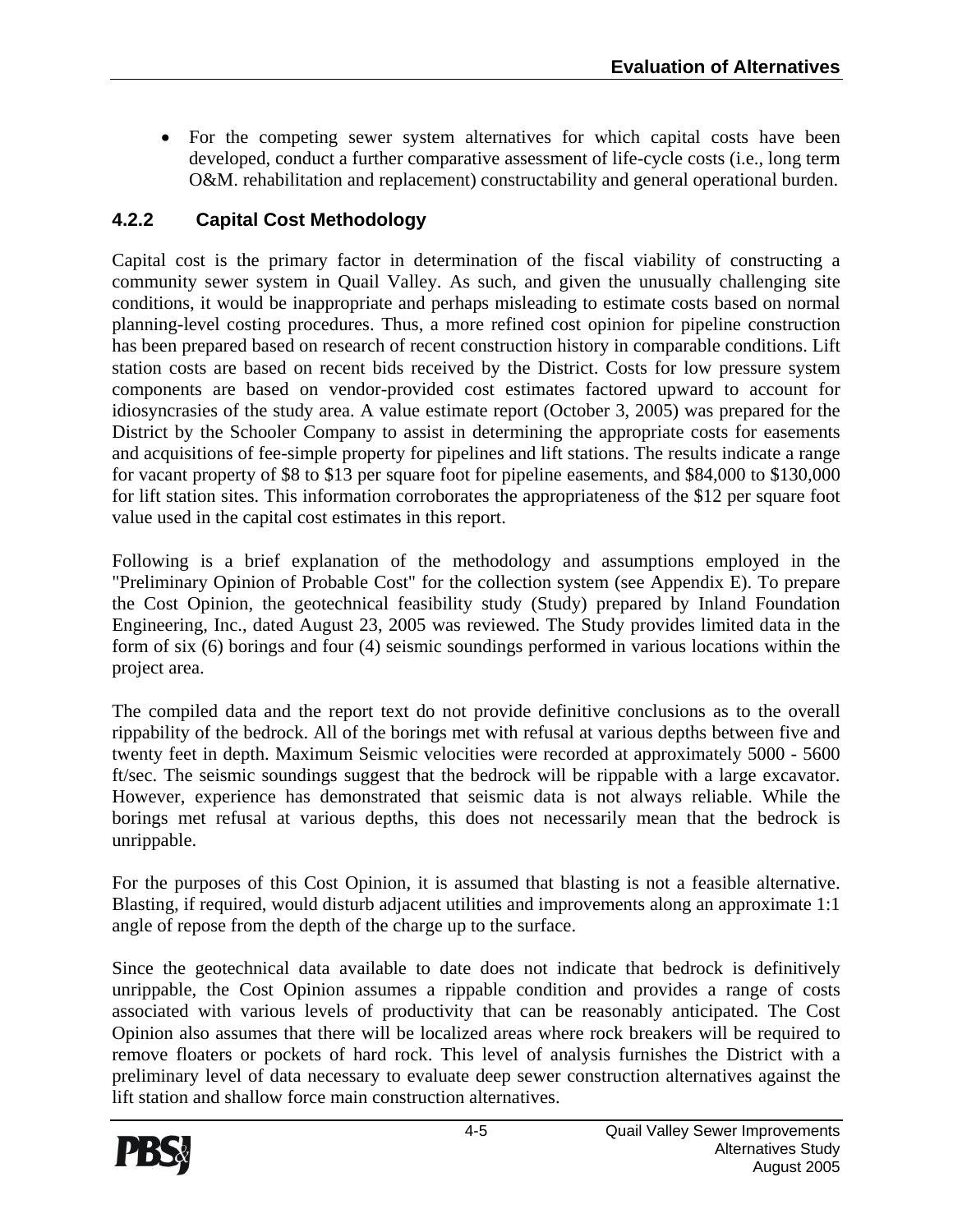- For the competing sewer system alternatives for which capital costs have been developed, conduct a further comparative assessment of life-cycle costs (i.e., long term O&M. rehabilitation and replacement) constructability and general operational burden.

### 4.2.2 Capital Cost Methodology

Capital cost is the primary factor in determination of the fiscal viability of constructing a community sewer system in Quail Valley. As such, and given the unusually challenging site conditions, it would be inappropriate and perhaps misleading to estimate costs based on normal planning-level costing procedures. Thus, a more refined cost opinion for pipeline construction has been prepared based on research of recent construction history in comparable conditions. Lift station costs are based on recent bids received by the District. Costs for low pressure system components are based on vendor-provided cost estimates factored upward to account for idiosyncrasies of the study area. A value estimate report (October 3, 2005) was prepared for the District by the Schooler Company to assist in determining the appropriate costs for easements and acquisitions of fee-simple property for pipelines and lift stations. The results indicate a range for vacant property of $8 to $13 per square foot for pipeline easements, and $84,000 to $130,000 for lift station sites. This information corroborates the appropriateness of the $12 per square foot value used in the capital cost estimates in this report.

Following is a brief explanation of the methodology and assumptions employed in the "Preliminary Opinion of Probable Cost" for the collection system (see Appendix E). To prepare the Cost Opinion, the geotechnical feasibility study (Study) prepared by Inland Foundation Engineering, Inc., dated August 23, 2005 was reviewed. The Study provides limited data in the form of six (6) borings and four (4) seismic soundings performed in various locations within the project area.

The compiled data and the report text do not provide definitive conclusions as to the overall rippability of the bedrock. All of the borings met with refusal at various depths between five and twenty feet in depth. Maximum Seismic velocities were recorded at approximately 5000 - 5600 ft/sec. The seismic soundings suggest that the bedrock will be rippable with a large excavator. However, experience has demonstrated that seismic data is not always reliable. While the borings met refusal at various depths, this does not necessarily mean that the bedrock is unrippable.

For the purposes of this Cost Opinion, it is assumed that blasting is not a feasible alternative. Blasting, if required, would disturb adjacent utilities and improvements along an approximate 1:1 angle of repose from the depth of the charge up to the surface.

Since the geotechnical data available to date does not indicate that bedrock is definitively unrippable, the Cost Opinion assumes a rippable condition and provides a range of costs associated with various levels of productivity that can be reasonably anticipated. The Cost Opinion also assumes that there will be localized areas where rock breakers will be required to remove floaters or pockets of hard rock. This level of analysis furnishes the District with a preliminary level of data necessary to evaluate deep sewer construction alternatives against the lift station and shallow force main construction alternatives.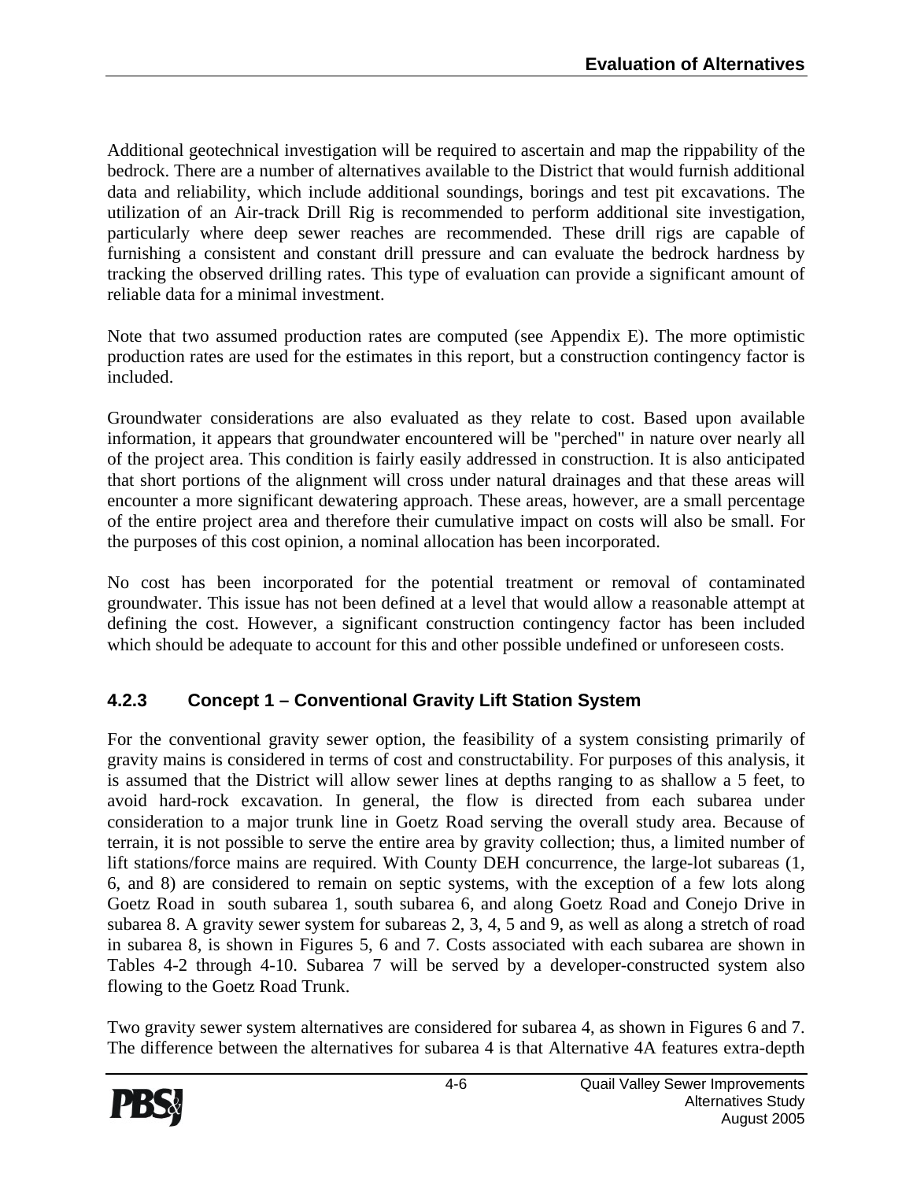Additional geotechnical investigation will be required to ascertain and map the rippability of the bedrock. There are a number of alternatives available to the District that would furnish additional data and reliability, which include additional soundings, borings and test pit excavations. The utilization of an Air-track Drill Rig is recommended to perform additional site investigation, particularly where deep sewer reaches are recommended. These drill rigs are capable of furnishing a consistent and constant drill pressure and can evaluate the bedrock hardness by tracking the observed drilling rates. This type of evaluation can provide a significant amount of reliable data for a minimal investment.

Note that two assumed production rates are computed (see Appendix E). The more optimistic production rates are used for the estimates in this report, but a construction contingency factor is included.

Groundwater considerations are also evaluated as they relate to cost. Based upon available information, it appears that groundwater encountered will be "perched" in nature over nearly all of the project area. This condition is fairly easily addressed in construction. It is also anticipated that short portions of the alignment will cross under natural drainages and that these areas will encounter a more significant dewatering approach. These areas, however, are a small percentage of the entire project area and therefore their cumulative impact on costs will also be small. For the purposes of this cost opinion, a nominal allocation has been incorporated.

No cost has been incorporated for the potential treatment or removal of contaminated groundwater. This issue has not been defined at a level that would allow a reasonable attempt at defining the cost. However, a significant construction contingency factor has been included which should be adequate to account for this and other possible undefined or unforeseen costs.

### 4.2.3 Concept 1 – Conventional Gravity Lift Station System

For the conventional gravity sewer option, the feasibility of a system consisting primarily of gravity mains is considered in terms of cost and constructability. For purposes of this analysis, it is assumed that the District will allow sewer lines at depths ranging to as shallow a 5 feet, to avoid hard-rock excavation. In general, the flow is directed from each subarea under consideration to a major trunk line in Goetz Road serving the overall study area. Because of terrain, it is not possible to serve the entire area by gravity collection; thus, a limited number of lift stations/force mains are required. With County DEH concurrence, the large-lot subareas (1, 6, and 8) are considered to remain on septic systems, with the exception of a few lots along Goetz Road in south subarea 1, south subarea 6, and along Goetz Road and Conejo Drive in subarea 8. A gravity sewer system for subareas 2, 3, 4, 5 and 9, as well as along a stretch of road in subarea 8, is shown in Figures 5, 6 and 7. Costs associated with each subarea are shown in Tables 4-2 through 4-10. Subarea 7 will be served by a developer-constructed system also flowing to the Goetz Road Trunk.

Two gravity sewer system alternatives are considered for subarea 4, as shown in Figures 6 and 7. The difference between the alternatives for subarea 4 is that Alternative 4A features extra-depth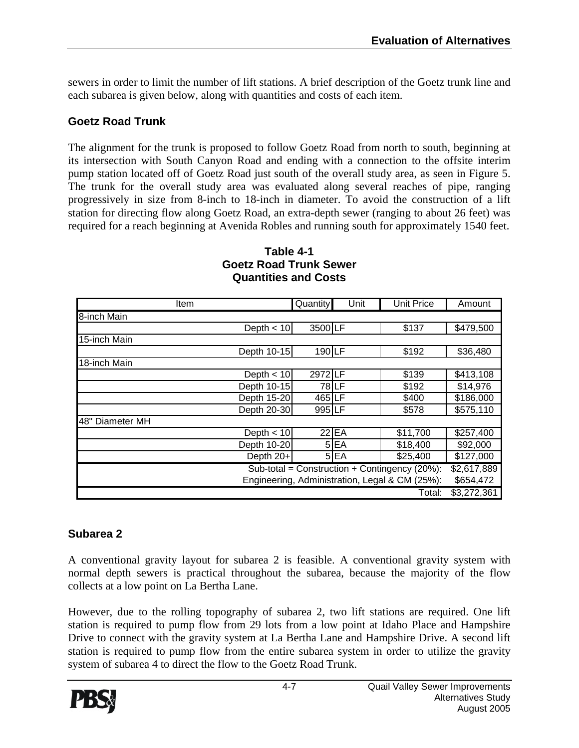sewers in order to limit the number of lift stations. A brief description of the Goetz trunk line and each subarea is given below, along with quantities and costs of each item.

### Goetz Road Trunk

The alignment for the trunk is proposed to follow Goetz Road from north to south, beginning at its intersection with South Canyon Road and ending with a connection to the offsite interim pump station located off of Goetz Road just south of the overall study area, as seen in Figure 5. The trunk for the overall study area was evaluated along several reaches of pipe, ranging progressively in size from 8-inch to 18-inch in diameter. To avoid the construction of a lift station for directing flow along Goetz Road, an extra-depth sewer (ranging to about 26 feet) was required for a reach beginning at Avenida Robles and running south for approximately 1540 feet.

**Table 4-1**
**Goetz Road Trunk Sewer**
**Quantities and Costs**

| Item | Quantity | Unit | Unit Price | Amount |
|---|---|---|---|---|
| 8-inch Main | | | | |
| Depth < 10 | 3500 | LF | $137 | $479,500 |
| 15-inch Main | | | | |
| Depth 10-15 | 190 | LF | $192 | $36,480 |
| 18-inch Main | | | | |
| Depth < 10 | 2972 | LF | $139 | $413,108 |
| Depth 10-15 | 78 | LF | $192 | $14,976 |
| Depth 15-20 | 465 | LF | $400 | $186,000 |
| Depth 20-30 | 995 | LF | $578 | $575,110 |
| 48" Diameter MH | | | | |
| Depth < 10 | 22 | EA | $11,700 | $257,400 |
| Depth 10-20 | 5 | EA | $18,400 | $92,000 |
| Depth 20+ | 5 | EA | $25,400 | $127,000 |
| Sub-total = Construction + Contingency (20%): | | | | $2,617,889 |
| Engineering, Administration, Legal & CM (25%): | | | | $654,472 |
| Total: | | | | $3,272,361 |

### Subarea 2

A conventional gravity layout for subarea 2 is feasible. A conventional gravity system with normal depth sewers is practical throughout the subarea, because the majority of the flow collects at a low point on La Bertha Lane.

However, due to the rolling topography of subarea 2, two lift stations are required. One lift station is required to pump flow from 29 lots from a low point at Idaho Place and Hampshire Drive to connect with the gravity system at La Bertha Lane and Hampshire Drive. A second lift station is required to pump flow from the entire subarea system in order to utilize the gravity system of subarea 4 to direct the flow to the Goetz Road Trunk.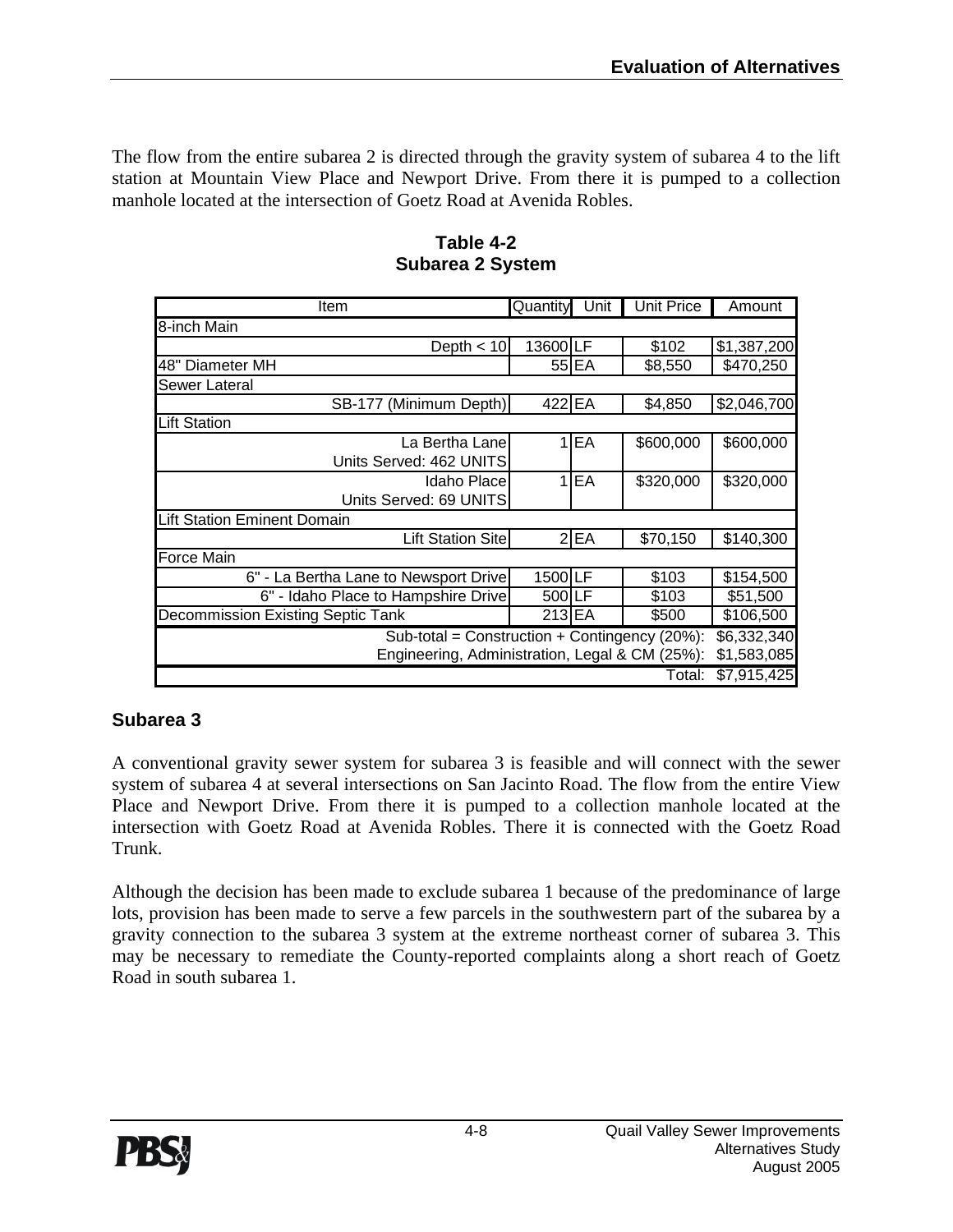The flow from the entire subarea 2 is directed through the gravity system of subarea 4 to the lift station at Mountain View Place and Newport Drive. From there it is pumped to a collection manhole located at the intersection of Goetz Road at Avenida Robles.

**Table 4-2**
**Subarea 2 System**

| Item | Quantity | Unit | Unit Price | Amount |
|---|---|---|---|---|
| 8-inch Main | | | | |
| Depth < 10 | 13600 | LF | $102 | $1,387,200 |
| 48" Diameter MH | 55 | EA | $8,550 | $470,250 |
| Sewer Lateral | | | | |
| SB-177 (Minimum Depth) | 422 | EA | $4,850 | $2,046,700 |
| Lift Station | | | | |
| La Bertha Lane<br>Units Served: 462 UNITS | 1 | EA | $600,000 | $600,000 |
| Idaho Place<br>Units Served: 69 UNITS | 1 | EA | $320,000 | $320,000 |
| Lift Station Eminent Domain | | | | |
| Lift Station Site | 2 | EA | $70,150 | $140,300 |
| Force Main | | | | |
| 6" - La Bertha Lane to Newsport Drive | 1500 | LF | $103 | $154,500 |
| 6" - Idaho Place to Hampshire Drive | 500 | LF | $103 | $51,500 |
| Decommission Existing Septic Tank | 213 | EA | $500 | $106,500 |
| Sub-total = Construction + Contingency (20%): | | | | $6,332,340 |
| Engineering, Administration, Legal & CM (25%): | | | | $1,583,085 |
| Total: | | | | $7,915,425 |

### Subarea 3

A conventional gravity sewer system for subarea 3 is feasible and will connect with the sewer system of subarea 4 at several intersections on San Jacinto Road. The flow from the entire View Place and Newport Drive. From there it is pumped to a collection manhole located at the intersection with Goetz Road at Avenida Robles. There it is connected with the Goetz Road Trunk.

Although the decision has been made to exclude subarea 1 because of the predominance of large lots, provision has been made to serve a few parcels in the southwestern part of the subarea by a gravity connection to the subarea 3 system at the extreme northeast corner of subarea 3. This may be necessary to remediate the County-reported complaints along a short reach of Goetz Road in south subarea 1.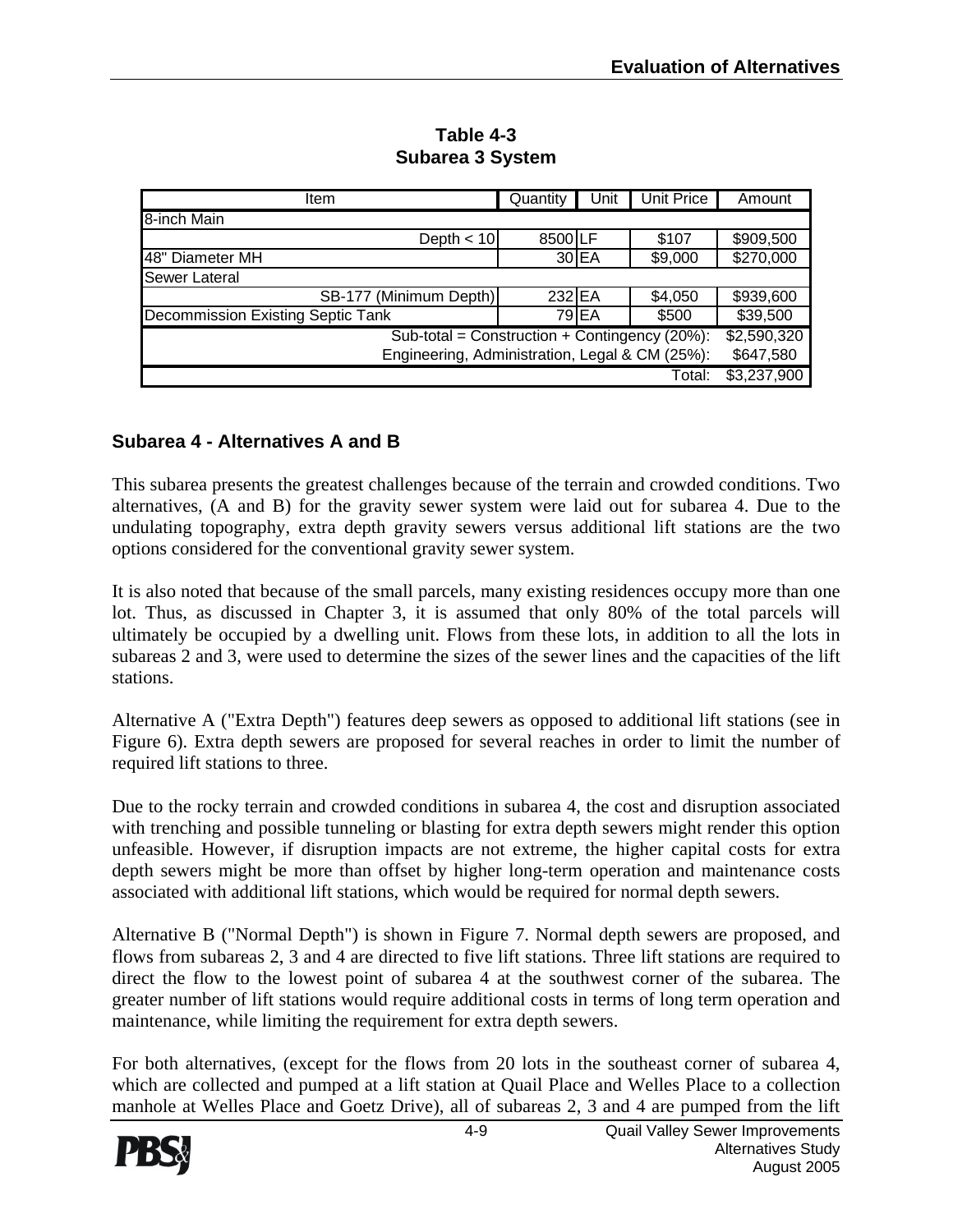**Table 4-3**
**Subarea 3 System**

| Item | Quantity | Unit | Unit Price | Amount |
|---|---|---|---|---|
| 8-inch Main | | | | |
| Depth < 10 | 8500 | LF | $107 | $909,500 |
| 48" Diameter MH | 30 | EA | $9,000 | $270,000 |
| Sewer Lateral | | | | |
| SB-177 (Minimum Depth) | 232 | EA | $4,050 | $939,600 |
| Decommission Existing Septic Tank | 79 | EA | $500 | $39,500 |
| Sub-total = Construction + Contingency (20%): | | | | $2,590,320 |
| Engineering, Administration, Legal & CM (25%): | | | | $647,580 |
| Total: | | | | $3,237,900 |

## Subarea 4 - Alternatives A and B

This subarea presents the greatest challenges because of the terrain and crowded conditions. Two alternatives, (A and B) for the gravity sewer system were laid out for subarea 4. Due to the undulating topography, extra depth gravity sewers versus additional lift stations are the two options considered for the conventional gravity sewer system.

It is also noted that because of the small parcels, many existing residences occupy more than one lot. Thus, as discussed in Chapter 3, it is assumed that only 80% of the total parcels will ultimately be occupied by a dwelling unit. Flows from these lots, in addition to all the lots in subareas 2 and 3, were used to determine the sizes of the sewer lines and the capacities of the lift stations.

Alternative A ("Extra Depth") features deep sewers as opposed to additional lift stations (see in Figure 6). Extra depth sewers are proposed for several reaches in order to limit the number of required lift stations to three.

Due to the rocky terrain and crowded conditions in subarea 4, the cost and disruption associated with trenching and possible tunneling or blasting for extra depth sewers might render this option unfeasible. However, if disruption impacts are not extreme, the higher capital costs for extra depth sewers might be more than offset by higher long-term operation and maintenance costs associated with additional lift stations, which would be required for normal depth sewers.

Alternative B ("Normal Depth") is shown in Figure 7. Normal depth sewers are proposed, and flows from subareas 2, 3 and 4 are directed to five lift stations. Three lift stations are required to direct the flow to the lowest point of subarea 4 at the southwest corner of the subarea. The greater number of lift stations would require additional costs in terms of long term operation and maintenance, while limiting the requirement for extra depth sewers.

For both alternatives, (except for the flows from 20 lots in the southeast corner of subarea 4, which are collected and pumped at a lift station at Quail Place and Welles Place to a collection manhole at Welles Place and Goetz Drive), all of subareas 2, 3 and 4 are pumped from the lift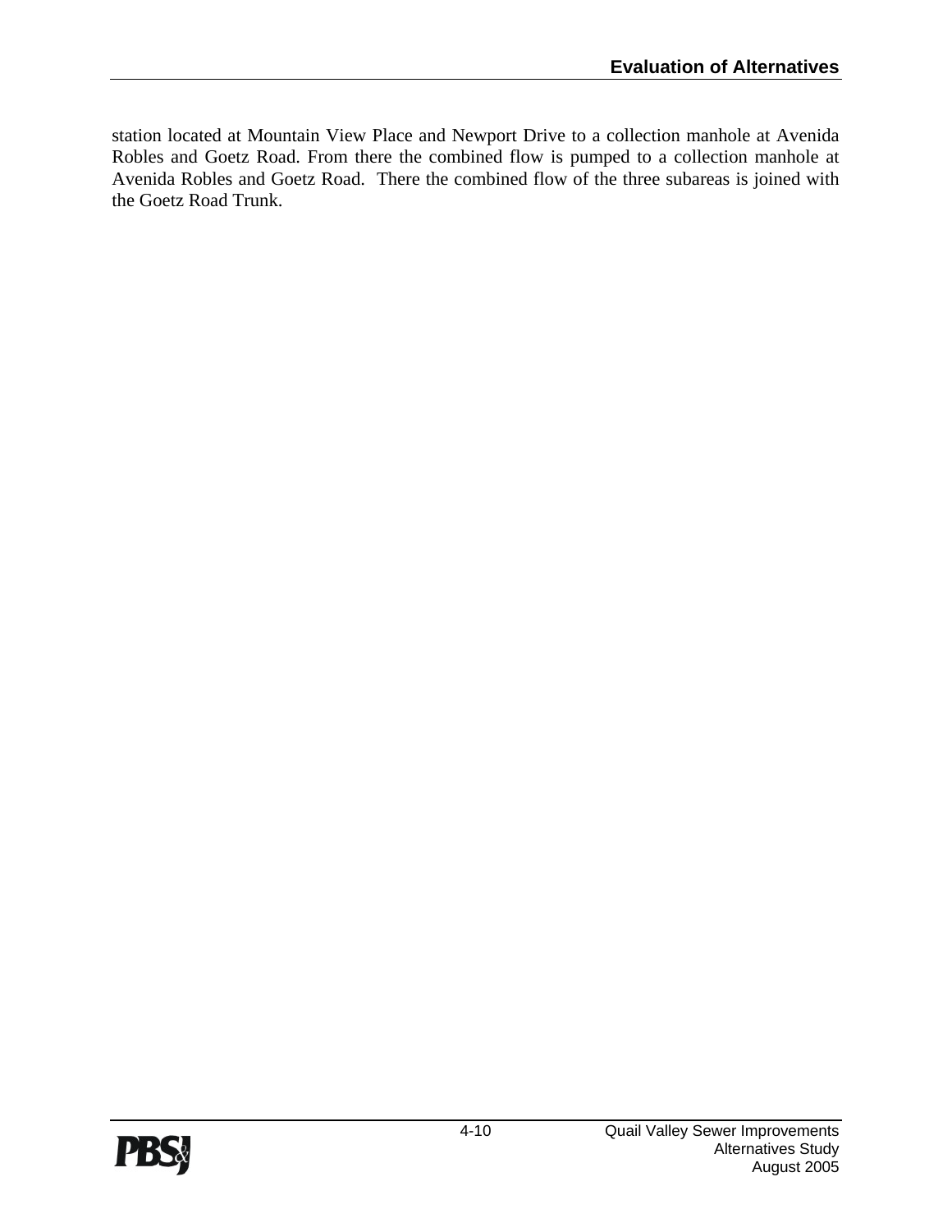station located at Mountain View Place and Newport Drive to a collection manhole at Avenida Robles and Goetz Road. From there the combined flow is pumped to a collection manhole at Avenida Robles and Goetz Road.  There the combined flow of the three subareas is joined with the Goetz Road Trunk.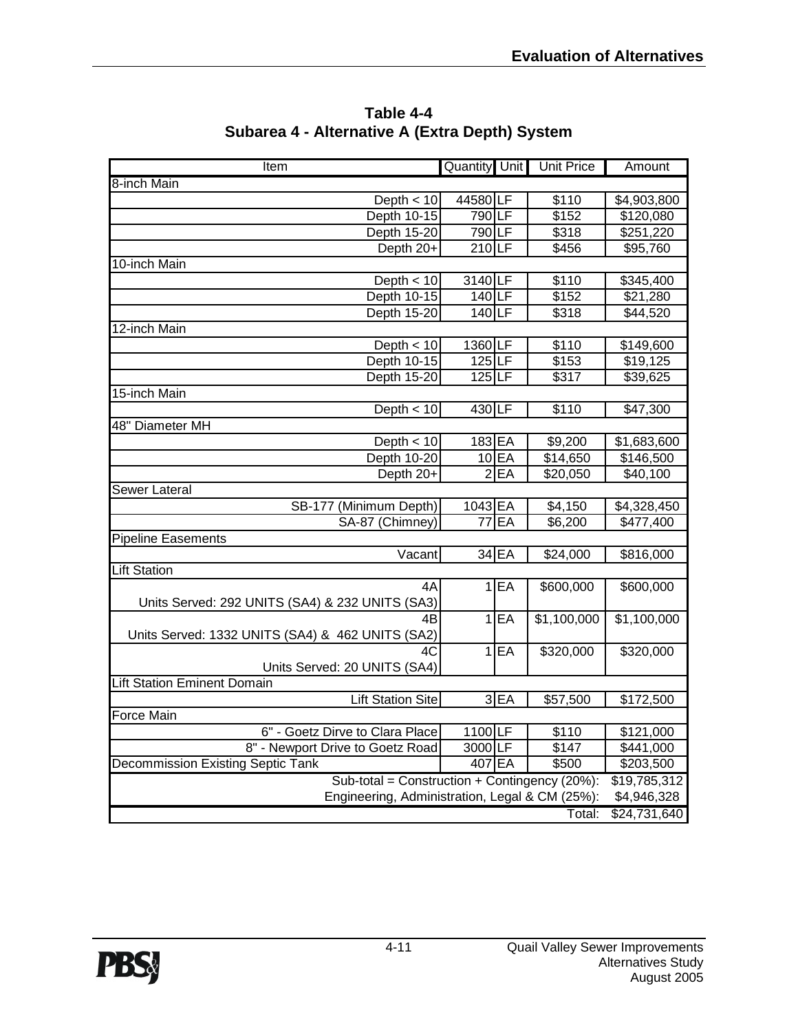**Table 4-4**
**Subarea 4 - Alternative A (Extra Depth) System**

| Item | Quantity | Unit | Unit Price | Amount |
|---|---|---|---|---|
| 8-inch Main | | | | |
| Depth < 10 | 44580 | LF | $110 | $4,903,800 |
| Depth 10-15 | 790 | LF | $152 | $120,080 |
| Depth 15-20 | 790 | LF | $318 | $251,220 |
| Depth 20+ | 210 | LF | $456 | $95,760 |
| 10-inch Main | | | | |
| Depth < 10 | 3140 | LF | $110 | $345,400 |
| Depth 10-15 | 140 | LF | $152 | $21,280 |
| Depth 15-20 | 140 | LF | $318 | $44,520 |
| 12-inch Main | | | | |
| Depth < 10 | 1360 | LF | $110 | $149,600 |
| Depth 10-15 | 125 | LF | $153 | $19,125 |
| Depth 15-20 | 125 | LF | $317 | $39,625 |
| 15-inch Main | | | | |
| Depth < 10 | 430 | LF | $110 | $47,300 |
| 48" Diameter MH | | | | |
| Depth < 10 | 183 | EA | $9,200 | $1,683,600 |
| Depth 10-20 | 10 | EA | $14,650 | $146,500 |
| Depth 20+ | 2 | EA | $20,050 | $40,100 |
| Sewer Lateral | | | | |
| SB-177 (Minimum Depth) | 1043 | EA | $4,150 | $4,328,450 |
| SA-87 (Chimney) | 77 | EA | $6,200 | $477,400 |
| Pipeline Easements | | | | |
| Vacant | 34 | EA | $24,000 | $816,000 |
| Lift Station | | | | |
| 4A Units Served: 292 UNITS (SA4) & 232 UNITS (SA3) | 1 | EA | $600,000 | $600,000 |
| 4B Units Served: 1332 UNITS (SA4) & 462 UNITS (SA2) | 1 | EA | $1,100,000 | $1,100,000 |
| 4C Units Served: 20 UNITS (SA4) | 1 | EA | $320,000 | $320,000 |
| Lift Station Eminent Domain | | | | |
| Lift Station Site | 3 | EA | $57,500 | $172,500 |
| Force Main | | | | |
| 6" - Goetz Dirve to Clara Place | 1100 | LF | $110 | $121,000 |
| 8" - Newport Drive to Goetz Road | 3000 | LF | $147 | $441,000 |
| Decommission Existing Septic Tank | 407 | EA | $500 | $203,500 |
| Sub-total = Construction + Contingency (20%): | | | | $19,785,312 |
| Engineering, Administration, Legal & CM (25%): | | | | $4,946,328 |
| Total: | | | | $24,731,640 |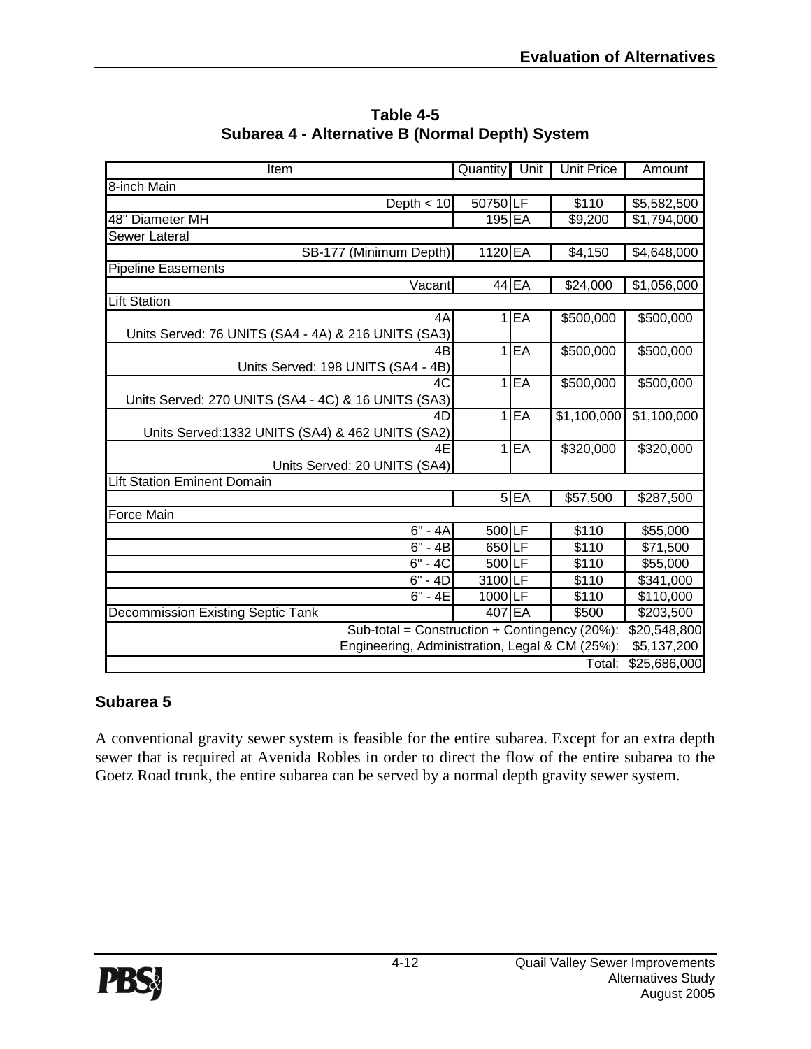**Table 4-5**
**Subarea 4 - Alternative B (Normal Depth) System**

| Item | Quantity | Unit | Unit Price | Amount |
|---|---|---|---|---|
| 8-inch Main | | | | |
| Depth < 10 | 50750 | LF | $110 | $5,582,500 |
| 48" Diameter MH | 195 | EA | $9,200 | $1,794,000 |
| Sewer Lateral | | | | |
| SB-177 (Minimum Depth) | 1120 | EA | $4,150 | $4,648,000 |
| Pipeline Easements | | | | |
| Vacant | 44 | EA | $24,000 | $1,056,000 |
| Lift Station | | | | |
| 4A<br>Units Served: 76 UNITS (SA4 - 4A) & 216 UNITS (SA3) | 1 | EA | $500,000 | $500,000 |
| 4B<br>Units Served: 198 UNITS (SA4 - 4B) | 1 | EA | $500,000 | $500,000 |
| 4C<br>Units Served: 270 UNITS (SA4 - 4C) & 16 UNITS (SA3) | 1 | EA | $500,000 | $500,000 |
| 4D<br>Units Served:1332 UNITS (SA4) & 462 UNITS (SA2) | 1 | EA | $1,100,000 | $1,100,000 |
| 4E<br>Units Served: 20 UNITS (SA4) | 1 | EA | $320,000 | $320,000 |
| Lift Station Eminent Domain | | | | |
| | 5 | EA | $57,500 | $287,500 |
| Force Main | | | | |
| 6" - 4A | 500 | LF | $110 | $55,000 |
| 6" - 4B | 650 | LF | $110 | $71,500 |
| 6" - 4C | 500 | LF | $110 | $55,000 |
| 6" - 4D | 3100 | LF | $110 | $341,000 |
| 6" - 4E | 1000 | LF | $110 | $110,000 |
| Decommission Existing Septic Tank | 407 | EA | $500 | $203,500 |
| Sub-total = Construction + Contingency (20%): | | | | $20,548,800 |
| Engineering, Administration, Legal & CM (25%): | | | | $5,137,200 |
| Total: | | | | $25,686,000 |

## Subarea 5

A conventional gravity sewer system is feasible for the entire subarea. Except for an extra depth sewer that is required at Avenida Robles in order to direct the flow of the entire subarea to the Goetz Road trunk, the entire subarea can be served by a normal depth gravity sewer system.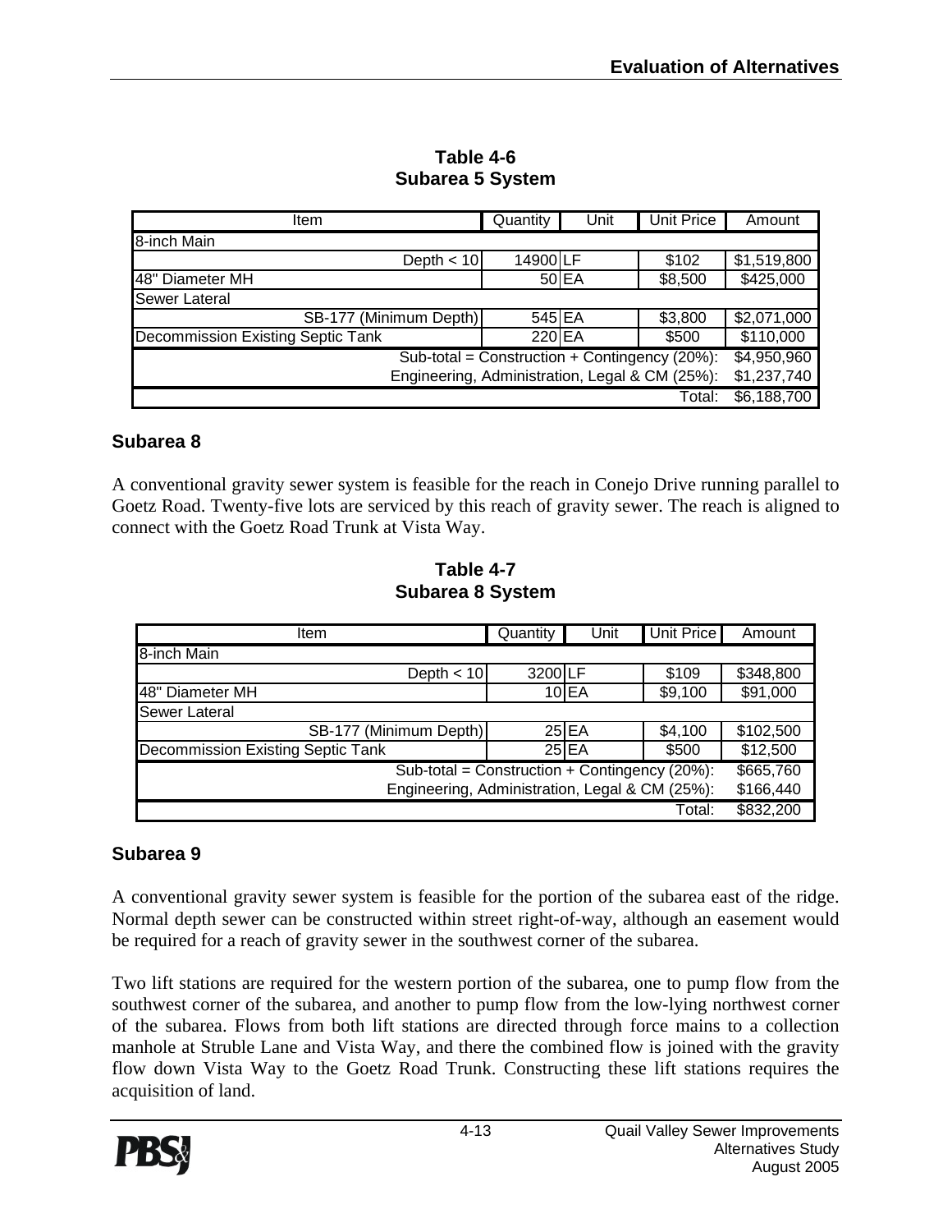**Table 4-6**
**Subarea 5 System**

| Item | Quantity | Unit | Unit Price | Amount |
|---|---|---|---|---|
| 8-inch Main | | | | |
| Depth < 10 | 14900 | LF | $102 | $1,519,800 |
| 48" Diameter MH | 50 | EA | $8,500 | $425,000 |
| Sewer Lateral | | | | |
| SB-177 (Minimum Depth) | 545 | EA | $3,800 | $2,071,000 |
| Decommission Existing Septic Tank | 220 | EA | $500 | $110,000 |
| Sub-total = Construction + Contingency (20%): | | | | $4,950,960 |
| Engineering, Administration, Legal & CM (25%): | | | | $1,237,740 |
| Total: | | | | $6,188,700 |

## Subarea 8

A conventional gravity sewer system is feasible for the reach in Conejo Drive running parallel to Goetz Road. Twenty-five lots are serviced by this reach of gravity sewer. The reach is aligned to connect with the Goetz Road Trunk at Vista Way.

**Table 4-7**
**Subarea 8 System**

| Item | Quantity | Unit | Unit Price | Amount |
|---|---|---|---|---|
| 8-inch Main | | | | |
| Depth < 10 | 3200 | LF | $109 | $348,800 |
| 48" Diameter MH | 10 | EA | $9,100 | $91,000 |
| Sewer Lateral | | | | |
| SB-177 (Minimum Depth) | 25 | EA | $4,100 | $102,500 |
| Decommission Existing Septic Tank | 25 | EA | $500 | $12,500 |
| Sub-total = Construction + Contingency (20%): | | | | $665,760 |
| Engineering, Administration, Legal & CM (25%): | | | | $166,440 |
| Total: | | | | $832,200 |

## Subarea 9

A conventional gravity sewer system is feasible for the portion of the subarea east of the ridge. Normal depth sewer can be constructed within street right-of-way, although an easement would be required for a reach of gravity sewer in the southwest corner of the subarea.

Two lift stations are required for the western portion of the subarea, one to pump flow from the southwest corner of the subarea, and another to pump flow from the low-lying northwest corner of the subarea. Flows from both lift stations are directed through force mains to a collection manhole at Struble Lane and Vista Way, and there the combined flow is joined with the gravity flow down Vista Way to the Goetz Road Trunk. Constructing these lift stations requires the acquisition of land.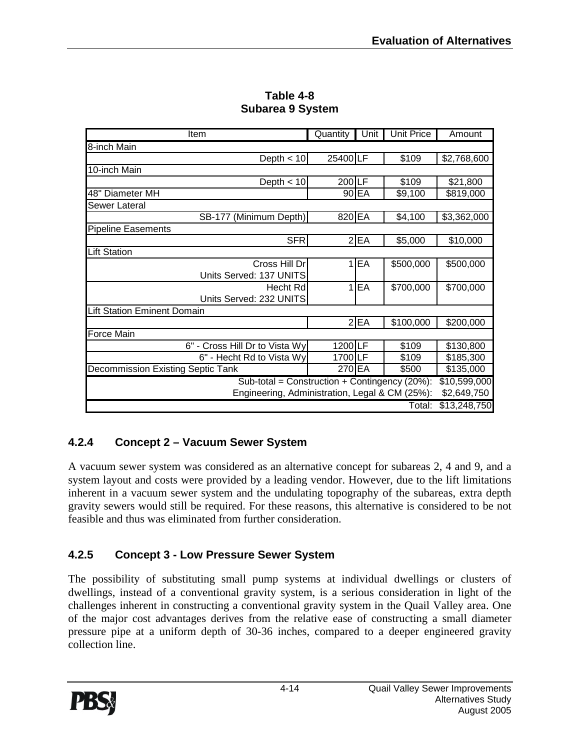**Table 4-8**
**Subarea 9 System**

| Item | Quantity | Unit | Unit Price | Amount |
|---|---|---|---|---|
| 8-inch Main | | | | |
| Depth < 10 | 25400 | LF | $109 | $2,768,600 |
| 10-inch Main | | | | |
| Depth < 10 | 200 | LF | $109 | $21,800 |
| 48" Diameter MH | 90 | EA | $9,100 | $819,000 |
| Sewer Lateral | | | | |
| SB-177 (Minimum Depth) | 820 | EA | $4,100 | $3,362,000 |
| Pipeline Easements | | | | |
| SFR | 2 | EA | $5,000 | $10,000 |
| Lift Station | | | | |
| Cross Hill Dr<br>Units Served: 137 UNITS | 1 | EA | $500,000 | $500,000 |
| Hecht Rd<br>Units Served: 232 UNITS | 1 | EA | $700,000 | $700,000 |
| Lift Station Eminent Domain | | | | |
| | 2 | EA | $100,000 | $200,000 |
| Force Main | | | | |
| 6" - Cross Hill Dr to Vista Wy | 1200 | LF | $109 | $130,800 |
| 6" - Hecht Rd to Vista Wy | 1700 | LF | $109 | $185,300 |
| Decommission Existing Septic Tank | 270 | EA | $500 | $135,000 |
| Sub-total = Construction + Contingency (20%): | | | | $10,599,000 |
| Engineering, Administration, Legal & CM (25%): | | | | $2,649,750 |
| Total: | | | | $13,248,750 |

### 4.2.4 Concept 2 – Vacuum Sewer System

A vacuum sewer system was considered as an alternative concept for subareas 2, 4 and 9, and a system layout and costs were provided by a leading vendor. However, due to the lift limitations inherent in a vacuum sewer system and the undulating topography of the subareas, extra depth gravity sewers would still be required. For these reasons, this alternative is considered to be not feasible and thus was eliminated from further consideration.

### 4.2.5 Concept 3 - Low Pressure Sewer System

The possibility of substituting small pump systems at individual dwellings or clusters of dwellings, instead of a conventional gravity system, is a serious consideration in light of the challenges inherent in constructing a conventional gravity system in the Quail Valley area. One of the major cost advantages derives from the relative ease of constructing a small diameter pressure pipe at a uniform depth of 30-36 inches, compared to a deeper engineered gravity collection line.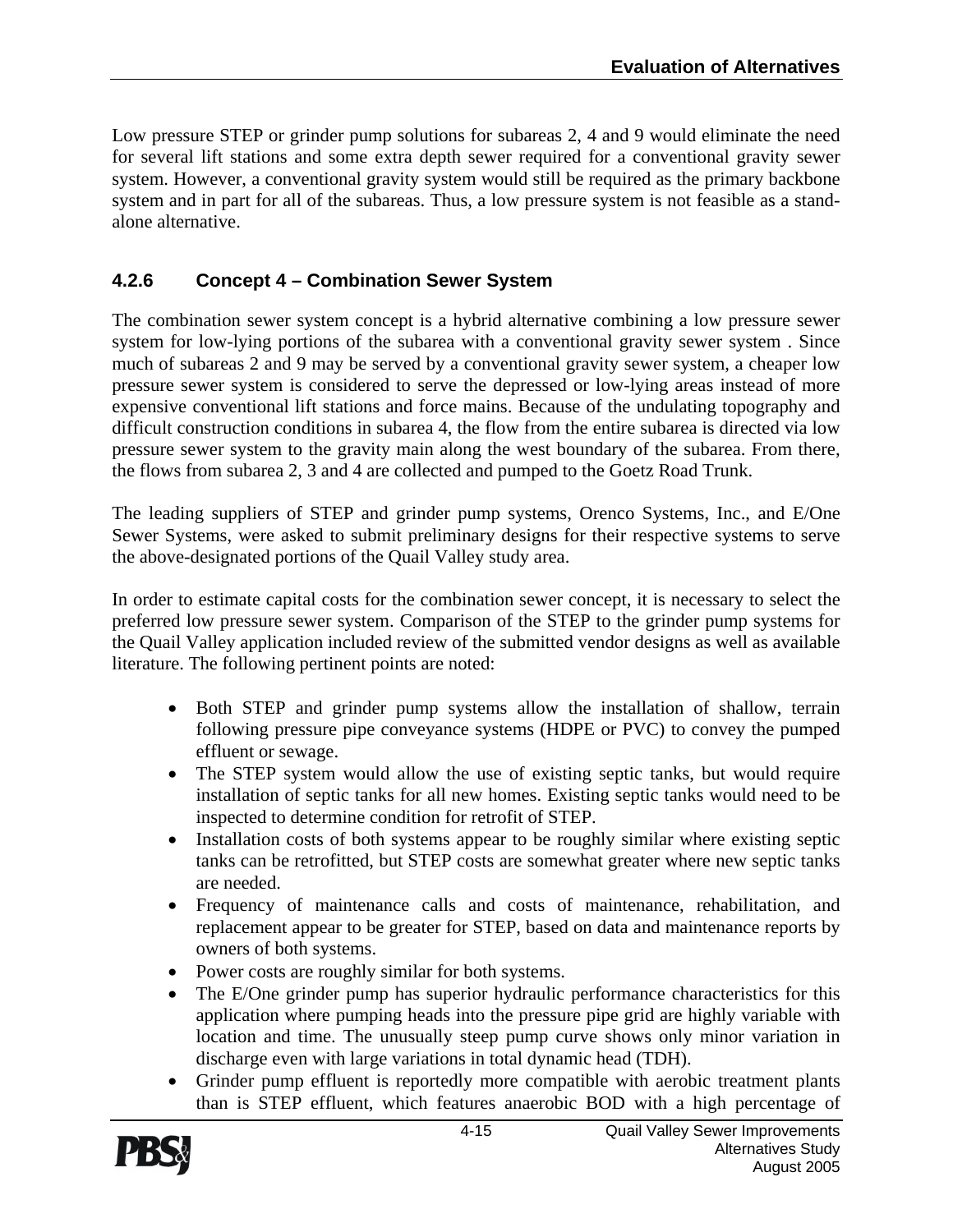Low pressure STEP or grinder pump solutions for subareas 2, 4 and 9 would eliminate the need for several lift stations and some extra depth sewer required for a conventional gravity sewer system. However, a conventional gravity system would still be required as the primary backbone system and in part for all of the subareas. Thus, a low pressure system is not feasible as a stand-alone alternative.

### 4.2.6 Concept 4 – Combination Sewer System

The combination sewer system concept is a hybrid alternative combining a low pressure sewer system for low-lying portions of the subarea with a conventional gravity sewer system . Since much of subareas 2 and 9 may be served by a conventional gravity sewer system, a cheaper low pressure sewer system is considered to serve the depressed or low-lying areas instead of more expensive conventional lift stations and force mains. Because of the undulating topography and difficult construction conditions in subarea 4, the flow from the entire subarea is directed via low pressure sewer system to the gravity main along the west boundary of the subarea. From there, the flows from subarea 2, 3 and 4 are collected and pumped to the Goetz Road Trunk.

The leading suppliers of STEP and grinder pump systems, Orenco Systems, Inc., and E/One Sewer Systems, were asked to submit preliminary designs for their respective systems to serve the above-designated portions of the Quail Valley study area.

In order to estimate capital costs for the combination sewer concept, it is necessary to select the preferred low pressure sewer system. Comparison of the STEP to the grinder pump systems for the Quail Valley application included review of the submitted vendor designs as well as available literature. The following pertinent points are noted:

- Both STEP and grinder pump systems allow the installation of shallow, terrain following pressure pipe conveyance systems (HDPE or PVC) to convey the pumped effluent or sewage.
- The STEP system would allow the use of existing septic tanks, but would require installation of septic tanks for all new homes. Existing septic tanks would need to be inspected to determine condition for retrofit of STEP.
- Installation costs of both systems appear to be roughly similar where existing septic tanks can be retrofitted, but STEP costs are somewhat greater where new septic tanks are needed.
- Frequency of maintenance calls and costs of maintenance, rehabilitation, and replacement appear to be greater for STEP, based on data and maintenance reports by owners of both systems.
- Power costs are roughly similar for both systems.
- The E/One grinder pump has superior hydraulic performance characteristics for this application where pumping heads into the pressure pipe grid are highly variable with location and time. The unusually steep pump curve shows only minor variation in discharge even with large variations in total dynamic head (TDH).
- Grinder pump effluent is reportedly more compatible with aerobic treatment plants than is STEP effluent, which features anaerobic BOD with a high percentage of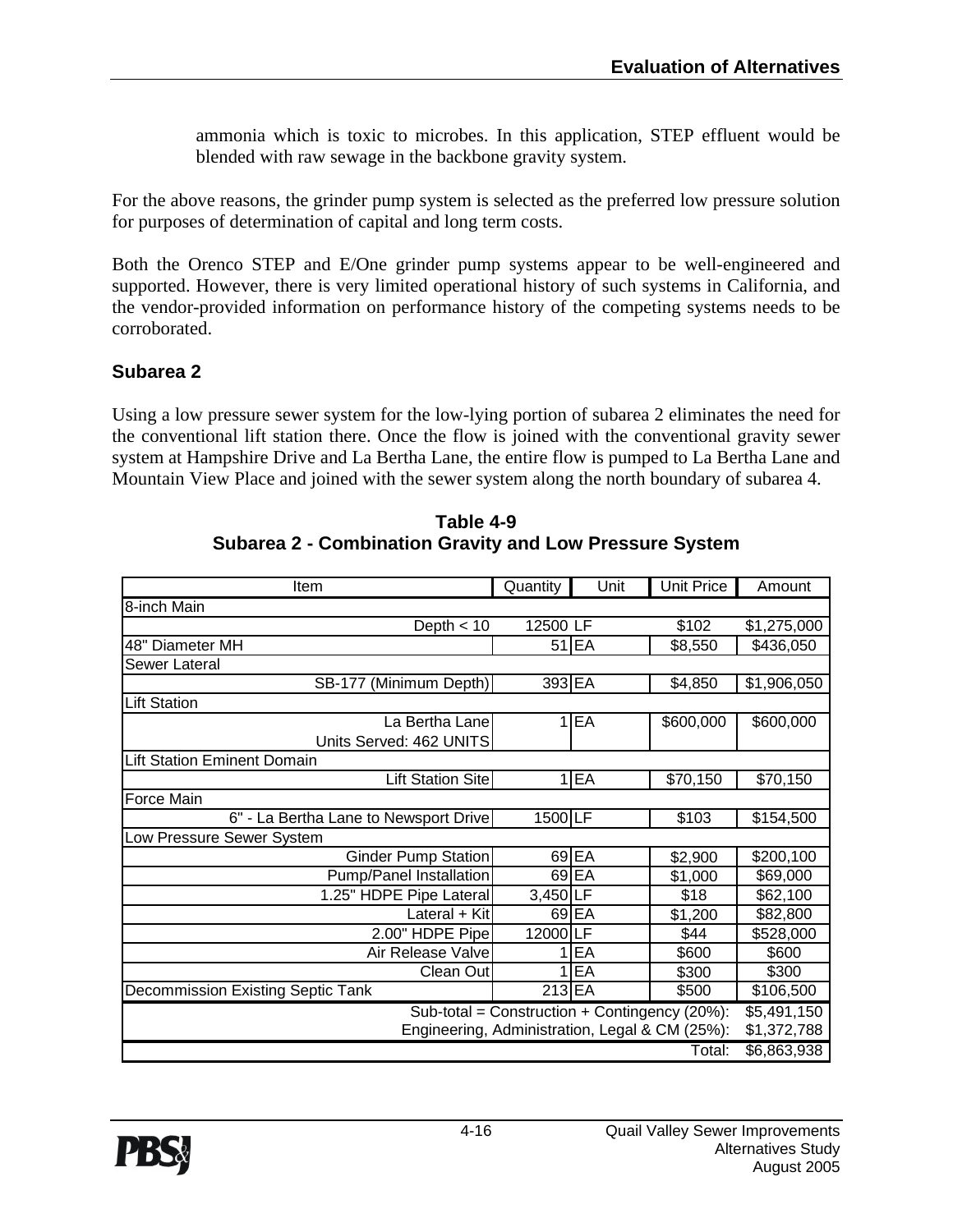ammonia which is toxic to microbes. In this application, STEP effluent would be blended with raw sewage in the backbone gravity system.

For the above reasons, the grinder pump system is selected as the preferred low pressure solution for purposes of determination of capital and long term costs.

Both the Orenco STEP and E/One grinder pump systems appear to be well-engineered and supported. However, there is very limited operational history of such systems in California, and the vendor-provided information on performance history of the competing systems needs to be corroborated.

### Subarea 2

Using a low pressure sewer system for the low-lying portion of subarea 2 eliminates the need for the conventional lift station there. Once the flow is joined with the conventional gravity sewer system at Hampshire Drive and La Bertha Lane, the entire flow is pumped to La Bertha Lane and Mountain View Place and joined with the sewer system along the north boundary of subarea 4.

**Table 4-9**
**Subarea 2 - Combination Gravity and Low Pressure System**

| Item | Quantity | Unit | Unit Price | Amount |
|---|---|---|---|---|
| 8-inch Main | | | | |
| Depth < 10 | 12500 | LF | $102 | $1,275,000 |
| 48" Diameter MH | 51 | EA | $8,550 | $436,050 |
| Sewer Lateral | | | | |
| SB-177 (Minimum Depth) | 393 | EA | $4,850 | $1,906,050 |
| Lift Station | | | | |
| La Bertha Lane<br>Units Served: 462 UNITS | 1 | EA | $600,000 | $600,000 |
| Lift Station Eminent Domain | | | | |
| Lift Station Site | 1 | EA | $70,150 | $70,150 |
| Force Main | | | | |
| 6" - La Bertha Lane to Newsport Drive | 1500 | LF | $103 | $154,500 |
| Low Pressure Sewer System | | | | |
| Ginder Pump Station | 69 | EA | $2,900 | $200,100 |
| Pump/Panel Installation | 69 | EA | $1,000 | $69,000 |
| 1.25" HDPE Pipe Lateral | 3,450 | LF | $18 | $62,100 |
| Lateral + Kit | 69 | EA | $1,200 | $82,800 |
| 2.00" HDPE Pipe | 12000 | LF | $44 | $528,000 |
| Air Release Valve | 1 | EA | $600 | $600 |
| Clean Out | 1 | EA | $300 | $300 |
| Decommission Existing Septic Tank | 213 | EA | $500 | $106,500 |
| Sub-total = Construction + Contingency (20%): | | | | $5,491,150 |
| Engineering, Administration, Legal & CM (25%): | | | | $1,372,788 |
| Total: | | | | $6,863,938 |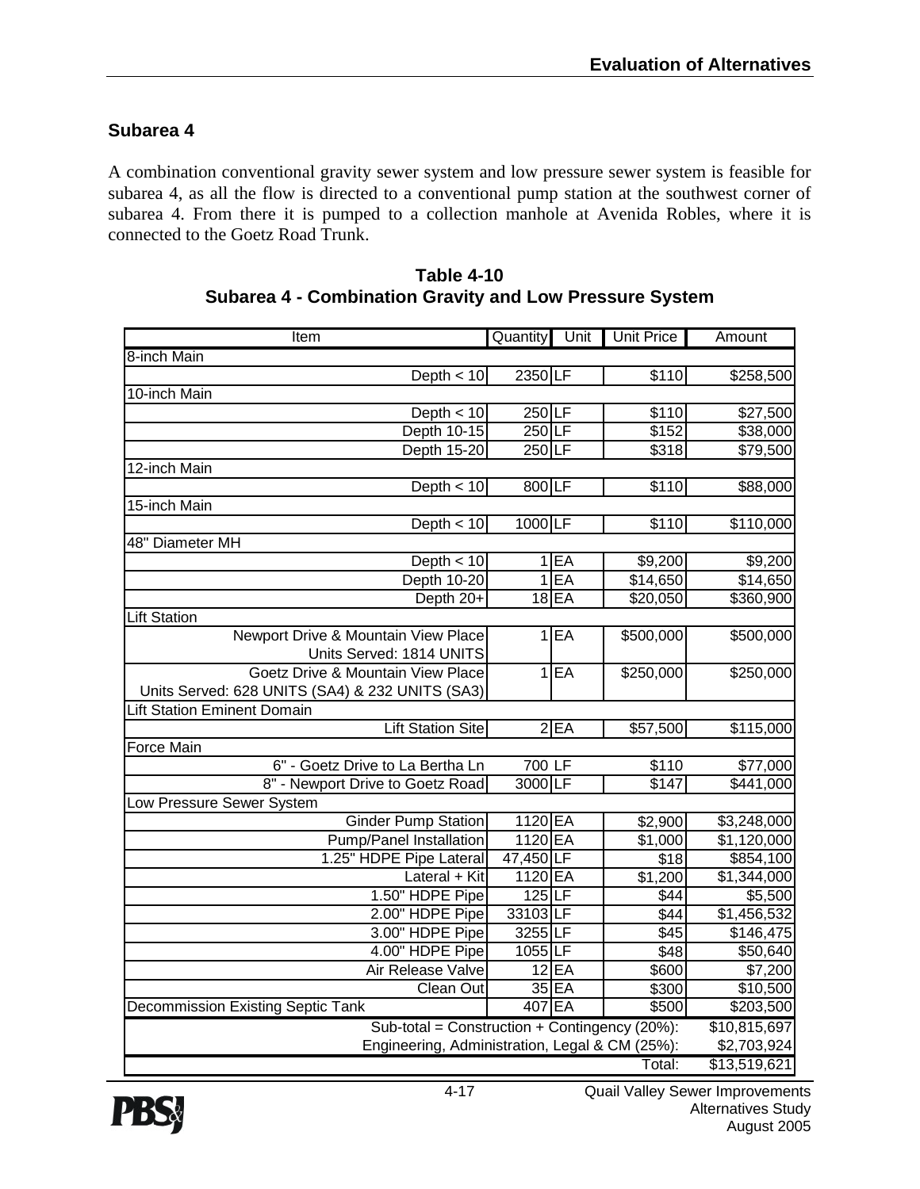## Subarea 4

A combination conventional gravity sewer system and low pressure sewer system is feasible for subarea 4, as all the flow is directed to a conventional pump station at the southwest corner of subarea 4. From there it is pumped to a collection manhole at Avenida Robles, where it is connected to the Goetz Road Trunk.

**Table 4-10**
**Subarea 4 - Combination Gravity and Low Pressure System**

| Item | Quantity | Unit | Unit Price | Amount |
|---|---|---|---|---|
| 8-inch Main | | | | |
| Depth < 10 | 2350 | LF | $110 | $258,500 |
| 10-inch Main | | | | |
| Depth < 10 | 250 | LF | $110 | $27,500 |
| Depth 10-15 | 250 | LF | $152 | $38,000 |
| Depth 15-20 | 250 | LF | $318 | $79,500 |
| 12-inch Main | | | | |
| Depth < 10 | 800 | LF | $110 | $88,000 |
| 15-inch Main | | | | |
| Depth < 10 | 1000 | LF | $110 | $110,000 |
| 48" Diameter MH | | | | |
| Depth < 10 | 1 | EA | $9,200 | $9,200 |
| Depth 10-20 | 1 | EA | $14,650 | $14,650 |
| Depth 20+ | 18 | EA | $20,050 | $360,900 |
| Lift Station | | | | |
| Newport Drive & Mountain View Place Units Served: 1814 UNITS | 1 | EA | $500,000 | $500,000 |
| Goetz Drive & Mountain View Place Units Served: 628 UNITS (SA4) & 232 UNITS (SA3) | 1 | EA | $250,000 | $250,000 |
| Lift Station Eminent Domain | | | | |
| Lift Station Site | 2 | EA | $57,500 | $115,000 |
| Force Main | | | | |
| 6" - Goetz Drive to La Bertha Ln | 700 | LF | $110 | $77,000 |
| 8" - Newport Drive to Goetz Road | 3000 | LF | $147 | $441,000 |
| Low Pressure Sewer System | | | | |
| Ginder Pump Station | 1120 | EA | $2,900 | $3,248,000 |
| Pump/Panel Installation | 1120 | EA | $1,000 | $1,120,000 |
| 1.25" HDPE Pipe Lateral | 47,450 | LF | $18 | $854,100 |
| Lateral + Kit | 1120 | EA | $1,200 | $1,344,000 |
| 1.50" HDPE Pipe | 125 | LF | $44 | $5,500 |
| 2.00" HDPE Pipe | 33103 | LF | $44 | $1,456,532 |
| 3.00" HDPE Pipe | 3255 | LF | $45 | $146,475 |
| 4.00" HDPE Pipe | 1055 | LF | $48 | $50,640 |
| Air Release Valve | 12 | EA | $600 | $7,200 |
| Clean Out | 35 | EA | $300 | $10,500 |
| Decommission Existing Septic Tank | 407 | EA | $500 | $203,500 |
| Sub-total = Construction + Contingency (20%): | | | | $10,815,697 |
| Engineering, Administration, Legal & CM (25%): | | | | $2,703,924 |
| Total: | | | | $13,519,621 |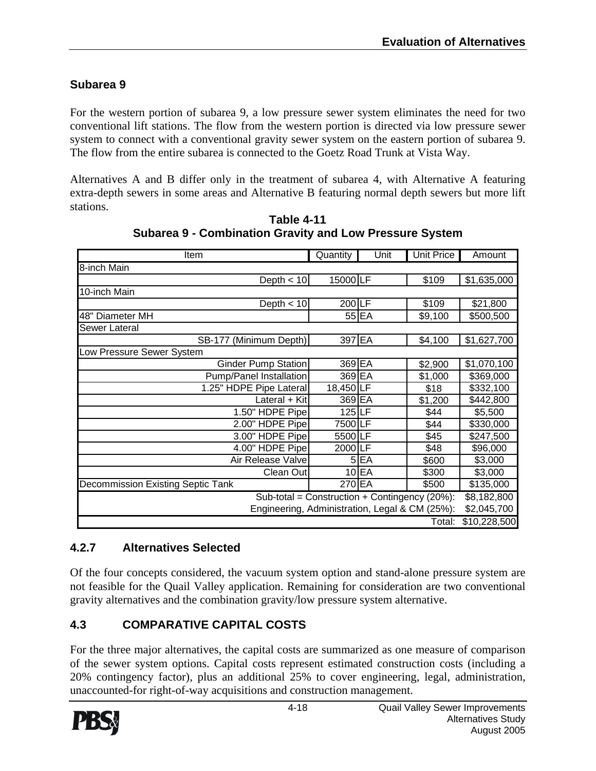### Subarea 9

For the western portion of subarea 9, a low pressure sewer system eliminates the need for two conventional lift stations. The flow from the western portion is directed via low pressure sewer system to connect with a conventional gravity sewer system on the eastern portion of subarea 9. The flow from the entire subarea is connected to the Goetz Road Trunk at Vista Way.

Alternatives A and B differ only in the treatment of subarea 4, with Alternative A featuring extra-depth sewers in some areas and Alternative B featuring normal depth sewers but more lift stations.

**Table 4-11**
**Subarea 9 - Combination Gravity and Low Pressure System**

| Item | Quantity | Unit | Unit Price | Amount |
|---|---|---|---|---|
| 8-inch Main | | | | |
| Depth < 10 | 15000 | LF | $109 | $1,635,000 |
| 10-inch Main | | | | |
| Depth < 10 | 200 | LF | $109 | $21,800 |
| 48" Diameter MH | 55 | EA | $9,100 | $500,500 |
| Sewer Lateral | | | | |
| SB-177 (Minimum Depth) | 397 | EA | $4,100 | $1,627,700 |
| Low Pressure Sewer System | | | | |
| Ginder Pump Station | 369 | EA | $2,900 | $1,070,100 |
| Pump/Panel Installation | 369 | EA | $1,000 | $369,000 |
| 1.25" HDPE Pipe Lateral | 18,450 | LF | $18 | $332,100 |
| Lateral + Kit | 369 | EA | $1,200 | $442,800 |
| 1.50" HDPE Pipe | 125 | LF | $44 | $5,500 |
| 2.00" HDPE Pipe | 7500 | LF | $44 | $330,000 |
| 3.00" HDPE Pipe | 5500 | LF | $45 | $247,500 |
| 4.00" HDPE Pipe | 2000 | LF | $48 | $96,000 |
| Air Release Valve | 5 | EA | $600 | $3,000 |
| Clean Out | 10 | EA | $300 | $3,000 |
| Decommission Existing Septic Tank | 270 | EA | $500 | $135,000 |
| Sub-total = Construction + Contingency (20%): | | | | $8,182,800 |
| Engineering, Administration, Legal & CM (25%): | | | | $2,045,700 |
| Total: | | | | $10,228,500 |

### 4.2.7 Alternatives Selected

Of the four concepts considered, the vacuum system option and stand-alone pressure system are not feasible for the Quail Valley application. Remaining for consideration are two conventional gravity alternatives and the combination gravity/low pressure system alternative.

## 4.3 COMPARATIVE CAPITAL COSTS

For the three major alternatives, the capital costs are summarized as one measure of comparison of the sewer system options. Capital costs represent estimated construction costs (including a 20% contingency factor), plus an additional 25% to cover engineering, legal, administration, unaccounted-for right-of-way acquisitions and construction management.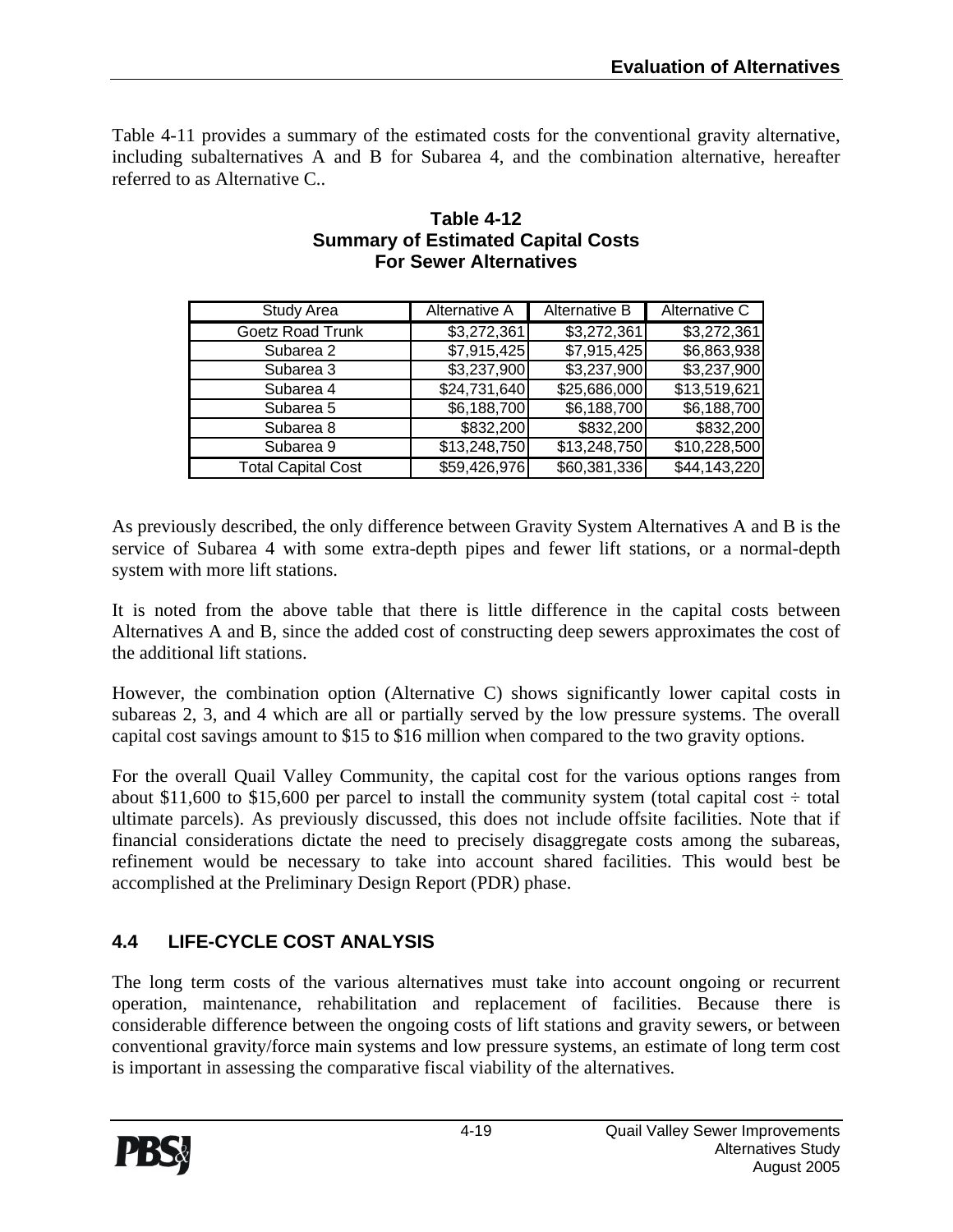Table 4-11 provides a summary of the estimated costs for the conventional gravity alternative, including subalternatives A and B for Subarea 4, and the combination alternative, hereafter referred to as Alternative C..

**Table 4-12**
**Summary of Estimated Capital Costs**
**For Sewer Alternatives**

| Study Area | Alternative A | Alternative B | Alternative C |
|---|---|---|---|
| Goetz Road Trunk | $3,272,361 | $3,272,361 | $3,272,361 |
| Subarea 2 | $7,915,425 | $7,915,425 | $6,863,938 |
| Subarea 3 | $3,237,900 | $3,237,900 | $3,237,900 |
| Subarea 4 | $24,731,640 | $25,686,000 | $13,519,621 |
| Subarea 5 | $6,188,700 | $6,188,700 | $6,188,700 |
| Subarea 8 | $832,200 | $832,200 | $832,200 |
| Subarea 9 | $13,248,750 | $13,248,750 | $10,228,500 |
| Total Capital Cost | $59,426,976 | $60,381,336 | $44,143,220 |

As previously described, the only difference between Gravity System Alternatives A and B is the service of Subarea 4 with some extra-depth pipes and fewer lift stations, or a normal-depth system with more lift stations.

It is noted from the above table that there is little difference in the capital costs between Alternatives A and B, since the added cost of constructing deep sewers approximates the cost of the additional lift stations.

However, the combination option (Alternative C) shows significantly lower capital costs in subareas 2, 3, and 4 which are all or partially served by the low pressure systems. The overall capital cost savings amount to $15 to $16 million when compared to the two gravity options.

For the overall Quail Valley Community, the capital cost for the various options ranges from about $11,600 to $15,600 per parcel to install the community system (total capital cost ÷ total ultimate parcels). As previously discussed, this does not include offsite facilities. Note that if financial considerations dictate the need to precisely disaggregate costs among the subareas, refinement would be necessary to take into account shared facilities. This would best be accomplished at the Preliminary Design Report (PDR) phase.

## 4.4 LIFE-CYCLE COST ANALYSIS

The long term costs of the various alternatives must take into account ongoing or recurrent operation, maintenance, rehabilitation and replacement of facilities. Because there is considerable difference between the ongoing costs of lift stations and gravity sewers, or between conventional gravity/force main systems and low pressure systems, an estimate of long term cost is important in assessing the comparative fiscal viability of the alternatives.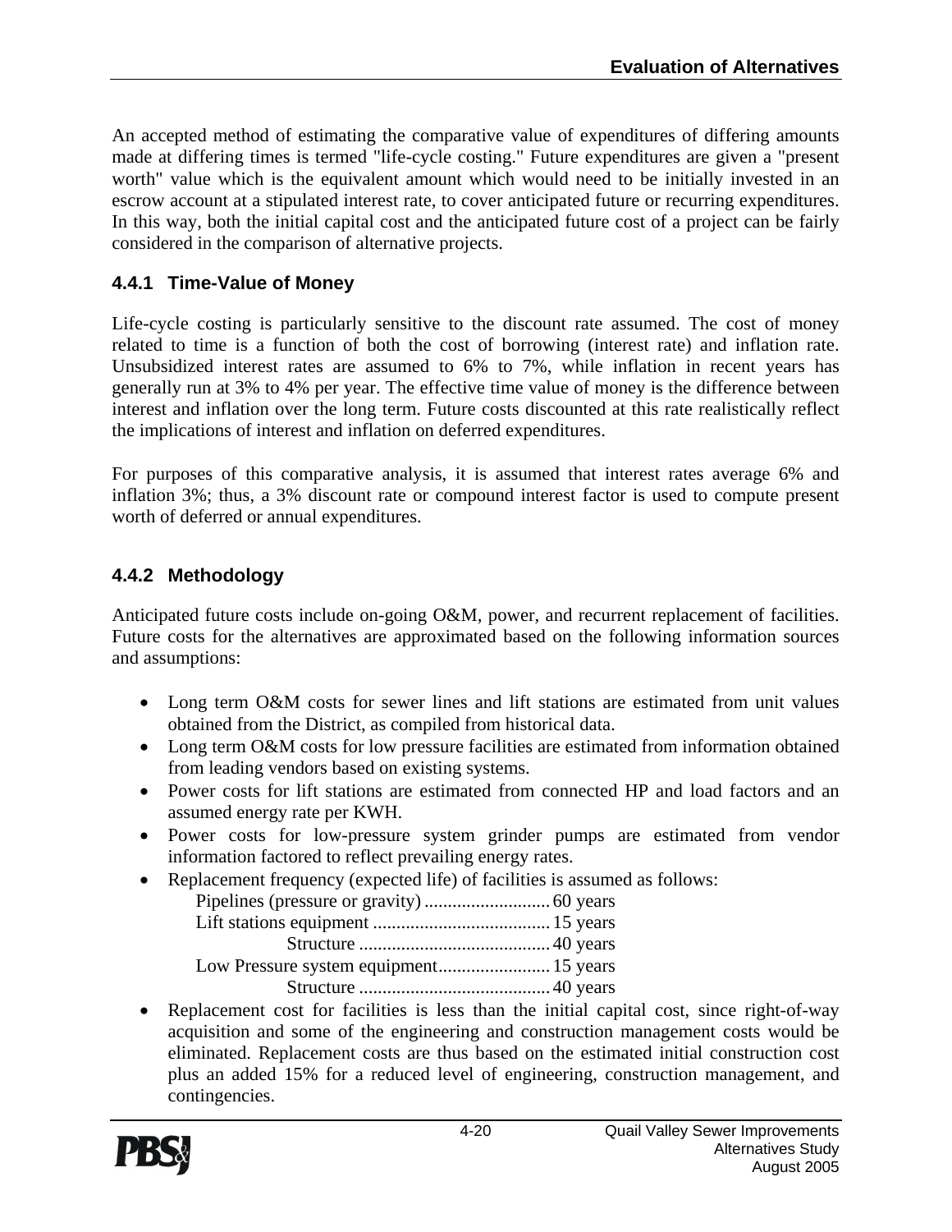An accepted method of estimating the comparative value of expenditures of differing amounts made at differing times is termed "life-cycle costing." Future expenditures are given a "present worth" value which is the equivalent amount which would need to be initially invested in an escrow account at a stipulated interest rate, to cover anticipated future or recurring expenditures. In this way, both the initial capital cost and the anticipated future cost of a project can be fairly considered in the comparison of alternative projects.

### 4.4.1 Time-Value of Money

Life-cycle costing is particularly sensitive to the discount rate assumed. The cost of money related to time is a function of both the cost of borrowing (interest rate) and inflation rate. Unsubsidized interest rates are assumed to 6% to 7%, while inflation in recent years has generally run at 3% to 4% per year. The effective time value of money is the difference between interest and inflation over the long term. Future costs discounted at this rate realistically reflect the implications of interest and inflation on deferred expenditures.

For purposes of this comparative analysis, it is assumed that interest rates average 6% and inflation 3%; thus, a 3% discount rate or compound interest factor is used to compute present worth of deferred or annual expenditures.

### 4.4.2 Methodology

Anticipated future costs include on-going O&M, power, and recurrent replacement of facilities. Future costs for the alternatives are approximated based on the following information sources and assumptions:

- Long term O&M costs for sewer lines and lift stations are estimated from unit values obtained from the District, as compiled from historical data.
- Long term O&M costs for low pressure facilities are estimated from information obtained from leading vendors based on existing systems.
- Power costs for lift stations are estimated from connected HP and load factors and an assumed energy rate per KWH.
- Power costs for low-pressure system grinder pumps are estimated from vendor information factored to reflect prevailing energy rates.
- Replacement frequency (expected life) of facilities is assumed as follows:
  - Pipelines (pressure or gravity) .......................... 60 years
  - Lift stations equipment ...................................... 15 years
    - Structure ......................................... 40 years
  - Low Pressure system equipment........................ 15 years
    - Structure ......................................... 40 years
- Replacement cost for facilities is less than the initial capital cost, since right-of-way acquisition and some of the engineering and construction management costs would be eliminated. Replacement costs are thus based on the estimated initial construction cost plus an added 15% for a reduced level of engineering, construction management, and contingencies.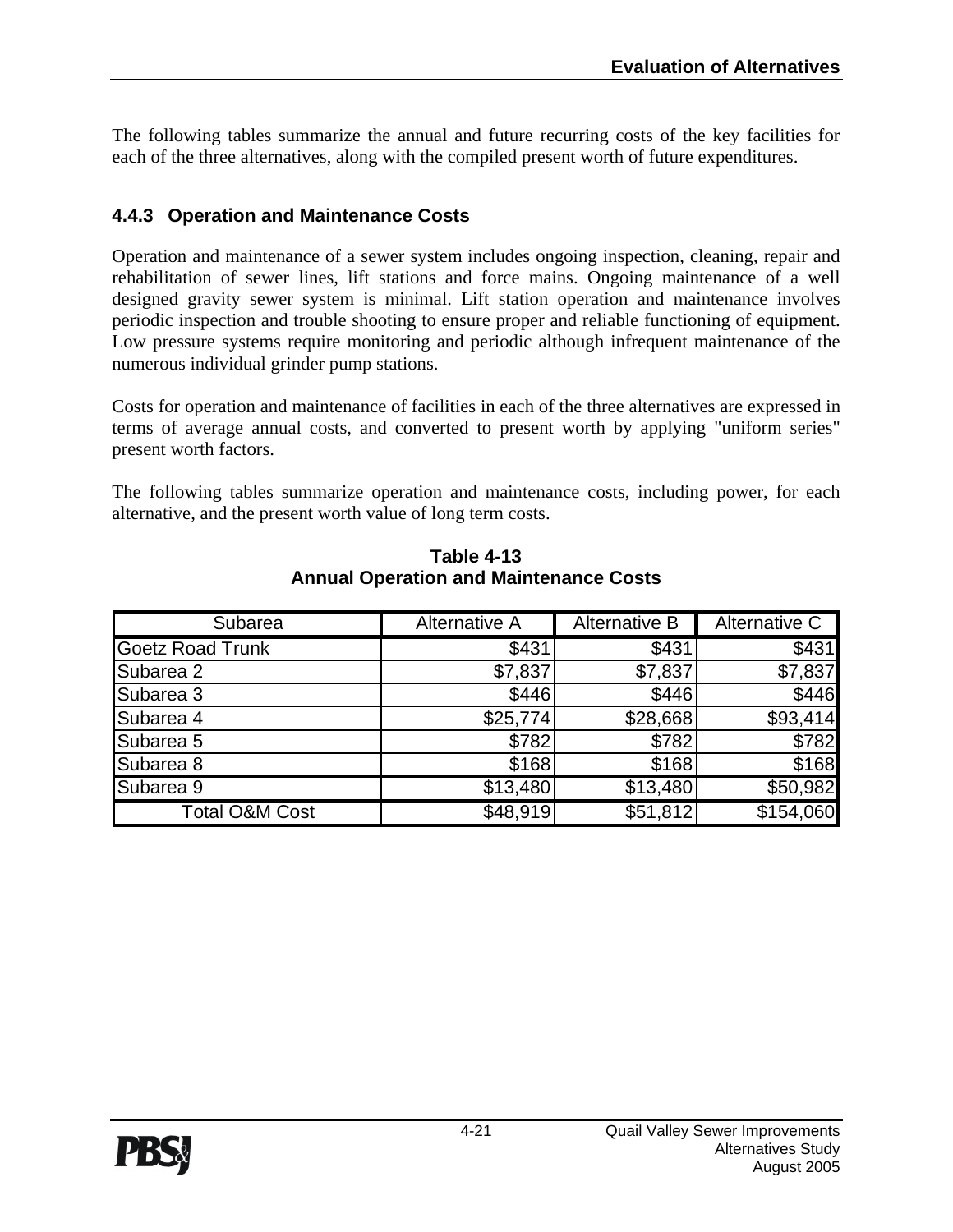The following tables summarize the annual and future recurring costs of the key facilities for each of the three alternatives, along with the compiled present worth of future expenditures.

### 4.4.3 Operation and Maintenance Costs

Operation and maintenance of a sewer system includes ongoing inspection, cleaning, repair and rehabilitation of sewer lines, lift stations and force mains. Ongoing maintenance of a well designed gravity sewer system is minimal. Lift station operation and maintenance involves periodic inspection and trouble shooting to ensure proper and reliable functioning of equipment. Low pressure systems require monitoring and periodic although infrequent maintenance of the numerous individual grinder pump stations.

Costs for operation and maintenance of facilities in each of the three alternatives are expressed in terms of average annual costs, and converted to present worth by applying "uniform series" present worth factors.

The following tables summarize operation and maintenance costs, including power, for each alternative, and the present worth value of long term costs.

**Table 4-13**
**Annual Operation and Maintenance Costs**

| Subarea | Alternative A | Alternative B | Alternative C |
|---|---|---|---|
| Goetz Road Trunk | $431 | $431 | $431 |
| Subarea 2 | $7,837 | $7,837 | $7,837 |
| Subarea 3 | $446 | $446 | $446 |
| Subarea 4 | $25,774 | $28,668 | $93,414 |
| Subarea 5 | $782 | $782 | $782 |
| Subarea 8 | $168 | $168 | $168 |
| Subarea 9 | $13,480 | $13,480 | $50,982 |
| Total O&M Cost | $48,919 | $51,812 | $154,060 |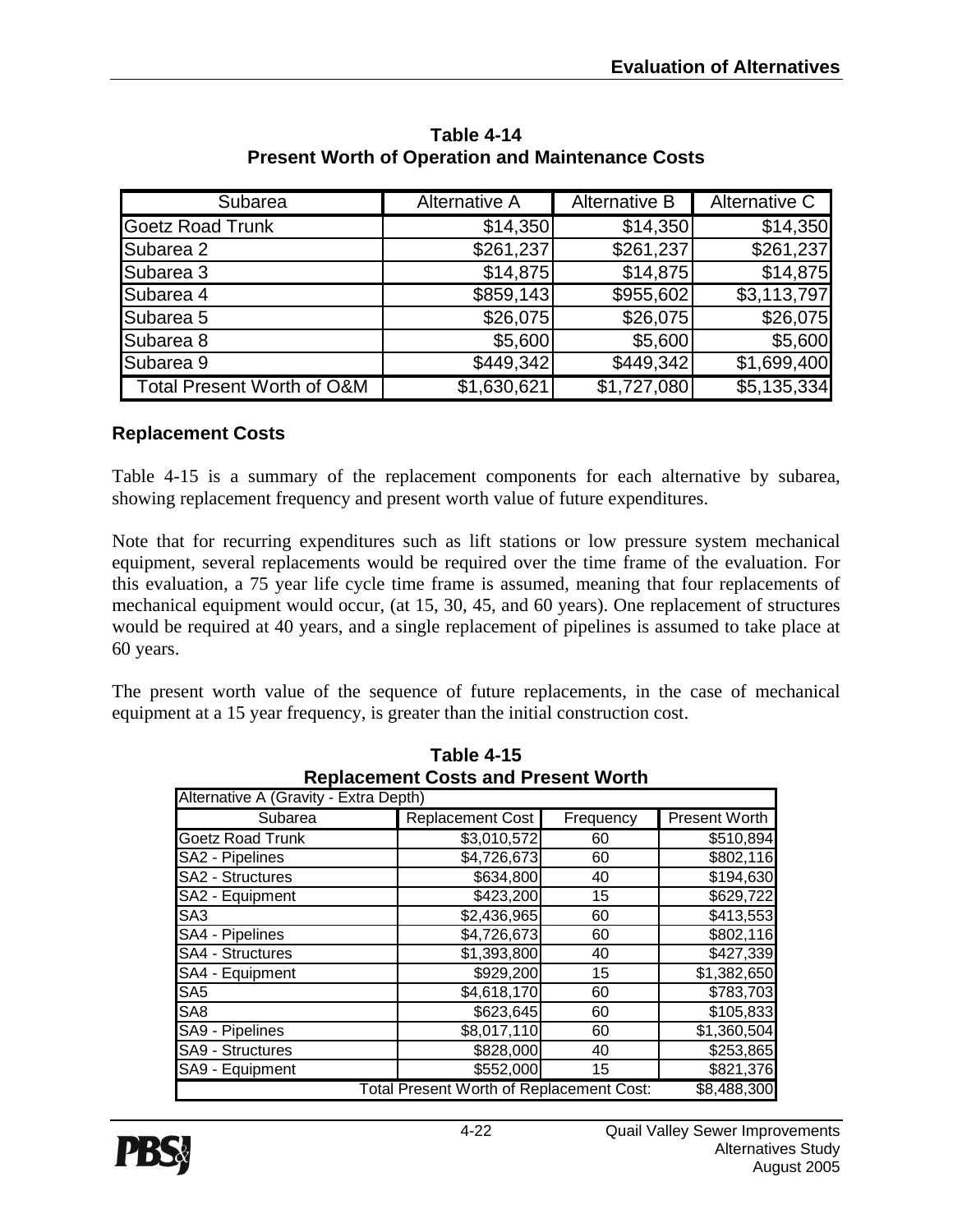**Table 4-14**
**Present Worth of Operation and Maintenance Costs**

| Subarea | Alternative A | Alternative B | Alternative C |
|---|---|---|---|
| Goetz Road Trunk | $14,350 | $14,350 | $14,350 |
| Subarea 2 | $261,237 | $261,237 | $261,237 |
| Subarea 3 | $14,875 | $14,875 | $14,875 |
| Subarea 4 | $859,143 | $955,602 | $3,113,797 |
| Subarea 5 | $26,075 | $26,075 | $26,075 |
| Subarea 8 | $5,600 | $5,600 | $5,600 |
| Subarea 9 | $449,342 | $449,342 | $1,699,400 |
| Total Present Worth of O&M | $1,630,621 | $1,727,080 | $5,135,334 |

### Replacement Costs

Table 4-15 is a summary of the replacement components for each alternative by subarea, showing replacement frequency and present worth value of future expenditures.

Note that for recurring expenditures such as lift stations or low pressure system mechanical equipment, several replacements would be required over the time frame of the evaluation. For this evaluation, a 75 year life cycle time frame is assumed, meaning that four replacements of mechanical equipment would occur, (at 15, 30, 45, and 60 years). One replacement of structures would be required at 40 years, and a single replacement of pipelines is assumed to take place at 60 years.

The present worth value of the sequence of future replacements, in the case of mechanical equipment at a 15 year frequency, is greater than the initial construction cost.

**Table 4-15**
**Replacement Costs and Present Worth**

| Alternative A (Gravity - Extra Depth) | | | |
|---|---|---|---|
| Subarea | Replacement Cost | Frequency | Present Worth |
| Goetz Road Trunk | $3,010,572 | 60 | $510,894 |
| SA2 - Pipelines | $4,726,673 | 60 | $802,116 |
| SA2 - Structures | $634,800 | 40 | $194,630 |
| SA2 - Equipment | $423,200 | 15 | $629,722 |
| SA3 | $2,436,965 | 60 | $413,553 |
| SA4 - Pipelines | $4,726,673 | 60 | $802,116 |
| SA4 - Structures | $1,393,800 | 40 | $427,339 |
| SA4 - Equipment | $929,200 | 15 | $1,382,650 |
| SA5 | $4,618,170 | 60 | $783,703 |
| SA8 | $623,645 | 60 | $105,833 |
| SA9 - Pipelines | $8,017,110 | 60 | $1,360,504 |
| SA9 - Structures | $828,000 | 40 | $253,865 |
| SA9 - Equipment | $552,000 | 15 | $821,376 |
| Total Present Worth of Replacement Cost: | | | $8,488,300 |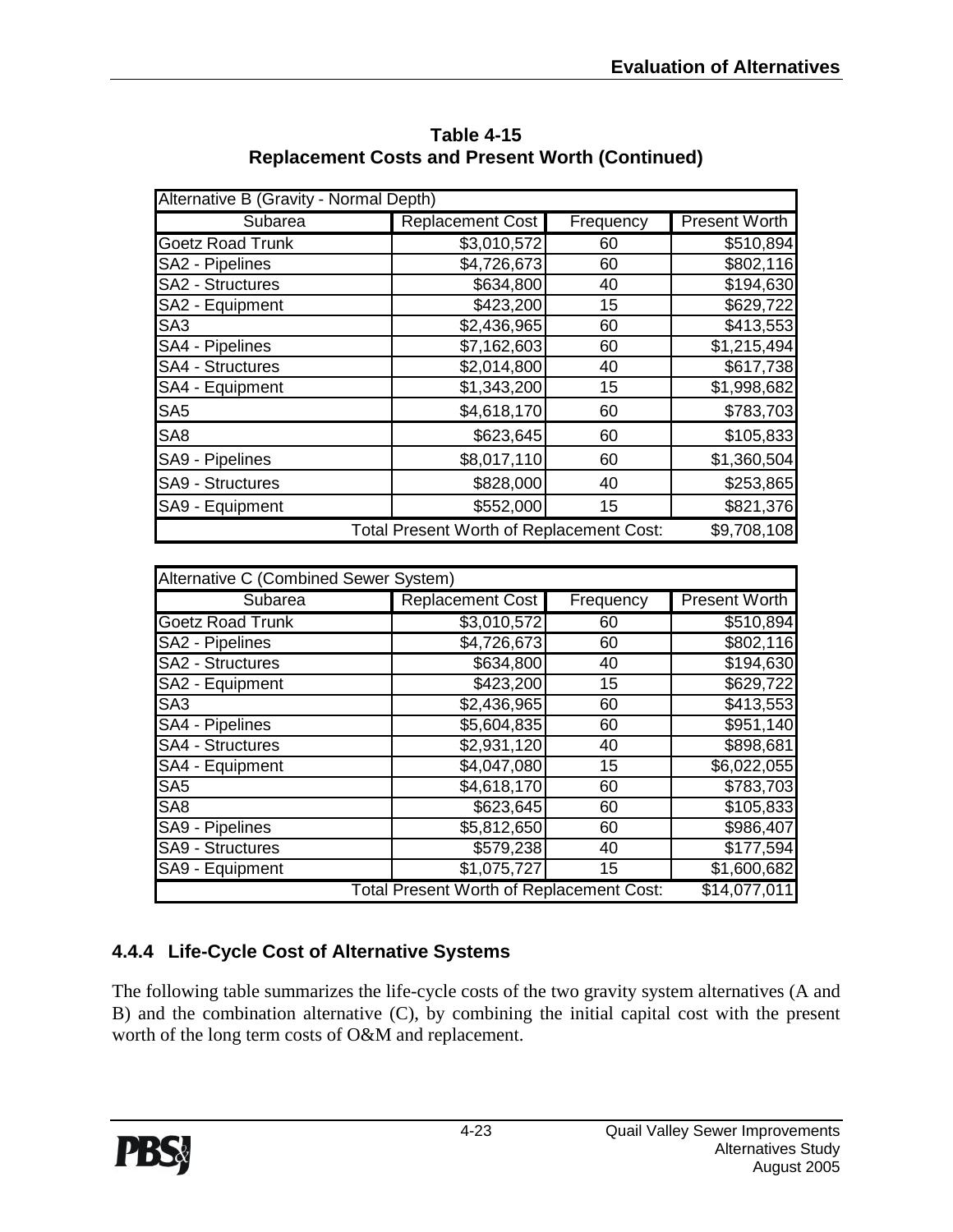**Table 4-15**
**Replacement Costs and Present Worth (Continued)**

| Alternative B (Gravity - Normal Depth) | | | |
|---|---|---|---|
| Subarea | Replacement Cost | Frequency | Present Worth |
| Goetz Road Trunk | $3,010,572 | 60 | $510,894 |
| SA2 - Pipelines | $4,726,673 | 60 | $802,116 |
| SA2 - Structures | $634,800 | 40 | $194,630 |
| SA2 - Equipment | $423,200 | 15 | $629,722 |
| SA3 | $2,436,965 | 60 | $413,553 |
| SA4 - Pipelines | $7,162,603 | 60 | $1,215,494 |
| SA4 - Structures | $2,014,800 | 40 | $617,738 |
| SA4 - Equipment | $1,343,200 | 15 | $1,998,682 |
| SA5 | $4,618,170 | 60 | $783,703 |
| SA8 | $623,645 | 60 | $105,833 |
| SA9 - Pipelines | $8,017,110 | 60 | $1,360,504 |
| SA9 - Structures | $828,000 | 40 | $253,865 |
| SA9 - Equipment | $552,000 | 15 | $821,376 |
| | Total Present Worth of Replacement Cost: | | $9,708,108 |

| Alternative C (Combined Sewer System) | | | |
|---|---|---|---|
| Subarea | Replacement Cost | Frequency | Present Worth |
| Goetz Road Trunk | $3,010,572 | 60 | $510,894 |
| SA2 - Pipelines | $4,726,673 | 60 | $802,116 |
| SA2 - Structures | $634,800 | 40 | $194,630 |
| SA2 - Equipment | $423,200 | 15 | $629,722 |
| SA3 | $2,436,965 | 60 | $413,553 |
| SA4 - Pipelines | $5,604,835 | 60 | $951,140 |
| SA4 - Structures | $2,931,120 | 40 | $898,681 |
| SA4 - Equipment | $4,047,080 | 15 | $6,022,055 |
| SA5 | $4,618,170 | 60 | $783,703 |
| SA8 | $623,645 | 60 | $105,833 |
| SA9 - Pipelines | $5,812,650 | 60 | $986,407 |
| SA9 - Structures | $579,238 | 40 | $177,594 |
| SA9 - Equipment | $1,075,727 | 15 | $1,600,682 |
| | Total Present Worth of Replacement Cost: | | $14,077,011 |

### 4.4.4 Life-Cycle Cost of Alternative Systems

The following table summarizes the life-cycle costs of the two gravity system alternatives (A and B) and the combination alternative (C), by combining the initial capital cost with the present worth of the long term costs of O&M and replacement.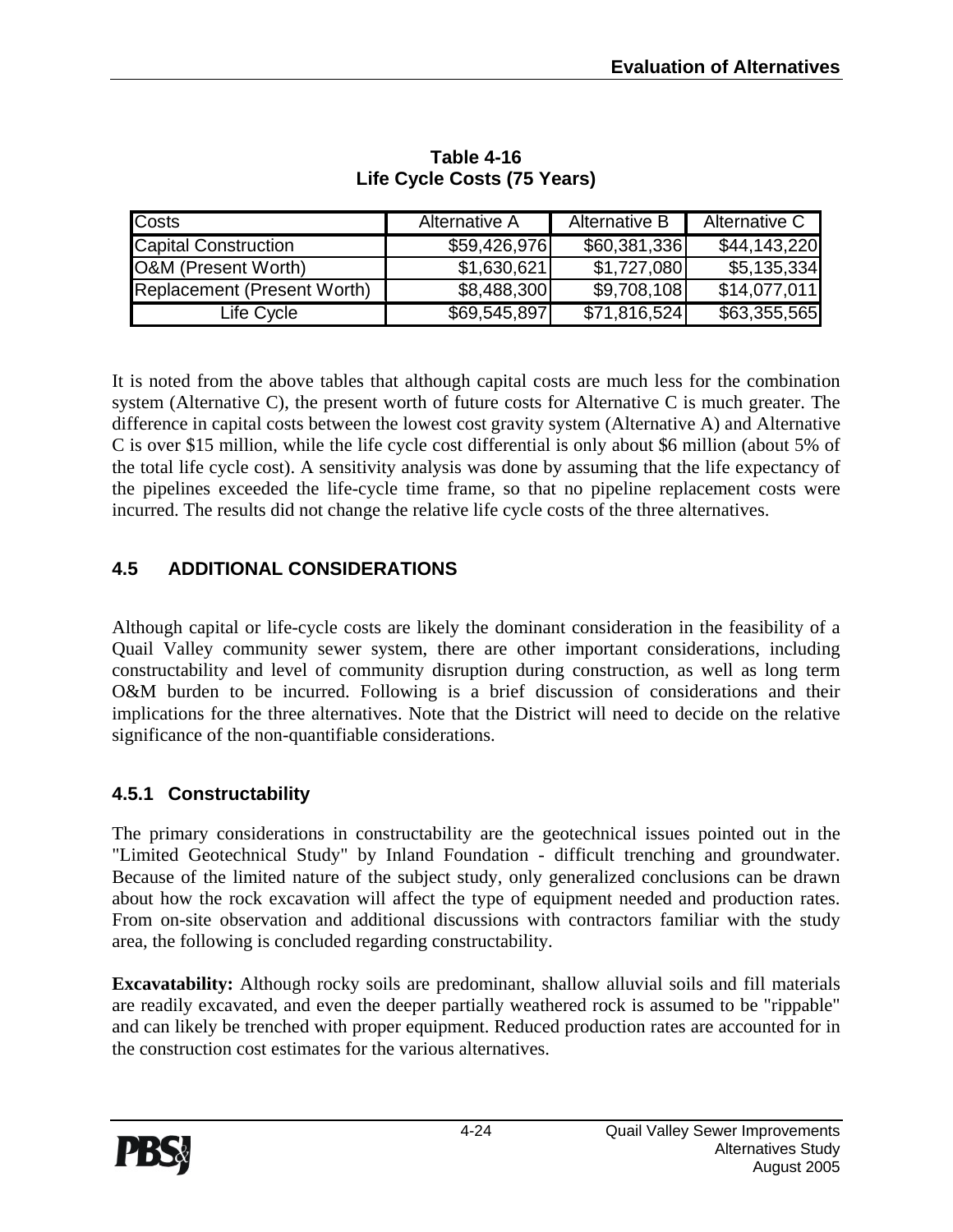**Table 4-16**
**Life Cycle Costs (75 Years)**

| Costs | Alternative A | Alternative B | Alternative C |
|---|---|---|---|
| Capital Construction | $59,426,976 | $60,381,336 | $44,143,220 |
| O&M (Present Worth) | $1,630,621 | $1,727,080 | $5,135,334 |
| Replacement (Present Worth) | $8,488,300 | $9,708,108 | $14,077,011 |
| Life Cycle | $69,545,897 | $71,816,524 | $63,355,565 |

It is noted from the above tables that although capital costs are much less for the combination system (Alternative C), the present worth of future costs for Alternative C is much greater. The difference in capital costs between the lowest cost gravity system (Alternative A) and Alternative C is over $15 million, while the life cycle cost differential is only about $6 million (about 5% of the total life cycle cost). A sensitivity analysis was done by assuming that the life expectancy of the pipelines exceeded the life-cycle time frame, so that no pipeline replacement costs were incurred. The results did not change the relative life cycle costs of the three alternatives.

## 4.5 ADDITIONAL CONSIDERATIONS

Although capital or life-cycle costs are likely the dominant consideration in the feasibility of a Quail Valley community sewer system, there are other important considerations, including constructability and level of community disruption during construction, as well as long term O&M burden to be incurred. Following is a brief discussion of considerations and their implications for the three alternatives. Note that the District will need to decide on the relative significance of the non-quantifiable considerations.

### 4.5.1 Constructability

The primary considerations in constructability are the geotechnical issues pointed out in the "Limited Geotechnical Study" by Inland Foundation - difficult trenching and groundwater. Because of the limited nature of the subject study, only generalized conclusions can be drawn about how the rock excavation will affect the type of equipment needed and production rates. From on-site observation and additional discussions with contractors familiar with the study area, the following is concluded regarding constructability.

**Excavatability:** Although rocky soils are predominant, shallow alluvial soils and fill materials are readily excavated, and even the deeper partially weathered rock is assumed to be "rippable" and can likely be trenched with proper equipment. Reduced production rates are accounted for in the construction cost estimates for the various alternatives.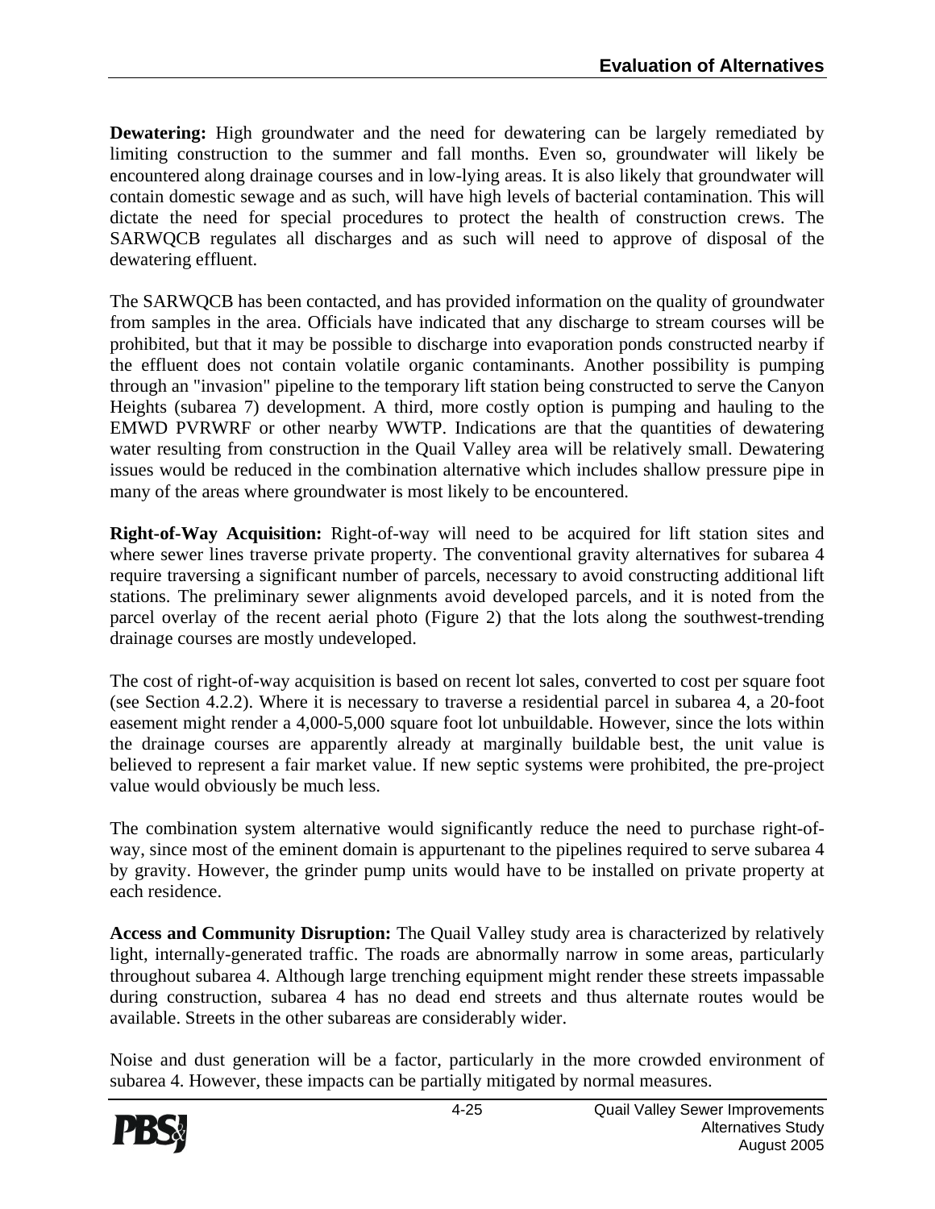**Dewatering:** High groundwater and the need for dewatering can be largely remediated by limiting construction to the summer and fall months. Even so, groundwater will likely be encountered along drainage courses and in low-lying areas. It is also likely that groundwater will contain domestic sewage and as such, will have high levels of bacterial contamination. This will dictate the need for special procedures to protect the health of construction crews. The SARWQCB regulates all discharges and as such will need to approve of disposal of the dewatering effluent.

The SARWQCB has been contacted, and has provided information on the quality of groundwater from samples in the area. Officials have indicated that any discharge to stream courses will be prohibited, but that it may be possible to discharge into evaporation ponds constructed nearby if the effluent does not contain volatile organic contaminants. Another possibility is pumping through an "invasion" pipeline to the temporary lift station being constructed to serve the Canyon Heights (subarea 7) development. A third, more costly option is pumping and hauling to the EMWD PVRWRF or other nearby WWTP. Indications are that the quantities of dewatering water resulting from construction in the Quail Valley area will be relatively small. Dewatering issues would be reduced in the combination alternative which includes shallow pressure pipe in many of the areas where groundwater is most likely to be encountered.

**Right-of-Way Acquisition:** Right-of-way will need to be acquired for lift station sites and where sewer lines traverse private property. The conventional gravity alternatives for subarea 4 require traversing a significant number of parcels, necessary to avoid constructing additional lift stations. The preliminary sewer alignments avoid developed parcels, and it is noted from the parcel overlay of the recent aerial photo (Figure 2) that the lots along the southwest-trending drainage courses are mostly undeveloped.

The cost of right-of-way acquisition is based on recent lot sales, converted to cost per square foot (see Section 4.2.2). Where it is necessary to traverse a residential parcel in subarea 4, a 20-foot easement might render a 4,000-5,000 square foot lot unbuildable. However, since the lots within the drainage courses are apparently already at marginally buildable best, the unit value is believed to represent a fair market value. If new septic systems were prohibited, the pre-project value would obviously be much less.

The combination system alternative would significantly reduce the need to purchase right-of-way, since most of the eminent domain is appurtenant to the pipelines required to serve subarea 4 by gravity. However, the grinder pump units would have to be installed on private property at each residence.

**Access and Community Disruption:** The Quail Valley study area is characterized by relatively light, internally-generated traffic. The roads are abnormally narrow in some areas, particularly throughout subarea 4. Although large trenching equipment might render these streets impassable during construction, subarea 4 has no dead end streets and thus alternate routes would be available. Streets in the other subareas are considerably wider.

Noise and dust generation will be a factor, particularly in the more crowded environment of subarea 4. However, these impacts can be partially mitigated by normal measures.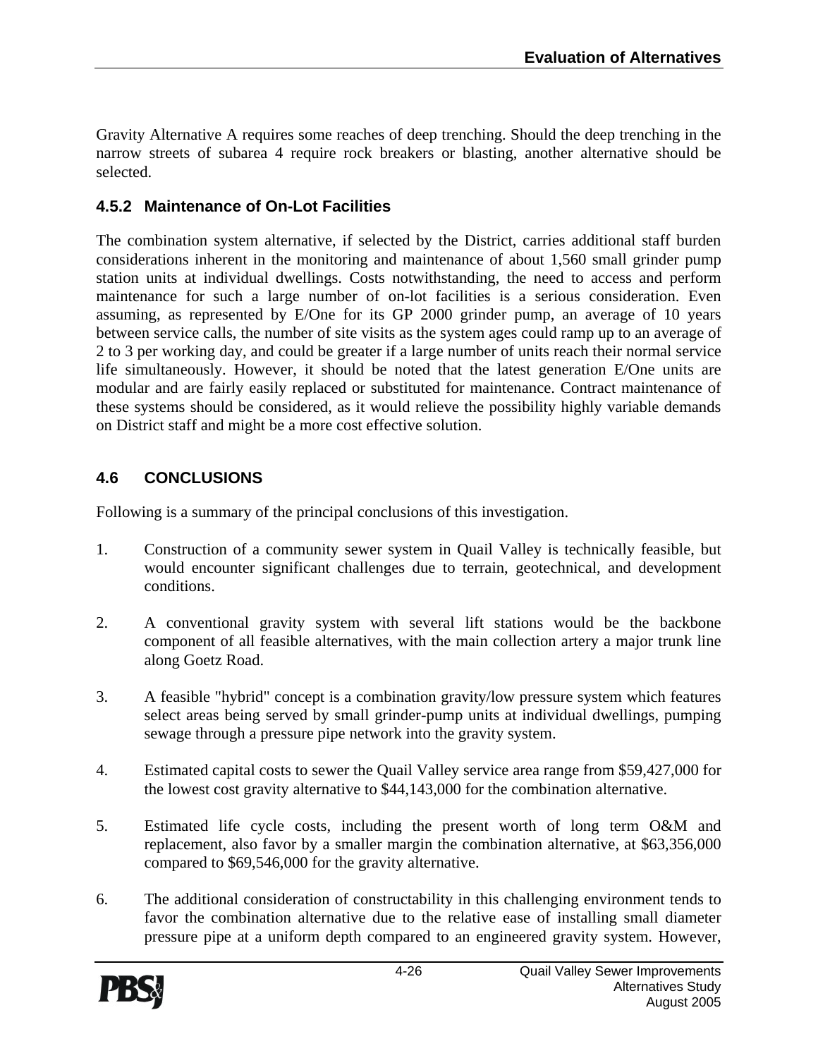Gravity Alternative A requires some reaches of deep trenching. Should the deep trenching in the narrow streets of subarea 4 require rock breakers or blasting, another alternative should be selected.

### 4.5.2 Maintenance of On-Lot Facilities

The combination system alternative, if selected by the District, carries additional staff burden considerations inherent in the monitoring and maintenance of about 1,560 small grinder pump station units at individual dwellings. Costs notwithstanding, the need to access and perform maintenance for such a large number of on-lot facilities is a serious consideration. Even assuming, as represented by E/One for its GP 2000 grinder pump, an average of 10 years between service calls, the number of site visits as the system ages could ramp up to an average of 2 to 3 per working day, and could be greater if a large number of units reach their normal service life simultaneously. However, it should be noted that the latest generation E/One units are modular and are fairly easily replaced or substituted for maintenance. Contract maintenance of these systems should be considered, as it would relieve the possibility highly variable demands on District staff and might be a more cost effective solution.

## 4.6 CONCLUSIONS

Following is a summary of the principal conclusions of this investigation.

1. Construction of a community sewer system in Quail Valley is technically feasible, but would encounter significant challenges due to terrain, geotechnical, and development conditions.

2. A conventional gravity system with several lift stations would be the backbone component of all feasible alternatives, with the main collection artery a major trunk line along Goetz Road.

3. A feasible "hybrid" concept is a combination gravity/low pressure system which features select areas being served by small grinder-pump units at individual dwellings, pumping sewage through a pressure pipe network into the gravity system.

4. Estimated capital costs to sewer the Quail Valley service area range from $59,427,000 for the lowest cost gravity alternative to $44,143,000 for the combination alternative.

5. Estimated life cycle costs, including the present worth of long term O&M and replacement, also favor by a smaller margin the combination alternative, at $63,356,000 compared to $69,546,000 for the gravity alternative.

6. The additional consideration of constructability in this challenging environment tends to favor the combination alternative due to the relative ease of installing small diameter pressure pipe at a uniform depth compared to an engineered gravity system. However,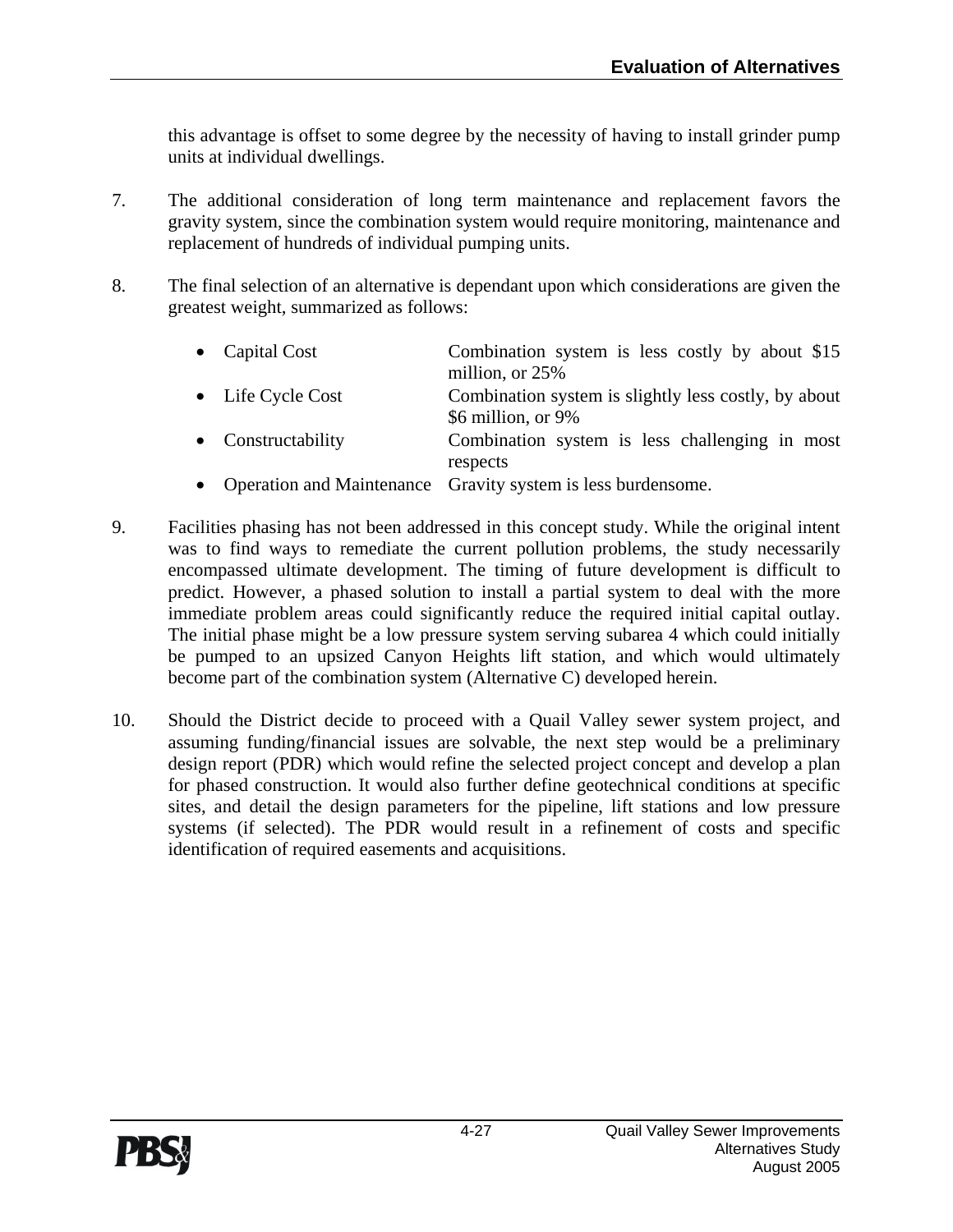this advantage is offset to some degree by the necessity of having to install grinder pump units at individual dwellings.

7. The additional consideration of long term maintenance and replacement favors the gravity system, since the combination system would require monitoring, maintenance and replacement of hundreds of individual pumping units.

8. The final selection of an alternative is dependant upon which considerations are given the greatest weight, summarized as follows:

   - Capital Cost — Combination system is less costly by about $15 million, or 25%
   - Life Cycle Cost — Combination system is slightly less costly, by about $6 million, or 9%
   - Constructability — Combination system is less challenging in most respects
   - Operation and Maintenance — Gravity system is less burdensome.

9. Facilities phasing has not been addressed in this concept study. While the original intent was to find ways to remediate the current pollution problems, the study necessarily encompassed ultimate development. The timing of future development is difficult to predict. However, a phased solution to install a partial system to deal with the more immediate problem areas could significantly reduce the required initial capital outlay. The initial phase might be a low pressure system serving subarea 4 which could initially be pumped to an upsized Canyon Heights lift station, and which would ultimately become part of the combination system (Alternative C) developed herein.

10. Should the District decide to proceed with a Quail Valley sewer system project, and assuming funding/financial issues are solvable, the next step would be a preliminary design report (PDR) which would refine the selected project concept and develop a plan for phased construction. It would also further define geotechnical conditions at specific sites, and detail the design parameters for the pipeline, lift stations and low pressure systems (if selected). The PDR would result in a refinement of costs and specific identification of required easements and acquisitions.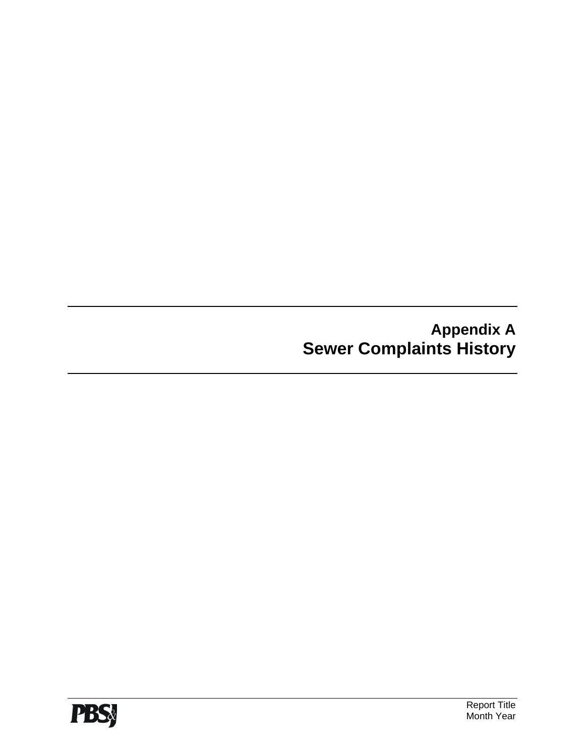# Appendix A
# Sewer Complaints History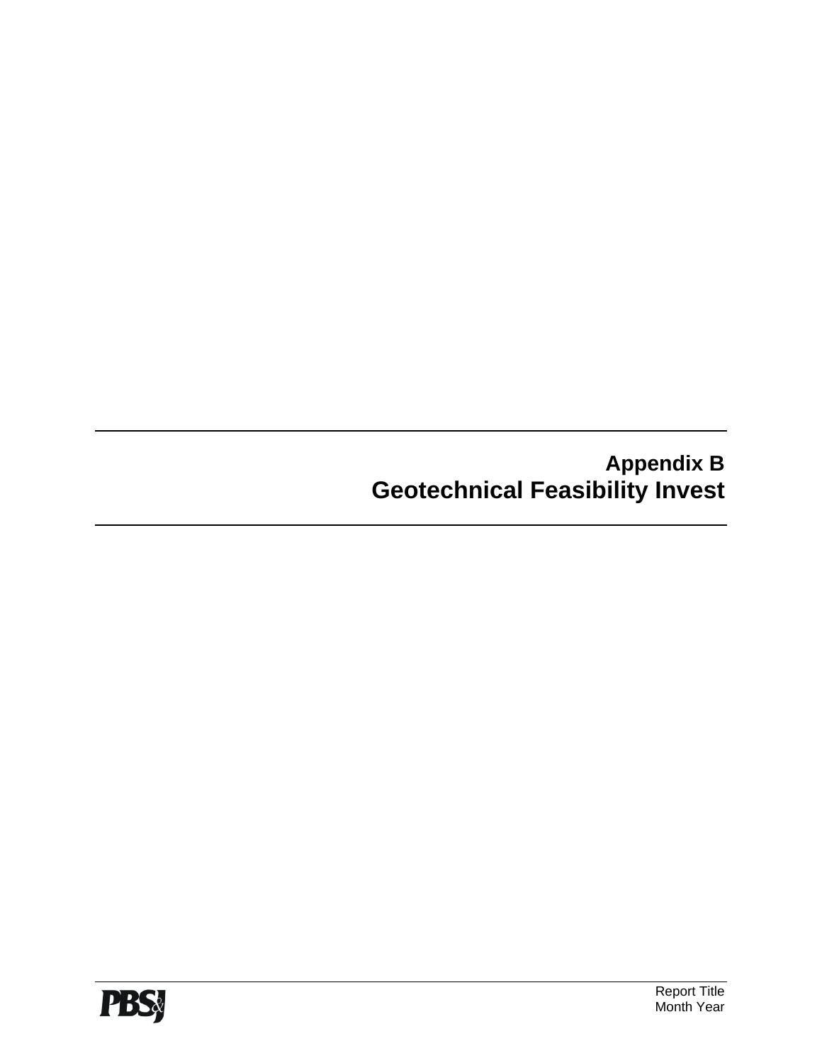# Appendix B
# Geotechnical Feasibility Invest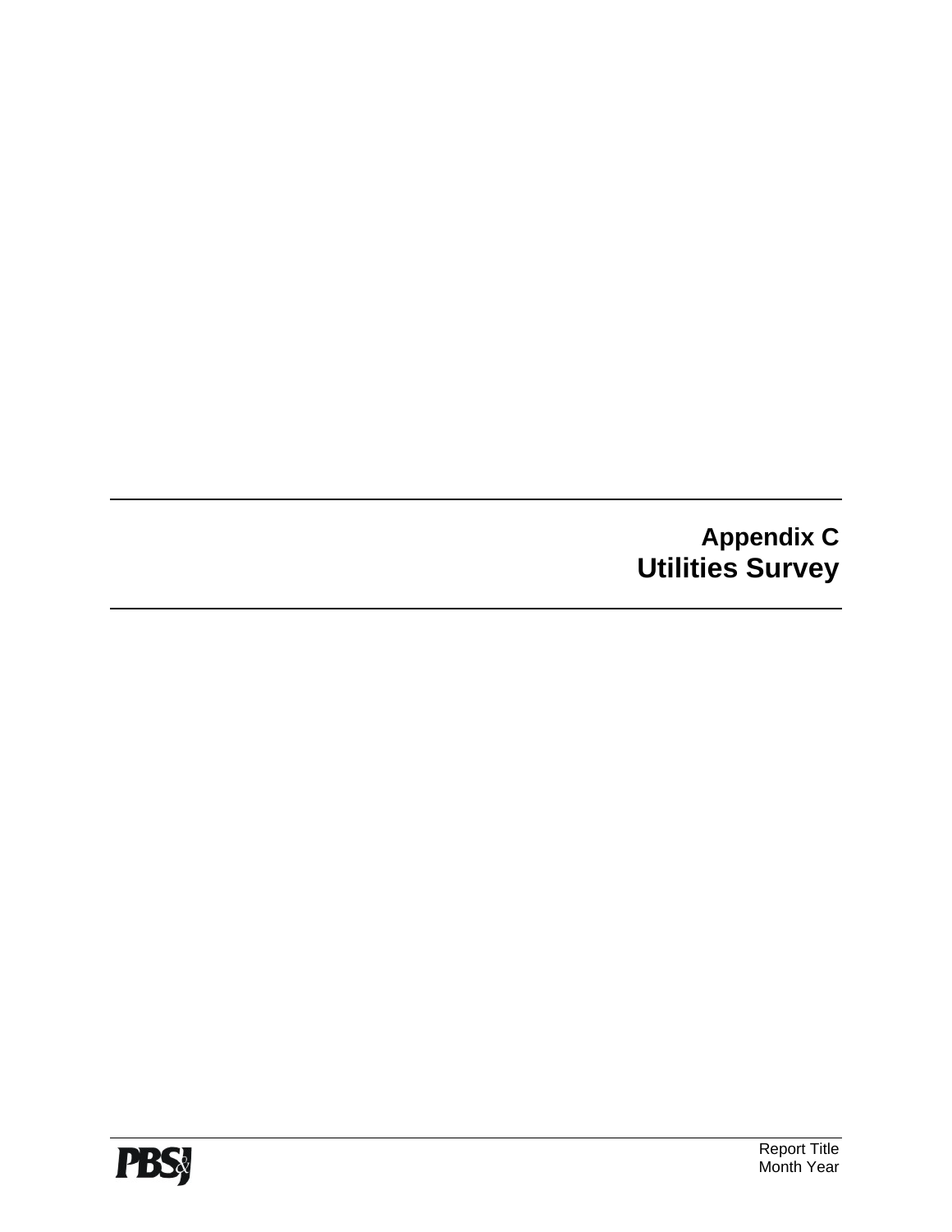# Appendix C
# Utilities Survey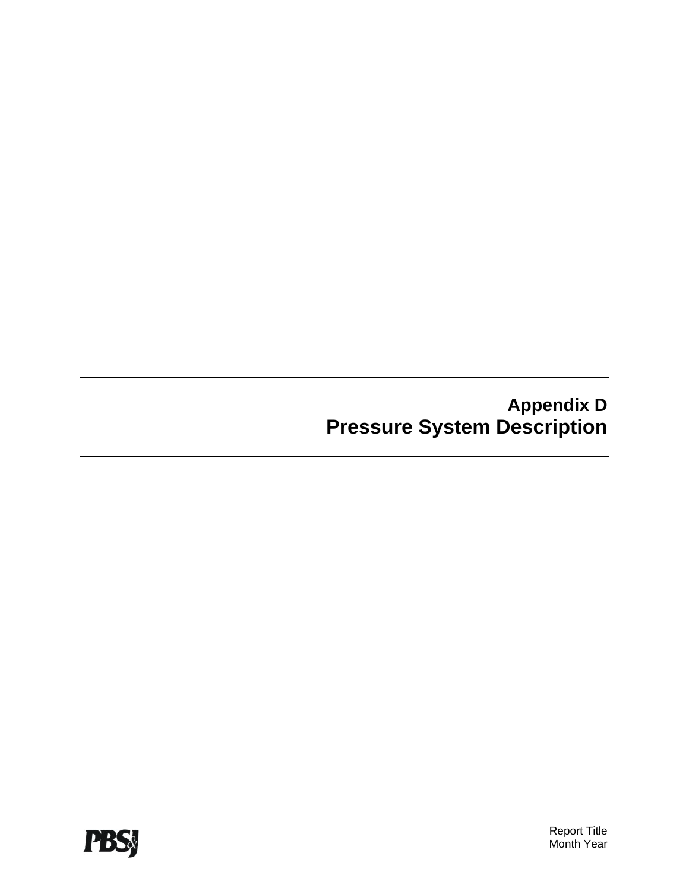# Appendix D
# Pressure System Description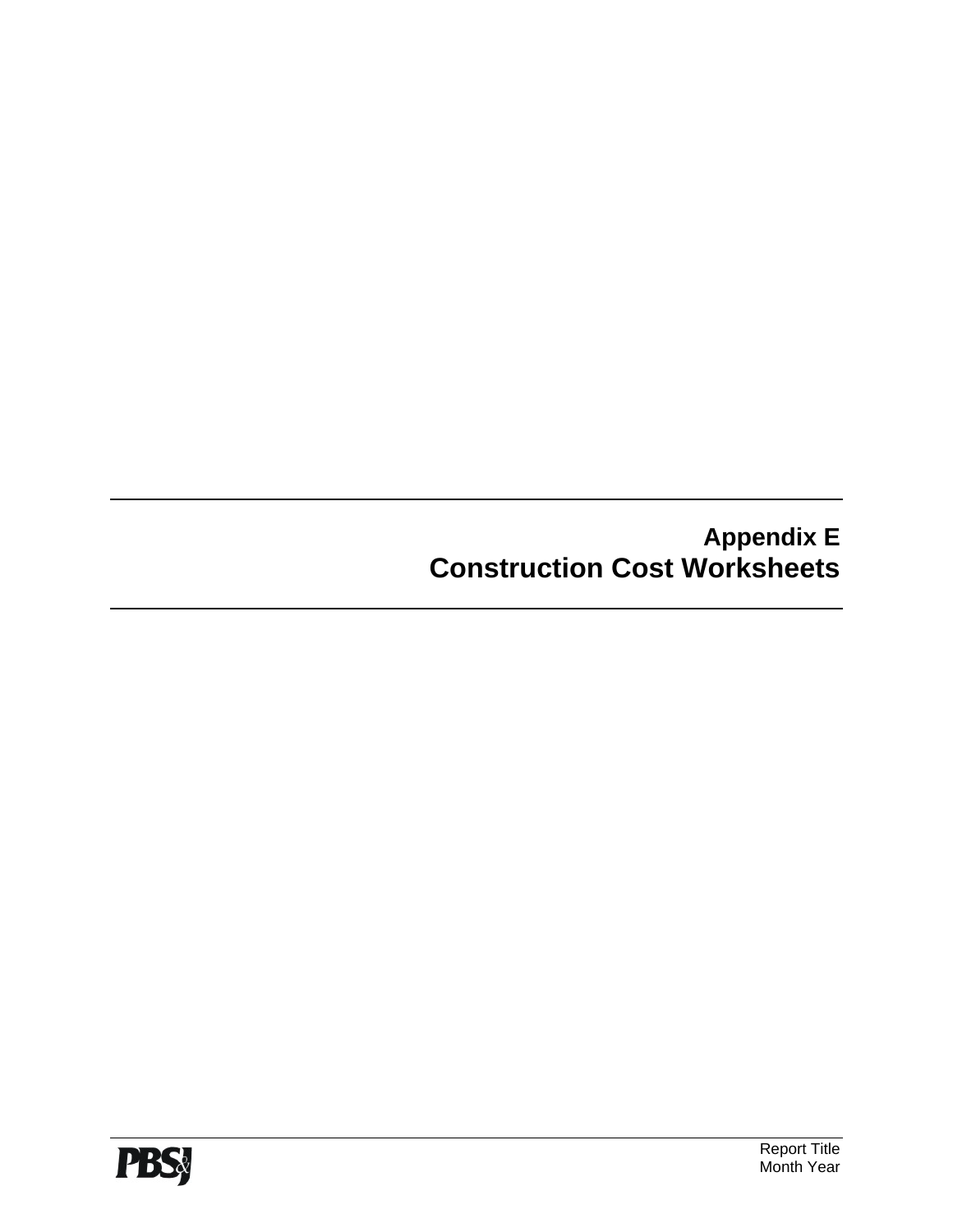# Appendix E
# Construction Cost Worksheets